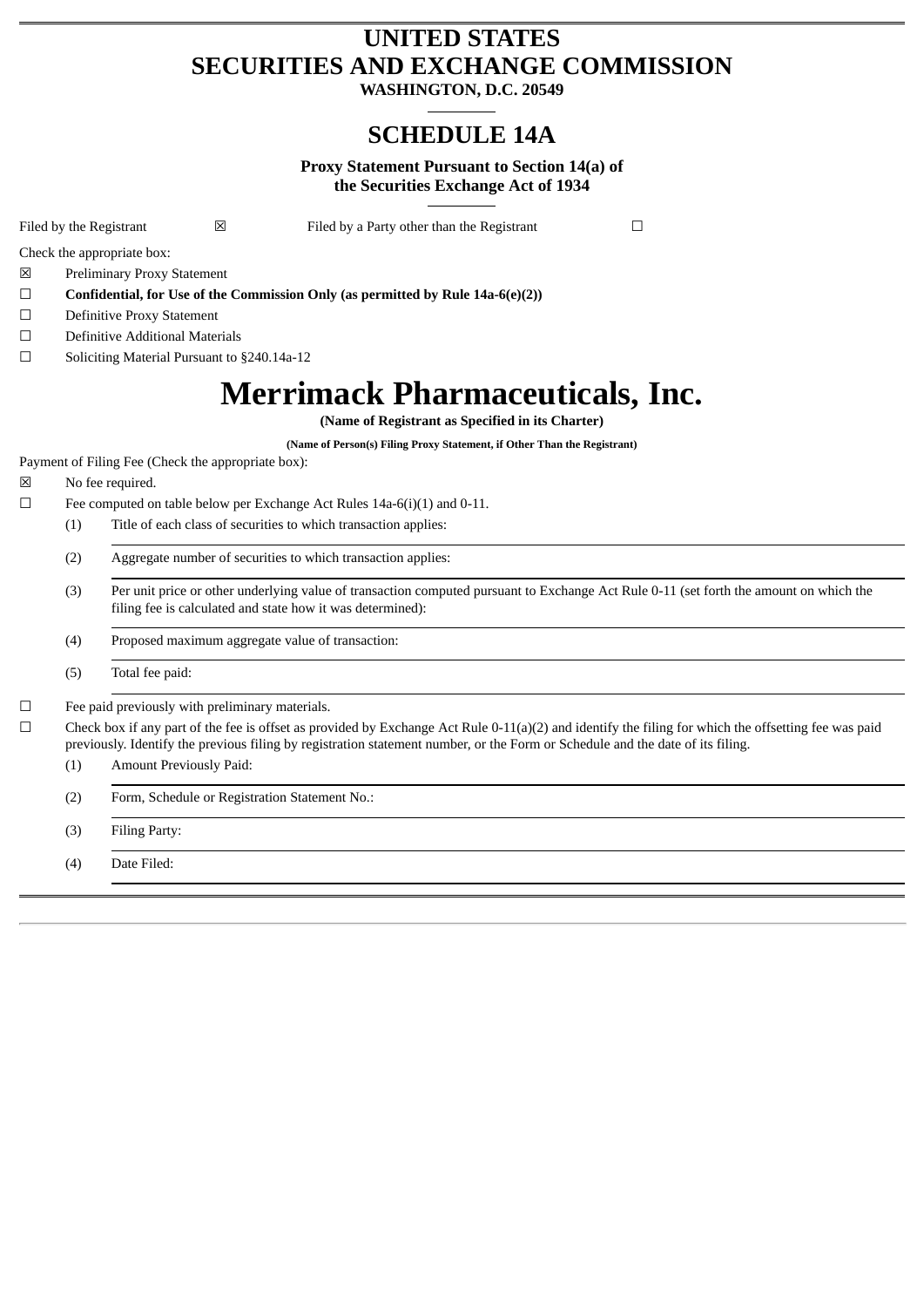# UNITED STATES
# SECURITIES AND EXCHANGE COMMISSION

**WASHINGTON, D.C. 20549**

## SCHEDULE 14A

**Proxy Statement Pursuant to Section 14(a) of the Securities Exchange Act of 1934**

Filed by the Registrant ☒ Filed by a Party other than the Registrant ☐

Check the appropriate box:

☒ Preliminary Proxy Statement

☐ **Confidential, for Use of the Commission Only (as permitted by Rule 14a-6(e)(2))**

☐ Definitive Proxy Statement

☐ Definitive Additional Materials

☐ Soliciting Material Pursuant to §240.14a-12

# Merrimack Pharmaceuticals, Inc.

**(Name of Registrant as Specified in its Charter)**

**(Name of Person(s) Filing Proxy Statement, if Other Than the Registrant)**

Payment of Filing Fee (Check the appropriate box):

☒ No fee required.

☐ Fee computed on table below per Exchange Act Rules 14a-6(i)(1) and 0-11.

(1) Title of each class of securities to which transaction applies:

(2) Aggregate number of securities to which transaction applies:

(3) Per unit price or other underlying value of transaction computed pursuant to Exchange Act Rule 0-11 (set forth the amount on which the filing fee is calculated and state how it was determined):

(4) Proposed maximum aggregate value of transaction:

(5) Total fee paid:

☐ Fee paid previously with preliminary materials.

☐ Check box if any part of the fee is offset as provided by Exchange Act Rule 0-11(a)(2) and identify the filing for which the offsetting fee was paid previously. Identify the previous filing by registration statement number, or the Form or Schedule and the date of its filing.

(1) Amount Previously Paid:

(2) Form, Schedule or Registration Statement No.:

(3) Filing Party:

(4) Date Filed: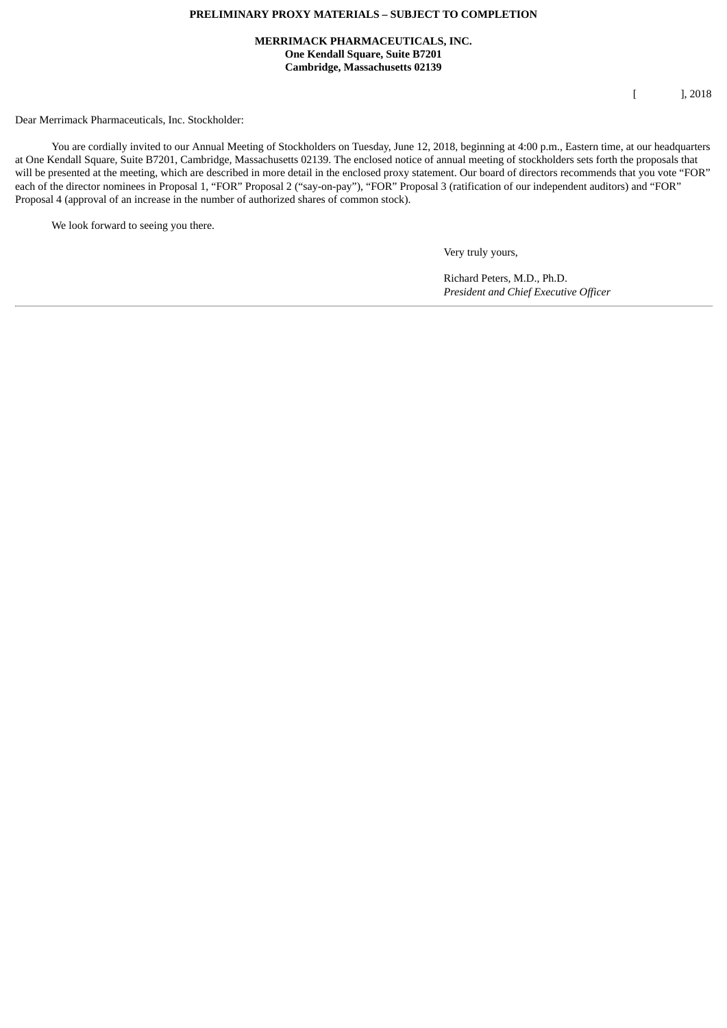**PRELIMINARY PROXY MATERIALS – SUBJECT TO COMPLETION**

**MERRIMACK PHARMACEUTICALS, INC.**
**One Kendall Square, Suite B7201**
**Cambridge, Massachusetts 02139**

[ ], 2018

Dear Merrimack Pharmaceuticals, Inc. Stockholder:

You are cordially invited to our Annual Meeting of Stockholders on Tuesday, June 12, 2018, beginning at 4:00 p.m., Eastern time, at our headquarters at One Kendall Square, Suite B7201, Cambridge, Massachusetts 02139. The enclosed notice of annual meeting of stockholders sets forth the proposals that will be presented at the meeting, which are described in more detail in the enclosed proxy statement. Our board of directors recommends that you vote "FOR" each of the director nominees in Proposal 1, "FOR" Proposal 2 ("say-on-pay"), "FOR" Proposal 3 (ratification of our independent auditors) and "FOR" Proposal 4 (approval of an increase in the number of authorized shares of common stock).

We look forward to seeing you there.

Very truly yours,

Richard Peters, M.D., Ph.D.
*President and Chief Executive Officer*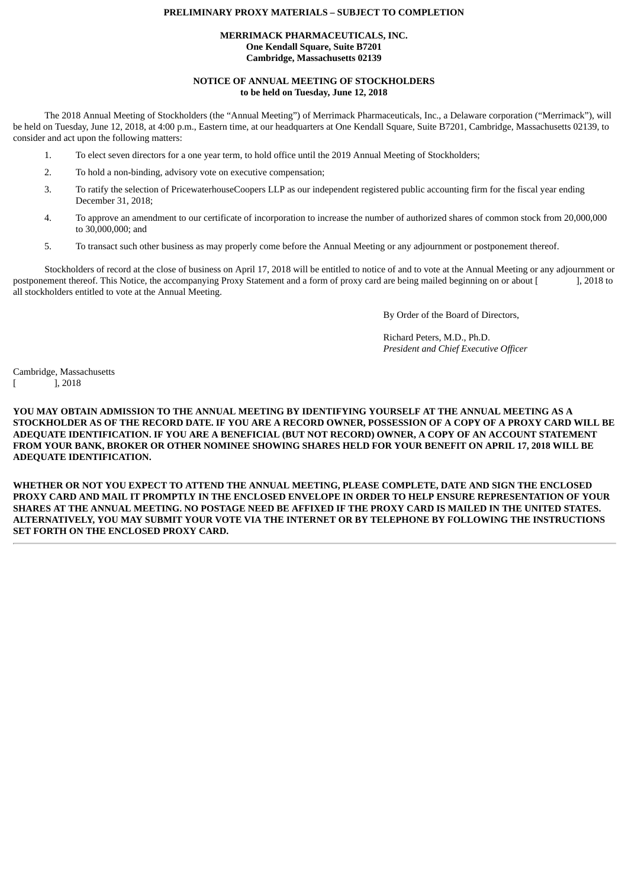**PRELIMINARY PROXY MATERIALS – SUBJECT TO COMPLETION**

**MERRIMACK PHARMACEUTICALS, INC.**
**One Kendall Square, Suite B7201**
**Cambridge, Massachusetts 02139**

**NOTICE OF ANNUAL MEETING OF STOCKHOLDERS**
**to be held on Tuesday, June 12, 2018**

The 2018 Annual Meeting of Stockholders (the "Annual Meeting") of Merrimack Pharmaceuticals, Inc., a Delaware corporation ("Merrimack"), will be held on Tuesday, June 12, 2018, at 4:00 p.m., Eastern time, at our headquarters at One Kendall Square, Suite B7201, Cambridge, Massachusetts 02139, to consider and act upon the following matters:

1. To elect seven directors for a one year term, to hold office until the 2019 Annual Meeting of Stockholders;
2. To hold a non-binding, advisory vote on executive compensation;
3. To ratify the selection of PricewaterhouseCoopers LLP as our independent registered public accounting firm for the fiscal year ending December 31, 2018;
4. To approve an amendment to our certificate of incorporation to increase the number of authorized shares of common stock from 20,000,000 to 30,000,000; and
5. To transact such other business as may properly come before the Annual Meeting or any adjournment or postponement thereof.

Stockholders of record at the close of business on April 17, 2018 will be entitled to notice of and to vote at the Annual Meeting or any adjournment or postponement thereof. This Notice, the accompanying Proxy Statement and a form of proxy card are being mailed beginning on or about [            ], 2018 to all stockholders entitled to vote at the Annual Meeting.

By Order of the Board of Directors,

Richard Peters, M.D., Ph.D.
*President and Chief Executive Officer*

Cambridge, Massachusetts
[            ], 2018

**YOU MAY OBTAIN ADMISSION TO THE ANNUAL MEETING BY IDENTIFYING YOURSELF AT THE ANNUAL MEETING AS A STOCKHOLDER AS OF THE RECORD DATE. IF YOU ARE A RECORD OWNER, POSSESSION OF A COPY OF A PROXY CARD WILL BE ADEQUATE IDENTIFICATION. IF YOU ARE A BENEFICIAL (BUT NOT RECORD) OWNER, A COPY OF AN ACCOUNT STATEMENT FROM YOUR BANK, BROKER OR OTHER NOMINEE SHOWING SHARES HELD FOR YOUR BENEFIT ON APRIL 17, 2018 WILL BE ADEQUATE IDENTIFICATION.**

**WHETHER OR NOT YOU EXPECT TO ATTEND THE ANNUAL MEETING, PLEASE COMPLETE, DATE AND SIGN THE ENCLOSED PROXY CARD AND MAIL IT PROMPTLY IN THE ENCLOSED ENVELOPE IN ORDER TO HELP ENSURE REPRESENTATION OF YOUR SHARES AT THE ANNUAL MEETING. NO POSTAGE NEED BE AFFIXED IF THE PROXY CARD IS MAILED IN THE UNITED STATES. ALTERNATIVELY, YOU MAY SUBMIT YOUR VOTE VIA THE INTERNET OR BY TELEPHONE BY FOLLOWING THE INSTRUCTIONS SET FORTH ON THE ENCLOSED PROXY CARD.**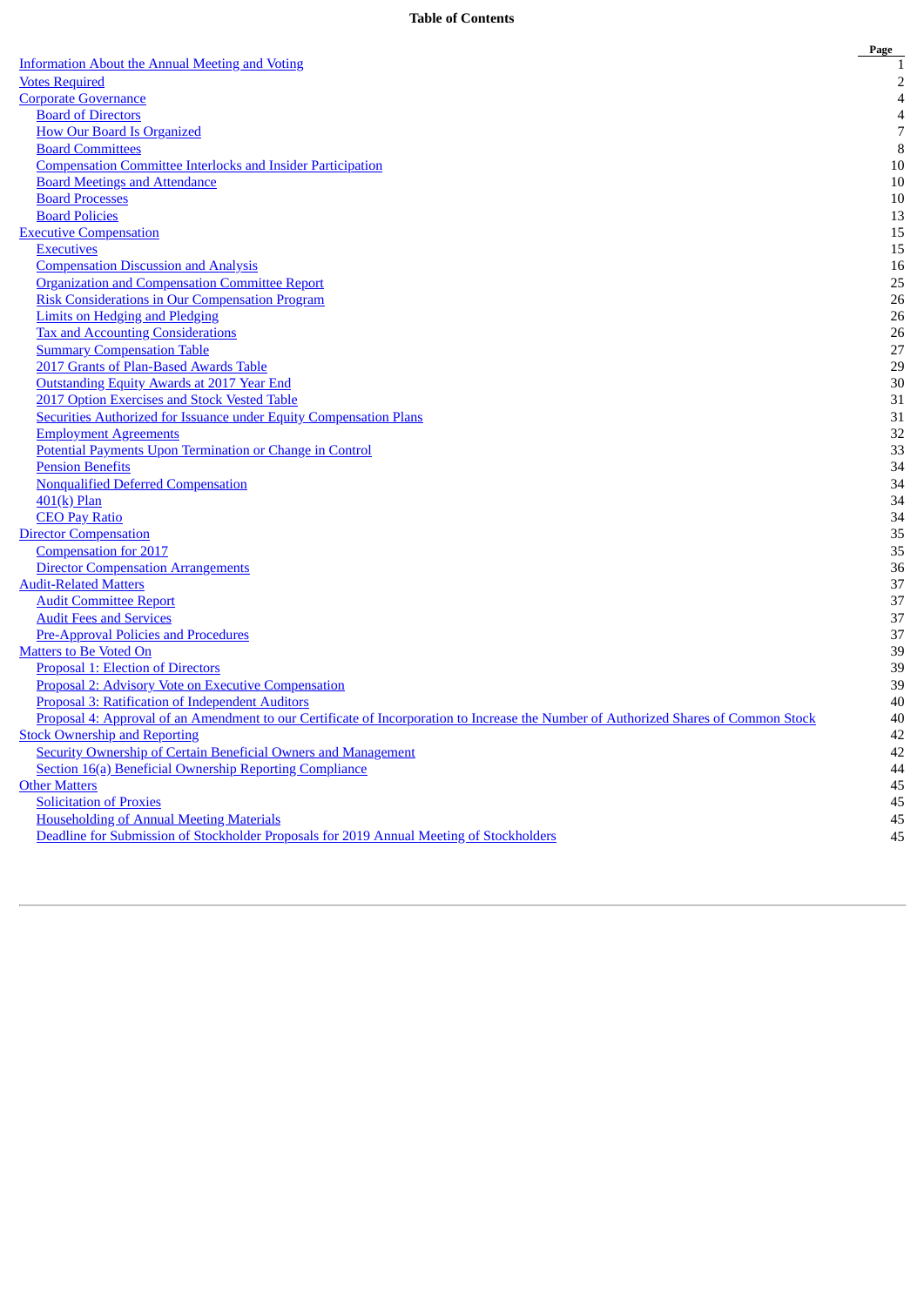**Table of Contents**

| | Page |
|---|---|
| Information About the Annual Meeting and Voting | 1 |
| Votes Required | 2 |
| Corporate Governance | 4 |
| Board of Directors | 4 |
| How Our Board Is Organized | 7 |
| Board Committees | 8 |
| Compensation Committee Interlocks and Insider Participation | 10 |
| Board Meetings and Attendance | 10 |
| Board Processes | 10 |
| Board Policies | 13 |
| Executive Compensation | 15 |
| Executives | 15 |
| Compensation Discussion and Analysis | 16 |
| Organization and Compensation Committee Report | 25 |
| Risk Considerations in Our Compensation Program | 26 |
| Limits on Hedging and Pledging | 26 |
| Tax and Accounting Considerations | 26 |
| Summary Compensation Table | 27 |
| 2017 Grants of Plan-Based Awards Table | 29 |
| Outstanding Equity Awards at 2017 Year End | 30 |
| 2017 Option Exercises and Stock Vested Table | 31 |
| Securities Authorized for Issuance under Equity Compensation Plans | 31 |
| Employment Agreements | 32 |
| Potential Payments Upon Termination or Change in Control | 33 |
| Pension Benefits | 34 |
| Nonqualified Deferred Compensation | 34 |
| 401(k) Plan | 34 |
| CEO Pay Ratio | 34 |
| Director Compensation | 35 |
| Compensation for 2017 | 35 |
| Director Compensation Arrangements | 36 |
| Audit-Related Matters | 37 |
| Audit Committee Report | 37 |
| Audit Fees and Services | 37 |
| Pre-Approval Policies and Procedures | 37 |
| Matters to Be Voted On | 39 |
| Proposal 1: Election of Directors | 39 |
| Proposal 2: Advisory Vote on Executive Compensation | 39 |
| Proposal 3: Ratification of Independent Auditors | 40 |
| Proposal 4: Approval of an Amendment to our Certificate of Incorporation to Increase the Number of Authorized Shares of Common Stock | 40 |
| Stock Ownership and Reporting | 42 |
| Security Ownership of Certain Beneficial Owners and Management | 42 |
| Section 16(a) Beneficial Ownership Reporting Compliance | 44 |
| Other Matters | 45 |
| Solicitation of Proxies | 45 |
| Householding of Annual Meeting Materials | 45 |
| Deadline for Submission of Stockholder Proposals for 2019 Annual Meeting of Stockholders | 45 |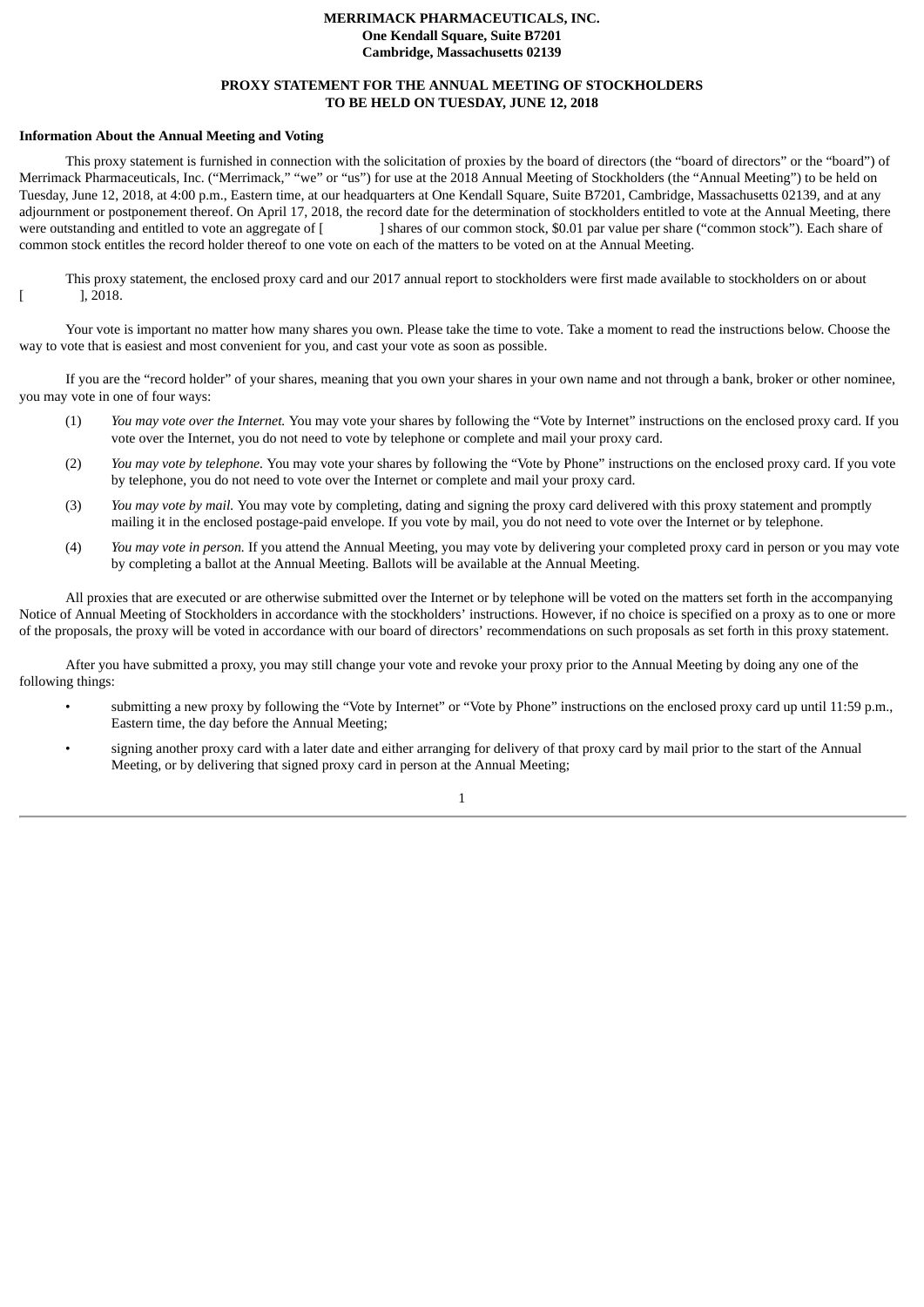**MERRIMACK PHARMACEUTICALS, INC.**
**One Kendall Square, Suite B7201**
**Cambridge, Massachusetts 02139**

**PROXY STATEMENT FOR THE ANNUAL MEETING OF STOCKHOLDERS**
**TO BE HELD ON TUESDAY, JUNE 12, 2018**

**Information About the Annual Meeting and Voting**

This proxy statement is furnished in connection with the solicitation of proxies by the board of directors (the "board of directors" or the "board") of Merrimack Pharmaceuticals, Inc. ("Merrimack," "we" or "us") for use at the 2018 Annual Meeting of Stockholders (the "Annual Meeting") to be held on Tuesday, June 12, 2018, at 4:00 p.m., Eastern time, at our headquarters at One Kendall Square, Suite B7201, Cambridge, Massachusetts 02139, and at any adjournment or postponement thereof. On April 17, 2018, the record date for the determination of stockholders entitled to vote at the Annual Meeting, there were outstanding and entitled to vote an aggregate of [ ] shares of our common stock, $0.01 par value per share ("common stock"). Each share of common stock entitles the record holder thereof to one vote on each of the matters to be voted on at the Annual Meeting.

This proxy statement, the enclosed proxy card and our 2017 annual report to stockholders were first made available to stockholders on or about [ ], 2018.

Your vote is important no matter how many shares you own. Please take the time to vote. Take a moment to read the instructions below. Choose the way to vote that is easiest and most convenient for you, and cast your vote as soon as possible.

If you are the "record holder" of your shares, meaning that you own your shares in your own name and not through a bank, broker or other nominee, you may vote in one of four ways:

(1) *You may vote over the Internet.* You may vote your shares by following the "Vote by Internet" instructions on the enclosed proxy card. If you vote over the Internet, you do not need to vote by telephone or complete and mail your proxy card.

(2) *You may vote by telephone.* You may vote your shares by following the "Vote by Phone" instructions on the enclosed proxy card. If you vote by telephone, you do not need to vote over the Internet or complete and mail your proxy card.

(3) *You may vote by mail.* You may vote by completing, dating and signing the proxy card delivered with this proxy statement and promptly mailing it in the enclosed postage-paid envelope. If you vote by mail, you do not need to vote over the Internet or by telephone.

(4) *You may vote in person.* If you attend the Annual Meeting, you may vote by delivering your completed proxy card in person or you may vote by completing a ballot at the Annual Meeting. Ballots will be available at the Annual Meeting.

All proxies that are executed or are otherwise submitted over the Internet or by telephone will be voted on the matters set forth in the accompanying Notice of Annual Meeting of Stockholders in accordance with the stockholders' instructions. However, if no choice is specified on a proxy as to one or more of the proposals, the proxy will be voted in accordance with our board of directors' recommendations on such proposals as set forth in this proxy statement.

After you have submitted a proxy, you may still change your vote and revoke your proxy prior to the Annual Meeting by doing any one of the following things:

- submitting a new proxy by following the "Vote by Internet" or "Vote by Phone" instructions on the enclosed proxy card up until 11:59 p.m., Eastern time, the day before the Annual Meeting;
- signing another proxy card with a later date and either arranging for delivery of that proxy card by mail prior to the start of the Annual Meeting, or by delivering that signed proxy card in person at the Annual Meeting;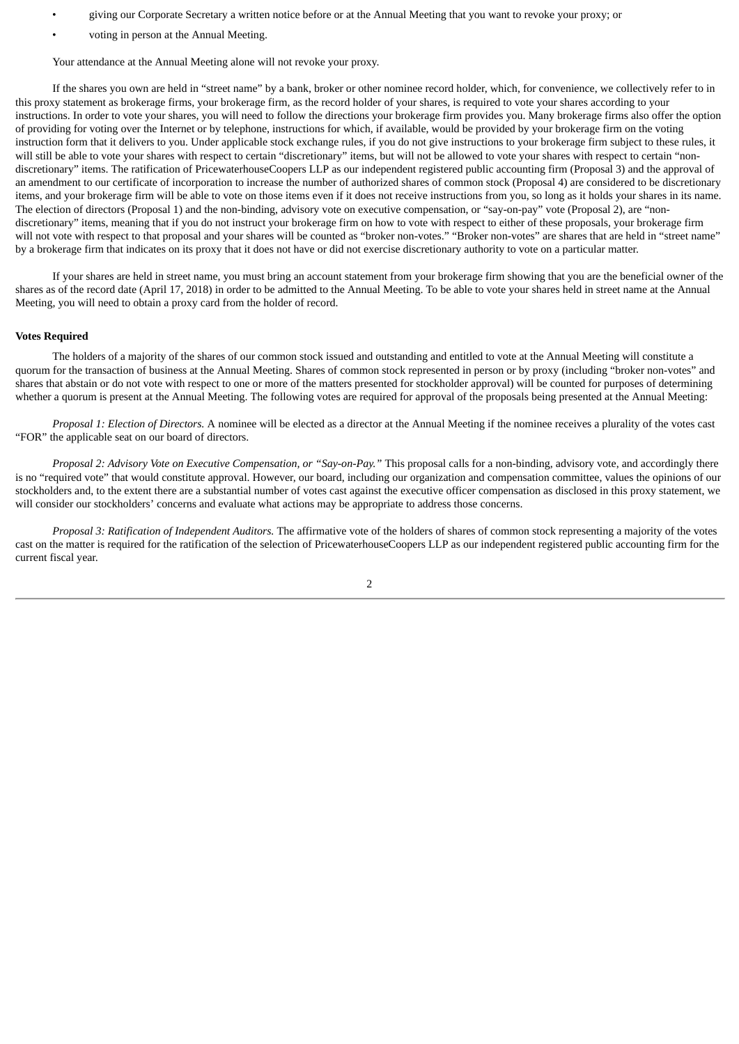- giving our Corporate Secretary a written notice before or at the Annual Meeting that you want to revoke your proxy; or
- voting in person at the Annual Meeting.

Your attendance at the Annual Meeting alone will not revoke your proxy.

If the shares you own are held in "street name" by a bank, broker or other nominee record holder, which, for convenience, we collectively refer to in this proxy statement as brokerage firms, your brokerage firm, as the record holder of your shares, is required to vote your shares according to your instructions. In order to vote your shares, you will need to follow the directions your brokerage firm provides you. Many brokerage firms also offer the option of providing for voting over the Internet or by telephone, instructions for which, if available, would be provided by your brokerage firm on the voting instruction form that it delivers to you. Under applicable stock exchange rules, if you do not give instructions to your brokerage firm subject to these rules, it will still be able to vote your shares with respect to certain "discretionary" items, but will not be allowed to vote your shares with respect to certain "non-discretionary" items. The ratification of PricewaterhouseCoopers LLP as our independent registered public accounting firm (Proposal 3) and the approval of an amendment to our certificate of incorporation to increase the number of authorized shares of common stock (Proposal 4) are considered to be discretionary items, and your brokerage firm will be able to vote on those items even if it does not receive instructions from you, so long as it holds your shares in its name. The election of directors (Proposal 1) and the non-binding, advisory vote on executive compensation, or "say-on-pay" vote (Proposal 2), are "non-discretionary" items, meaning that if you do not instruct your brokerage firm on how to vote with respect to either of these proposals, your brokerage firm will not vote with respect to that proposal and your shares will be counted as "broker non-votes." "Broker non-votes" are shares that are held in "street name" by a brokerage firm that indicates on its proxy that it does not have or did not exercise discretionary authority to vote on a particular matter.

If your shares are held in street name, you must bring an account statement from your brokerage firm showing that you are the beneficial owner of the shares as of the record date (April 17, 2018) in order to be admitted to the Annual Meeting. To be able to vote your shares held in street name at the Annual Meeting, you will need to obtain a proxy card from the holder of record.

**Votes Required**

The holders of a majority of the shares of our common stock issued and outstanding and entitled to vote at the Annual Meeting will constitute a quorum for the transaction of business at the Annual Meeting. Shares of common stock represented in person or by proxy (including "broker non-votes" and shares that abstain or do not vote with respect to one or more of the matters presented for stockholder approval) will be counted for purposes of determining whether a quorum is present at the Annual Meeting. The following votes are required for approval of the proposals being presented at the Annual Meeting:

*Proposal 1: Election of Directors.* A nominee will be elected as a director at the Annual Meeting if the nominee receives a plurality of the votes cast "FOR" the applicable seat on our board of directors.

*Proposal 2: Advisory Vote on Executive Compensation, or "Say-on-Pay."* This proposal calls for a non-binding, advisory vote, and accordingly there is no "required vote" that would constitute approval. However, our board, including our organization and compensation committee, values the opinions of our stockholders and, to the extent there are a substantial number of votes cast against the executive officer compensation as disclosed in this proxy statement, we will consider our stockholders' concerns and evaluate what actions may be appropriate to address those concerns.

*Proposal 3: Ratification of Independent Auditors.* The affirmative vote of the holders of shares of common stock representing a majority of the votes cast on the matter is required for the ratification of the selection of PricewaterhouseCoopers LLP as our independent registered public accounting firm for the current fiscal year.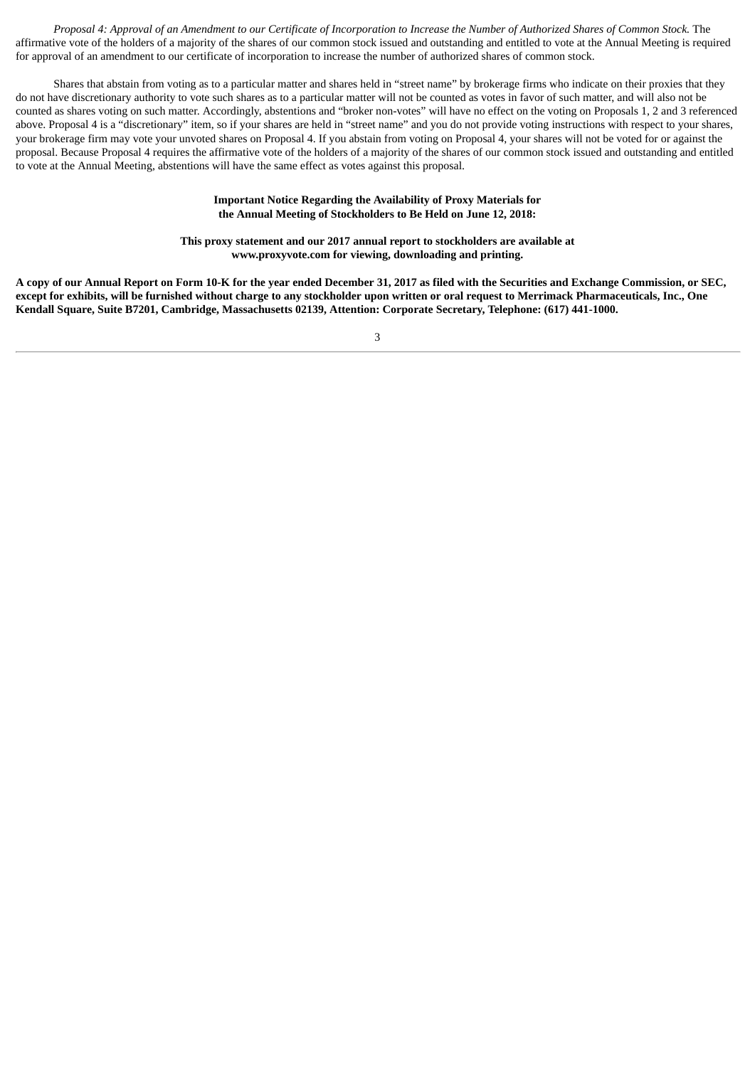*Proposal 4: Approval of an Amendment to our Certificate of Incorporation to Increase the Number of Authorized Shares of Common Stock.* The affirmative vote of the holders of a majority of the shares of our common stock issued and outstanding and entitled to vote at the Annual Meeting is required for approval of an amendment to our certificate of incorporation to increase the number of authorized shares of common stock.

Shares that abstain from voting as to a particular matter and shares held in "street name" by brokerage firms who indicate on their proxies that they do not have discretionary authority to vote such shares as to a particular matter will not be counted as votes in favor of such matter, and will also not be counted as shares voting on such matter. Accordingly, abstentions and "broker non-votes" will have no effect on the voting on Proposals 1, 2 and 3 referenced above. Proposal 4 is a "discretionary" item, so if your shares are held in "street name" and you do not provide voting instructions with respect to your shares, your brokerage firm may vote your unvoted shares on Proposal 4. If you abstain from voting on Proposal 4, your shares will not be voted for or against the proposal. Because Proposal 4 requires the affirmative vote of the holders of a majority of the shares of our common stock issued and outstanding and entitled to vote at the Annual Meeting, abstentions will have the same effect as votes against this proposal.

**Important Notice Regarding the Availability of Proxy Materials for the Annual Meeting of Stockholders to Be Held on June 12, 2018:**

**This proxy statement and our 2017 annual report to stockholders are available at www.proxyvote.com for viewing, downloading and printing.**

**A copy of our Annual Report on Form 10-K for the year ended December 31, 2017 as filed with the Securities and Exchange Commission, or SEC, except for exhibits, will be furnished without charge to any stockholder upon written or oral request to Merrimack Pharmaceuticals, Inc., One Kendall Square, Suite B7201, Cambridge, Massachusetts 02139, Attention: Corporate Secretary, Telephone: (617) 441-1000.**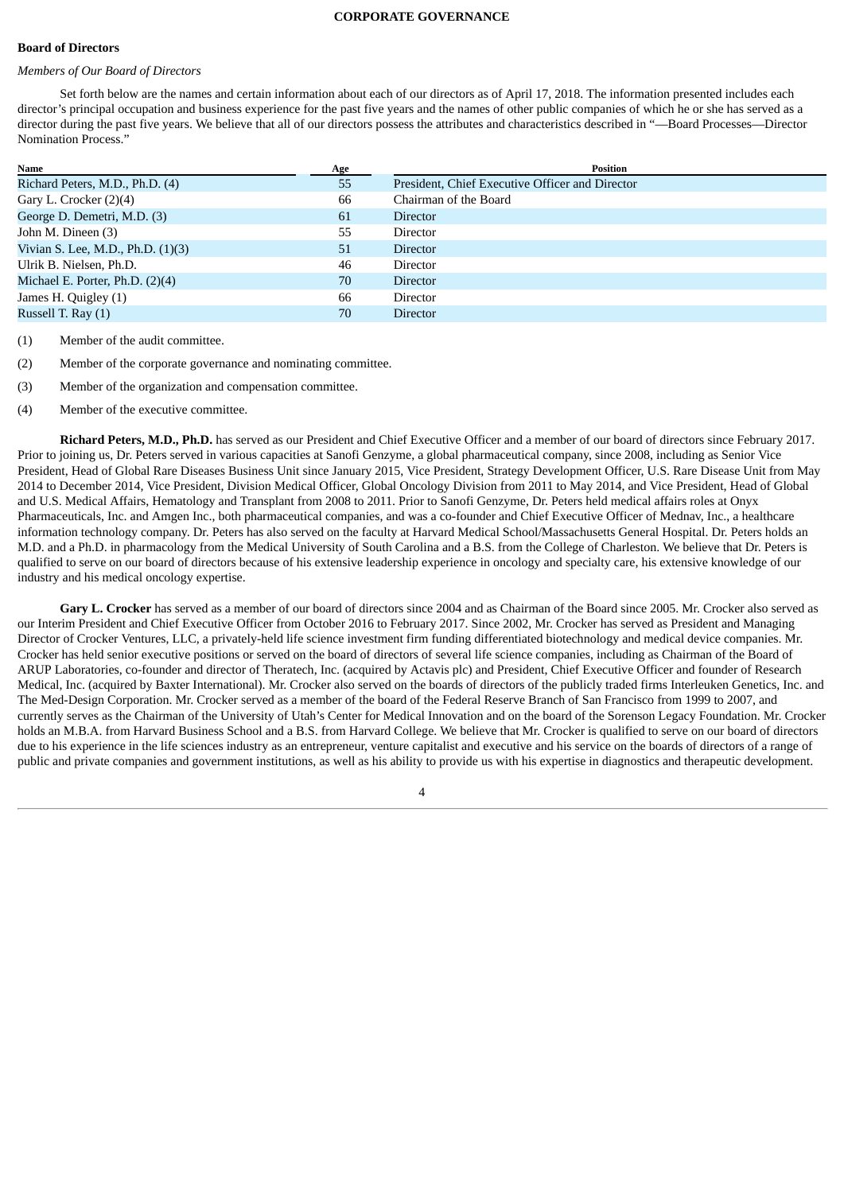# CORPORATE GOVERNANCE

## Board of Directors

*Members of Our Board of Directors*

Set forth below are the names and certain information about each of our directors as of April 17, 2018. The information presented includes each director's principal occupation and business experience for the past five years and the names of other public companies of which he or she has served as a director during the past five years. We believe that all of our directors possess the attributes and characteristics described in "—Board Processes—Director Nomination Process."

| Name | Age | Position |
|---|---|---|
| Richard Peters, M.D., Ph.D. (4) | 55 | President, Chief Executive Officer and Director |
| Gary L. Crocker (2)(4) | 66 | Chairman of the Board |
| George D. Demetri, M.D. (3) | 61 | Director |
| John M. Dineen (3) | 55 | Director |
| Vivian S. Lee, M.D., Ph.D. (1)(3) | 51 | Director |
| Ulrik B. Nielsen, Ph.D. | 46 | Director |
| Michael E. Porter, Ph.D. (2)(4) | 70 | Director |
| James H. Quigley (1) | 66 | Director |
| Russell T. Ray (1) | 70 | Director |

(1) Member of the audit committee.

(2) Member of the corporate governance and nominating committee.

(3) Member of the organization and compensation committee.

(4) Member of the executive committee.

**Richard Peters, M.D., Ph.D.** has served as our President and Chief Executive Officer and a member of our board of directors since February 2017. Prior to joining us, Dr. Peters served in various capacities at Sanofi Genzyme, a global pharmaceutical company, since 2008, including as Senior Vice President, Head of Global Rare Diseases Business Unit since January 2015, Vice President, Strategy Development Officer, U.S. Rare Disease Unit from May 2014 to December 2014, Vice President, Division Medical Officer, Global Oncology Division from 2011 to May 2014, and Vice President, Head of Global and U.S. Medical Affairs, Hematology and Transplant from 2008 to 2011. Prior to Sanofi Genzyme, Dr. Peters held medical affairs roles at Onyx Pharmaceuticals, Inc. and Amgen Inc., both pharmaceutical companies, and was a co-founder and Chief Executive Officer of Mednav, Inc., a healthcare information technology company. Dr. Peters has also served on the faculty at Harvard Medical School/Massachusetts General Hospital. Dr. Peters holds an M.D. and a Ph.D. in pharmacology from the Medical University of South Carolina and a B.S. from the College of Charleston. We believe that Dr. Peters is qualified to serve on our board of directors because of his extensive leadership experience in oncology and specialty care, his extensive knowledge of our industry and his medical oncology expertise.

**Gary L. Crocker** has served as a member of our board of directors since 2004 and as Chairman of the Board since 2005. Mr. Crocker also served as our Interim President and Chief Executive Officer from October 2016 to February 2017. Since 2002, Mr. Crocker has served as President and Managing Director of Crocker Ventures, LLC, a privately-held life science investment firm funding differentiated biotechnology and medical device companies. Mr. Crocker has held senior executive positions or served on the board of directors of several life science companies, including as Chairman of the Board of ARUP Laboratories, co-founder and director of Theratech, Inc. (acquired by Actavis plc) and President, Chief Executive Officer and founder of Research Medical, Inc. (acquired by Baxter International). Mr. Crocker also served on the boards of directors of the publicly traded firms Interleuken Genetics, Inc. and The Med-Design Corporation. Mr. Crocker served as a member of the board of the Federal Reserve Branch of San Francisco from 1999 to 2007, and currently serves as the Chairman of the University of Utah's Center for Medical Innovation and on the board of the Sorenson Legacy Foundation. Mr. Crocker holds an M.B.A. from Harvard Business School and a B.S. from Harvard College. We believe that Mr. Crocker is qualified to serve on our board of directors due to his experience in the life sciences industry as an entrepreneur, venture capitalist and executive and his service on the boards of directors of a range of public and private companies and government institutions, as well as his ability to provide us with his expertise in diagnostics and therapeutic development.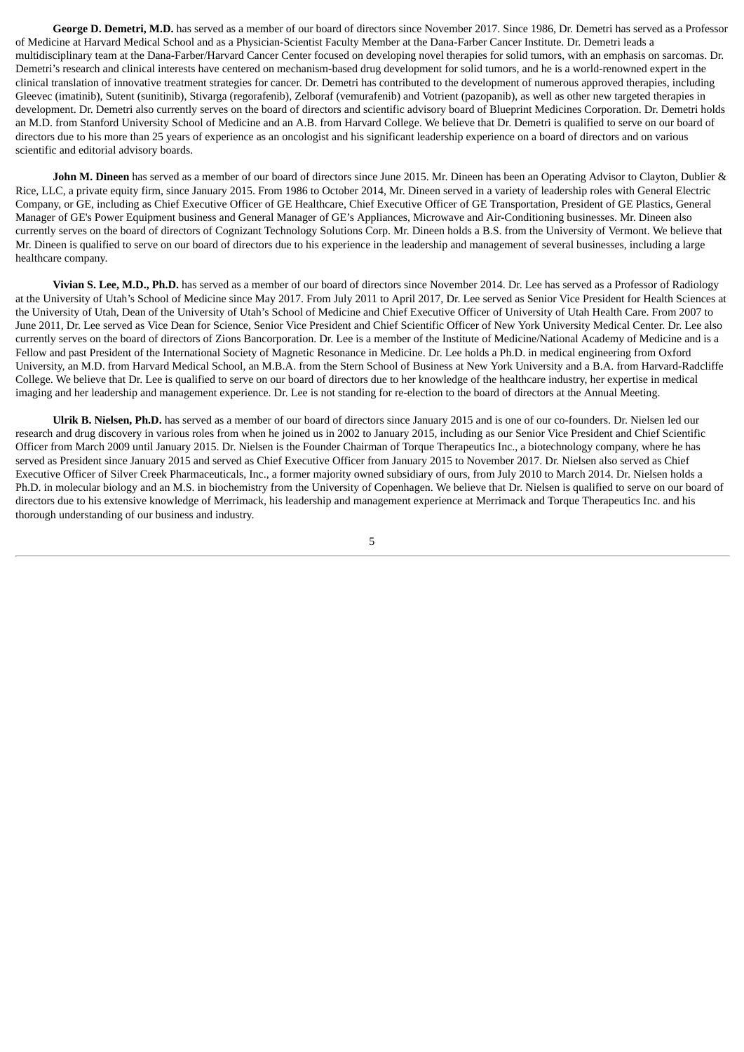**George D. Demetri, M.D.** has served as a member of our board of directors since November 2017. Since 1986, Dr. Demetri has served as a Professor of Medicine at Harvard Medical School and as a Physician-Scientist Faculty Member at the Dana-Farber Cancer Institute. Dr. Demetri leads a multidisciplinary team at the Dana-Farber/Harvard Cancer Center focused on developing novel therapies for solid tumors, with an emphasis on sarcomas. Dr. Demetri's research and clinical interests have centered on mechanism-based drug development for solid tumors, and he is a world-renowned expert in the clinical translation of innovative treatment strategies for cancer. Dr. Demetri has contributed to the development of numerous approved therapies, including Gleevec (imatinib), Sutent (sunitinib), Stivarga (regorafenib), Zelboraf (vemurafenib) and Votrient (pazopanib), as well as other new targeted therapies in development. Dr. Demetri also currently serves on the board of directors and scientific advisory board of Blueprint Medicines Corporation. Dr. Demetri holds an M.D. from Stanford University School of Medicine and an A.B. from Harvard College. We believe that Dr. Demetri is qualified to serve on our board of directors due to his more than 25 years of experience as an oncologist and his significant leadership experience on a board of directors and on various scientific and editorial advisory boards.

**John M. Dineen** has served as a member of our board of directors since June 2015. Mr. Dineen has been an Operating Advisor to Clayton, Dublier & Rice, LLC, a private equity firm, since January 2015. From 1986 to October 2014, Mr. Dineen served in a variety of leadership roles with General Electric Company, or GE, including as Chief Executive Officer of GE Healthcare, Chief Executive Officer of GE Transportation, President of GE Plastics, General Manager of GE's Power Equipment business and General Manager of GE's Appliances, Microwave and Air-Conditioning businesses. Mr. Dineen also currently serves on the board of directors of Cognizant Technology Solutions Corp. Mr. Dineen holds a B.S. from the University of Vermont. We believe that Mr. Dineen is qualified to serve on our board of directors due to his experience in the leadership and management of several businesses, including a large healthcare company.

**Vivian S. Lee, M.D., Ph.D.** has served as a member of our board of directors since November 2014. Dr. Lee has served as a Professor of Radiology at the University of Utah's School of Medicine since May 2017. From July 2011 to April 2017, Dr. Lee served as Senior Vice President for Health Sciences at the University of Utah, Dean of the University of Utah's School of Medicine and Chief Executive Officer of University of Utah Health Care. From 2007 to June 2011, Dr. Lee served as Vice Dean for Science, Senior Vice President and Chief Scientific Officer of New York University Medical Center. Dr. Lee also currently serves on the board of directors of Zions Bancorporation. Dr. Lee is a member of the Institute of Medicine/National Academy of Medicine and is a Fellow and past President of the International Society of Magnetic Resonance in Medicine. Dr. Lee holds a Ph.D. in medical engineering from Oxford University, an M.D. from Harvard Medical School, an M.B.A. from the Stern School of Business at New York University and a B.A. from Harvard-Radcliffe College. We believe that Dr. Lee is qualified to serve on our board of directors due to her knowledge of the healthcare industry, her expertise in medical imaging and her leadership and management experience. Dr. Lee is not standing for re-election to the board of directors at the Annual Meeting.

**Ulrik B. Nielsen, Ph.D.** has served as a member of our board of directors since January 2015 and is one of our co-founders. Dr. Nielsen led our research and drug discovery in various roles from when he joined us in 2002 to January 2015, including as our Senior Vice President and Chief Scientific Officer from March 2009 until January 2015. Dr. Nielsen is the Founder Chairman of Torque Therapeutics Inc., a biotechnology company, where he has served as President since January 2015 and served as Chief Executive Officer from January 2015 to November 2017. Dr. Nielsen also served as Chief Executive Officer of Silver Creek Pharmaceuticals, Inc., a former majority owned subsidiary of ours, from July 2010 to March 2014. Dr. Nielsen holds a Ph.D. in molecular biology and an M.S. in biochemistry from the University of Copenhagen. We believe that Dr. Nielsen is qualified to serve on our board of directors due to his extensive knowledge of Merrimack, his leadership and management experience at Merrimack and Torque Therapeutics Inc. and his thorough understanding of our business and industry.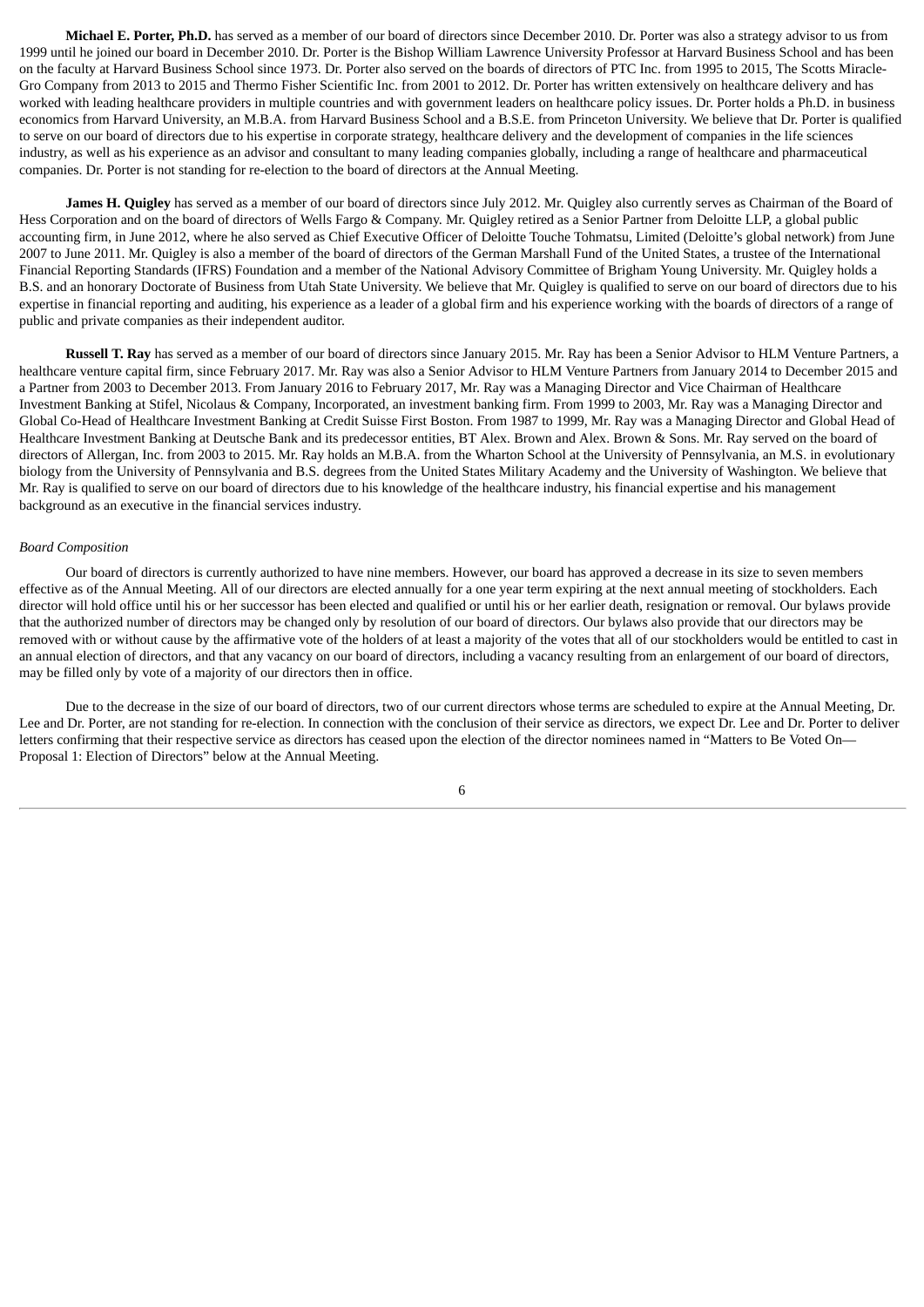**Michael E. Porter, Ph.D.** has served as a member of our board of directors since December 2010. Dr. Porter was also a strategy advisor to us from 1999 until he joined our board in December 2010. Dr. Porter is the Bishop William Lawrence University Professor at Harvard Business School and has been on the faculty at Harvard Business School since 1973. Dr. Porter also served on the boards of directors of PTC Inc. from 1995 to 2015, The Scotts Miracle-Gro Company from 2013 to 2015 and Thermo Fisher Scientific Inc. from 2001 to 2012. Dr. Porter has written extensively on healthcare delivery and has worked with leading healthcare providers in multiple countries and with government leaders on healthcare policy issues. Dr. Porter holds a Ph.D. in business economics from Harvard University, an M.B.A. from Harvard Business School and a B.S.E. from Princeton University. We believe that Dr. Porter is qualified to serve on our board of directors due to his expertise in corporate strategy, healthcare delivery and the development of companies in the life sciences industry, as well as his experience as an advisor and consultant to many leading companies globally, including a range of healthcare and pharmaceutical companies. Dr. Porter is not standing for re-election to the board of directors at the Annual Meeting.

**James H. Quigley** has served as a member of our board of directors since July 2012. Mr. Quigley also currently serves as Chairman of the Board of Hess Corporation and on the board of directors of Wells Fargo & Company. Mr. Quigley retired as a Senior Partner from Deloitte LLP, a global public accounting firm, in June 2012, where he also served as Chief Executive Officer of Deloitte Touche Tohmatsu, Limited (Deloitte's global network) from June 2007 to June 2011. Mr. Quigley is also a member of the board of directors of the German Marshall Fund of the United States, a trustee of the International Financial Reporting Standards (IFRS) Foundation and a member of the National Advisory Committee of Brigham Young University. Mr. Quigley holds a B.S. and an honorary Doctorate of Business from Utah State University. We believe that Mr. Quigley is qualified to serve on our board of directors due to his expertise in financial reporting and auditing, his experience as a leader of a global firm and his experience working with the boards of directors of a range of public and private companies as their independent auditor.

**Russell T. Ray** has served as a member of our board of directors since January 2015. Mr. Ray has been a Senior Advisor to HLM Venture Partners, a healthcare venture capital firm, since February 2017. Mr. Ray was also a Senior Advisor to HLM Venture Partners from January 2014 to December 2015 and a Partner from 2003 to December 2013. From January 2016 to February 2017, Mr. Ray was a Managing Director and Vice Chairman of Healthcare Investment Banking at Stifel, Nicolaus & Company, Incorporated, an investment banking firm. From 1999 to 2003, Mr. Ray was a Managing Director and Global Co-Head of Healthcare Investment Banking at Credit Suisse First Boston. From 1987 to 1999, Mr. Ray was a Managing Director and Global Head of Healthcare Investment Banking at Deutsche Bank and its predecessor entities, BT Alex. Brown and Alex. Brown & Sons. Mr. Ray served on the board of directors of Allergan, Inc. from 2003 to 2015. Mr. Ray holds an M.B.A. from the Wharton School at the University of Pennsylvania, an M.S. in evolutionary biology from the University of Pennsylvania and B.S. degrees from the United States Military Academy and the University of Washington. We believe that Mr. Ray is qualified to serve on our board of directors due to his knowledge of the healthcare industry, his financial expertise and his management background as an executive in the financial services industry.

*Board Composition*

Our board of directors is currently authorized to have nine members. However, our board has approved a decrease in its size to seven members effective as of the Annual Meeting. All of our directors are elected annually for a one year term expiring at the next annual meeting of stockholders. Each director will hold office until his or her successor has been elected and qualified or until his or her earlier death, resignation or removal. Our bylaws provide that the authorized number of directors may be changed only by resolution of our board of directors. Our bylaws also provide that our directors may be removed with or without cause by the affirmative vote of the holders of at least a majority of the votes that all of our stockholders would be entitled to cast in an annual election of directors, and that any vacancy on our board of directors, including a vacancy resulting from an enlargement of our board of directors, may be filled only by vote of a majority of our directors then in office.

Due to the decrease in the size of our board of directors, two of our current directors whose terms are scheduled to expire at the Annual Meeting, Dr. Lee and Dr. Porter, are not standing for re-election. In connection with the conclusion of their service as directors, we expect Dr. Lee and Dr. Porter to deliver letters confirming that their respective service as directors has ceased upon the election of the director nominees named in "Matters to Be Voted On—Proposal 1: Election of Directors" below at the Annual Meeting.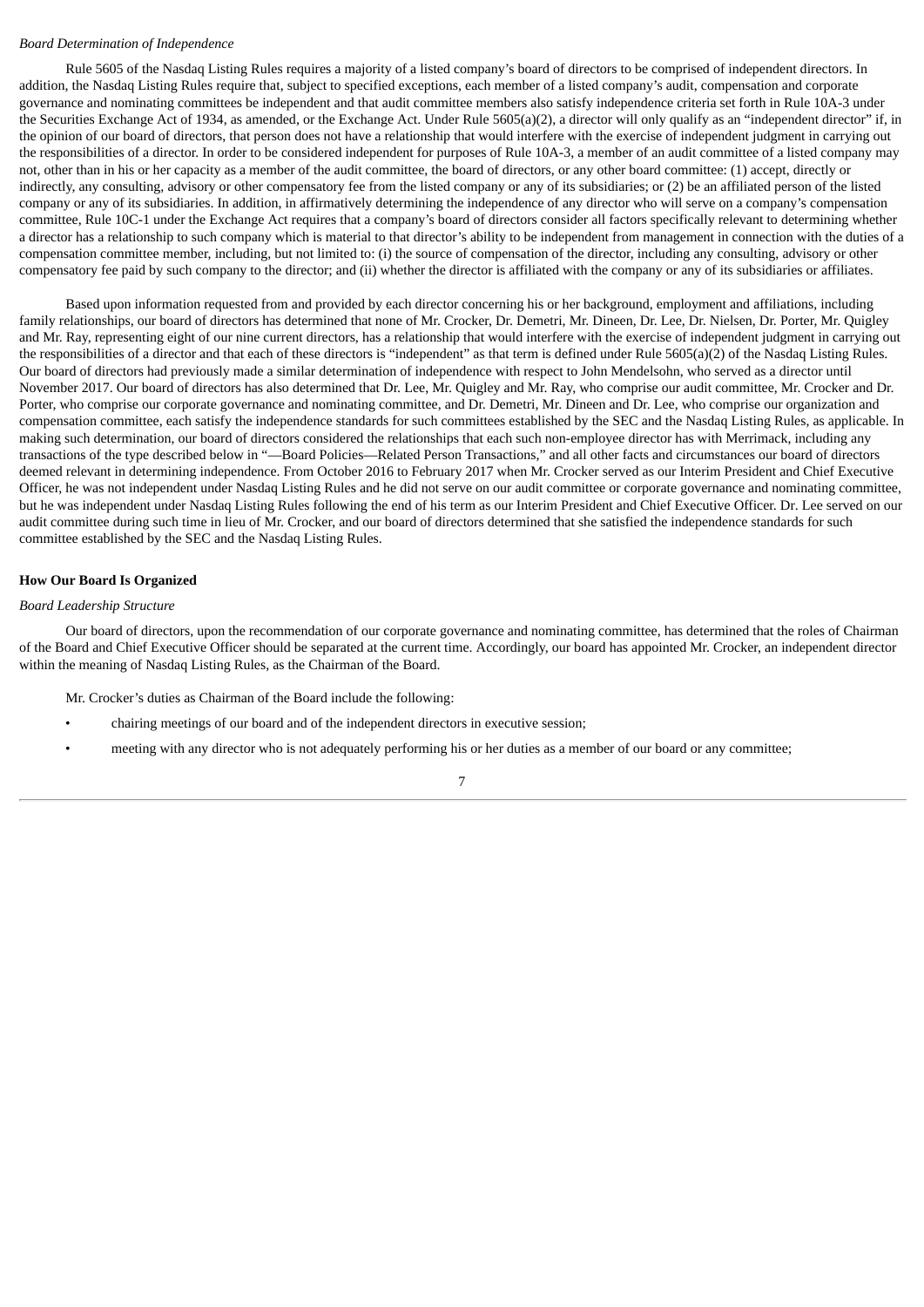*Board Determination of Independence*

Rule 5605 of the Nasdaq Listing Rules requires a majority of a listed company's board of directors to be comprised of independent directors. In addition, the Nasdaq Listing Rules require that, subject to specified exceptions, each member of a listed company's audit, compensation and corporate governance and nominating committees be independent and that audit committee members also satisfy independence criteria set forth in Rule 10A-3 under the Securities Exchange Act of 1934, as amended, or the Exchange Act. Under Rule 5605(a)(2), a director will only qualify as an "independent director" if, in the opinion of our board of directors, that person does not have a relationship that would interfere with the exercise of independent judgment in carrying out the responsibilities of a director. In order to be considered independent for purposes of Rule 10A-3, a member of an audit committee of a listed company may not, other than in his or her capacity as a member of the audit committee, the board of directors, or any other board committee: (1) accept, directly or indirectly, any consulting, advisory or other compensatory fee from the listed company or any of its subsidiaries; or (2) be an affiliated person of the listed company or any of its subsidiaries. In addition, in affirmatively determining the independence of any director who will serve on a company's compensation committee, Rule 10C-1 under the Exchange Act requires that a company's board of directors consider all factors specifically relevant to determining whether a director has a relationship to such company which is material to that director's ability to be independent from management in connection with the duties of a compensation committee member, including, but not limited to: (i) the source of compensation of the director, including any consulting, advisory or other compensatory fee paid by such company to the director; and (ii) whether the director is affiliated with the company or any of its subsidiaries or affiliates.

Based upon information requested from and provided by each director concerning his or her background, employment and affiliations, including family relationships, our board of directors has determined that none of Mr. Crocker, Dr. Demetri, Mr. Dineen, Dr. Lee, Dr. Nielsen, Dr. Porter, Mr. Quigley and Mr. Ray, representing eight of our nine current directors, has a relationship that would interfere with the exercise of independent judgment in carrying out the responsibilities of a director and that each of these directors is "independent" as that term is defined under Rule 5605(a)(2) of the Nasdaq Listing Rules. Our board of directors had previously made a similar determination of independence with respect to John Mendelsohn, who served as a director until November 2017. Our board of directors has also determined that Dr. Lee, Mr. Quigley and Mr. Ray, who comprise our audit committee, Mr. Crocker and Dr. Porter, who comprise our corporate governance and nominating committee, and Dr. Demetri, Mr. Dineen and Dr. Lee, who comprise our organization and compensation committee, each satisfy the independence standards for such committees established by the SEC and the Nasdaq Listing Rules, as applicable. In making such determination, our board of directors considered the relationships that each such non-employee director has with Merrimack, including any transactions of the type described below in "—Board Policies—Related Person Transactions," and all other facts and circumstances our board of directors deemed relevant in determining independence. From October 2016 to February 2017 when Mr. Crocker served as our Interim President and Chief Executive Officer, he was not independent under Nasdaq Listing Rules and he did not serve on our audit committee or corporate governance and nominating committee, but he was independent under Nasdaq Listing Rules following the end of his term as our Interim President and Chief Executive Officer. Dr. Lee served on our audit committee during such time in lieu of Mr. Crocker, and our board of directors determined that she satisfied the independence standards for such committee established by the SEC and the Nasdaq Listing Rules.

**How Our Board Is Organized**

*Board Leadership Structure*

Our board of directors, upon the recommendation of our corporate governance and nominating committee, has determined that the roles of Chairman of the Board and Chief Executive Officer should be separated at the current time. Accordingly, our board has appointed Mr. Crocker, an independent director within the meaning of Nasdaq Listing Rules, as the Chairman of the Board.

Mr. Crocker's duties as Chairman of the Board include the following:

- chairing meetings of our board and of the independent directors in executive session;
- meeting with any director who is not adequately performing his or her duties as a member of our board or any committee;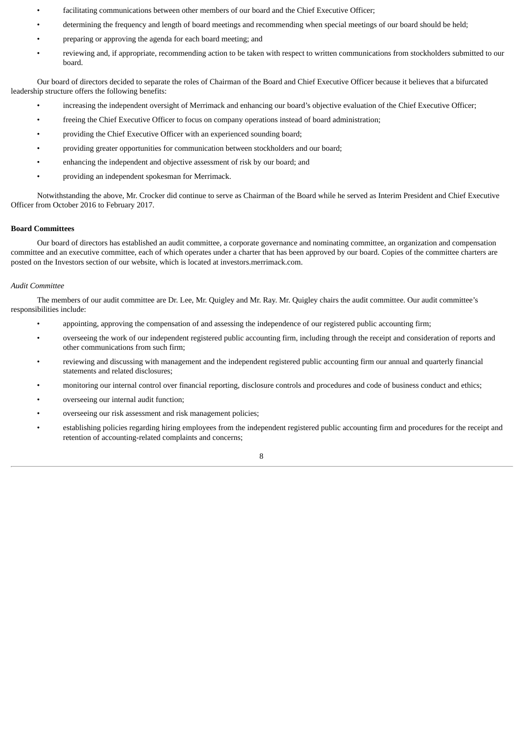- facilitating communications between other members of our board and the Chief Executive Officer;
- determining the frequency and length of board meetings and recommending when special meetings of our board should be held;
- preparing or approving the agenda for each board meeting; and
- reviewing and, if appropriate, recommending action to be taken with respect to written communications from stockholders submitted to our board.

Our board of directors decided to separate the roles of Chairman of the Board and Chief Executive Officer because it believes that a bifurcated leadership structure offers the following benefits:

- increasing the independent oversight of Merrimack and enhancing our board's objective evaluation of the Chief Executive Officer;
- freeing the Chief Executive Officer to focus on company operations instead of board administration;
- providing the Chief Executive Officer with an experienced sounding board;
- providing greater opportunities for communication between stockholders and our board;
- enhancing the independent and objective assessment of risk by our board; and
- providing an independent spokesman for Merrimack.

Notwithstanding the above, Mr. Crocker did continue to serve as Chairman of the Board while he served as Interim President and Chief Executive Officer from October 2016 to February 2017.

**Board Committees**

Our board of directors has established an audit committee, a corporate governance and nominating committee, an organization and compensation committee and an executive committee, each of which operates under a charter that has been approved by our board. Copies of the committee charters are posted on the Investors section of our website, which is located at investors.merrimack.com.

*Audit Committee*

The members of our audit committee are Dr. Lee, Mr. Quigley and Mr. Ray. Mr. Quigley chairs the audit committee. Our audit committee's responsibilities include:

- appointing, approving the compensation of and assessing the independence of our registered public accounting firm;
- overseeing the work of our independent registered public accounting firm, including through the receipt and consideration of reports and other communications from such firm;
- reviewing and discussing with management and the independent registered public accounting firm our annual and quarterly financial statements and related disclosures;
- monitoring our internal control over financial reporting, disclosure controls and procedures and code of business conduct and ethics;
- overseeing our internal audit function;
- overseeing our risk assessment and risk management policies;
- establishing policies regarding hiring employees from the independent registered public accounting firm and procedures for the receipt and retention of accounting-related complaints and concerns;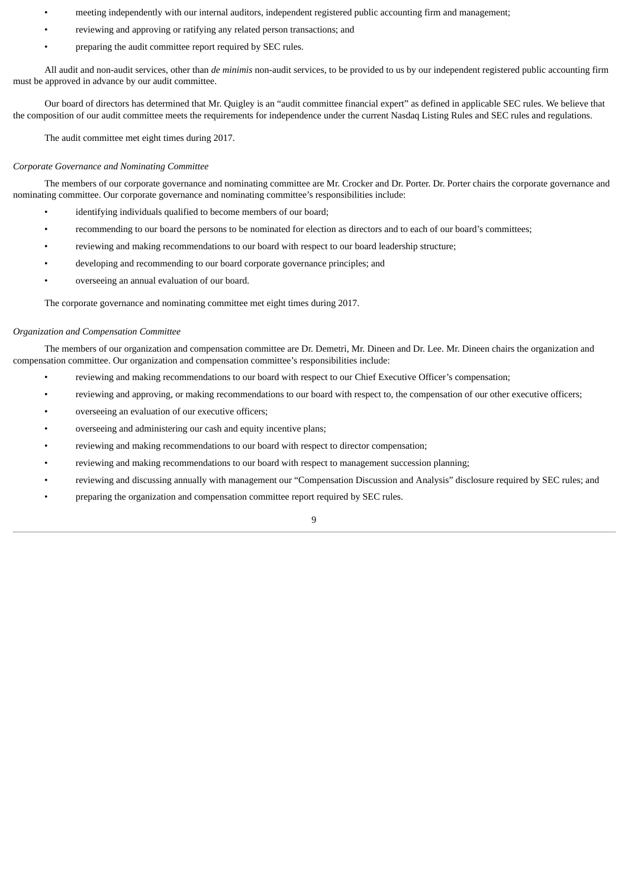- meeting independently with our internal auditors, independent registered public accounting firm and management;
- reviewing and approving or ratifying any related person transactions; and
- preparing the audit committee report required by SEC rules.

All audit and non-audit services, other than *de minimis* non-audit services, to be provided to us by our independent registered public accounting firm must be approved in advance by our audit committee.

Our board of directors has determined that Mr. Quigley is an "audit committee financial expert" as defined in applicable SEC rules. We believe that the composition of our audit committee meets the requirements for independence under the current Nasdaq Listing Rules and SEC rules and regulations.

The audit committee met eight times during 2017.

*Corporate Governance and Nominating Committee*

The members of our corporate governance and nominating committee are Mr. Crocker and Dr. Porter. Dr. Porter chairs the corporate governance and nominating committee. Our corporate governance and nominating committee's responsibilities include:

- identifying individuals qualified to become members of our board;
- recommending to our board the persons to be nominated for election as directors and to each of our board's committees;
- reviewing and making recommendations to our board with respect to our board leadership structure;
- developing and recommending to our board corporate governance principles; and
- overseeing an annual evaluation of our board.

The corporate governance and nominating committee met eight times during 2017.

*Organization and Compensation Committee*

The members of our organization and compensation committee are Dr. Demetri, Mr. Dineen and Dr. Lee. Mr. Dineen chairs the organization and compensation committee. Our organization and compensation committee's responsibilities include:

- reviewing and making recommendations to our board with respect to our Chief Executive Officer's compensation;
- reviewing and approving, or making recommendations to our board with respect to, the compensation of our other executive officers;
- overseeing an evaluation of our executive officers;
- overseeing and administering our cash and equity incentive plans;
- reviewing and making recommendations to our board with respect to director compensation;
- reviewing and making recommendations to our board with respect to management succession planning;
- reviewing and discussing annually with management our "Compensation Discussion and Analysis" disclosure required by SEC rules; and
- preparing the organization and compensation committee report required by SEC rules.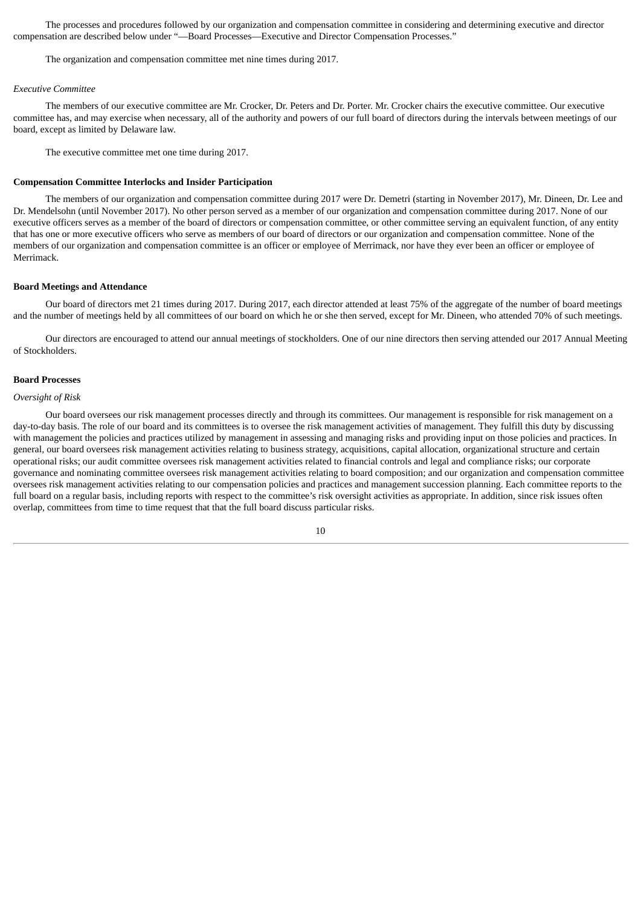The processes and procedures followed by our organization and compensation committee in considering and determining executive and director compensation are described below under "—Board Processes—Executive and Director Compensation Processes."

The organization and compensation committee met nine times during 2017.

*Executive Committee*

The members of our executive committee are Mr. Crocker, Dr. Peters and Dr. Porter. Mr. Crocker chairs the executive committee. Our executive committee has, and may exercise when necessary, all of the authority and powers of our full board of directors during the intervals between meetings of our board, except as limited by Delaware law.

The executive committee met one time during 2017.

**Compensation Committee Interlocks and Insider Participation**

The members of our organization and compensation committee during 2017 were Dr. Demetri (starting in November 2017), Mr. Dineen, Dr. Lee and Dr. Mendelsohn (until November 2017). No other person served as a member of our organization and compensation committee during 2017. None of our executive officers serves as a member of the board of directors or compensation committee, or other committee serving an equivalent function, of any entity that has one or more executive officers who serve as members of our board of directors or our organization and compensation committee. None of the members of our organization and compensation committee is an officer or employee of Merrimack, nor have they ever been an officer or employee of Merrimack.

**Board Meetings and Attendance**

Our board of directors met 21 times during 2017. During 2017, each director attended at least 75% of the aggregate of the number of board meetings and the number of meetings held by all committees of our board on which he or she then served, except for Mr. Dineen, who attended 70% of such meetings.

Our directors are encouraged to attend our annual meetings of stockholders. One of our nine directors then serving attended our 2017 Annual Meeting of Stockholders.

**Board Processes**

*Oversight of Risk*

Our board oversees our risk management processes directly and through its committees. Our management is responsible for risk management on a day-to-day basis. The role of our board and its committees is to oversee the risk management activities of management. They fulfill this duty by discussing with management the policies and practices utilized by management in assessing and managing risks and providing input on those policies and practices. In general, our board oversees risk management activities relating to business strategy, acquisitions, capital allocation, organizational structure and certain operational risks; our audit committee oversees risk management activities related to financial controls and legal and compliance risks; our corporate governance and nominating committee oversees risk management activities relating to board composition; and our organization and compensation committee oversees risk management activities relating to our compensation policies and practices and management succession planning. Each committee reports to the full board on a regular basis, including reports with respect to the committee's risk oversight activities as appropriate. In addition, since risk issues often overlap, committees from time to time request that that the full board discuss particular risks.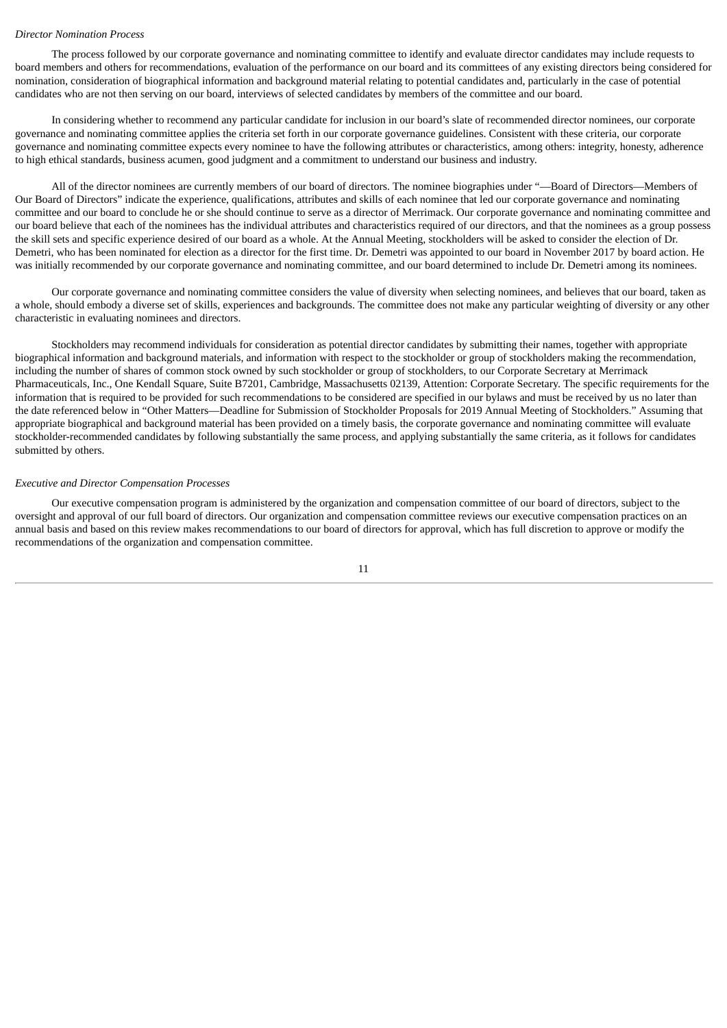*Director Nomination Process*

The process followed by our corporate governance and nominating committee to identify and evaluate director candidates may include requests to board members and others for recommendations, evaluation of the performance on our board and its committees of any existing directors being considered for nomination, consideration of biographical information and background material relating to potential candidates and, particularly in the case of potential candidates who are not then serving on our board, interviews of selected candidates by members of the committee and our board.

In considering whether to recommend any particular candidate for inclusion in our board's slate of recommended director nominees, our corporate governance and nominating committee applies the criteria set forth in our corporate governance guidelines. Consistent with these criteria, our corporate governance and nominating committee expects every nominee to have the following attributes or characteristics, among others: integrity, honesty, adherence to high ethical standards, business acumen, good judgment and a commitment to understand our business and industry.

All of the director nominees are currently members of our board of directors. The nominee biographies under "—Board of Directors—Members of Our Board of Directors" indicate the experience, qualifications, attributes and skills of each nominee that led our corporate governance and nominating committee and our board to conclude he or she should continue to serve as a director of Merrimack. Our corporate governance and nominating committee and our board believe that each of the nominees has the individual attributes and characteristics required of our directors, and that the nominees as a group possess the skill sets and specific experience desired of our board as a whole. At the Annual Meeting, stockholders will be asked to consider the election of Dr. Demetri, who has been nominated for election as a director for the first time. Dr. Demetri was appointed to our board in November 2017 by board action. He was initially recommended by our corporate governance and nominating committee, and our board determined to include Dr. Demetri among its nominees.

Our corporate governance and nominating committee considers the value of diversity when selecting nominees, and believes that our board, taken as a whole, should embody a diverse set of skills, experiences and backgrounds. The committee does not make any particular weighting of diversity or any other characteristic in evaluating nominees and directors.

Stockholders may recommend individuals for consideration as potential director candidates by submitting their names, together with appropriate biographical information and background materials, and information with respect to the stockholder or group of stockholders making the recommendation, including the number of shares of common stock owned by such stockholder or group of stockholders, to our Corporate Secretary at Merrimack Pharmaceuticals, Inc., One Kendall Square, Suite B7201, Cambridge, Massachusetts 02139, Attention: Corporate Secretary. The specific requirements for the information that is required to be provided for such recommendations to be considered are specified in our bylaws and must be received by us no later than the date referenced below in "Other Matters—Deadline for Submission of Stockholder Proposals for 2019 Annual Meeting of Stockholders." Assuming that appropriate biographical and background material has been provided on a timely basis, the corporate governance and nominating committee will evaluate stockholder-recommended candidates by following substantially the same process, and applying substantially the same criteria, as it follows for candidates submitted by others.

*Executive and Director Compensation Processes*

Our executive compensation program is administered by the organization and compensation committee of our board of directors, subject to the oversight and approval of our full board of directors. Our organization and compensation committee reviews our executive compensation practices on an annual basis and based on this review makes recommendations to our board of directors for approval, which has full discretion to approve or modify the recommendations of the organization and compensation committee.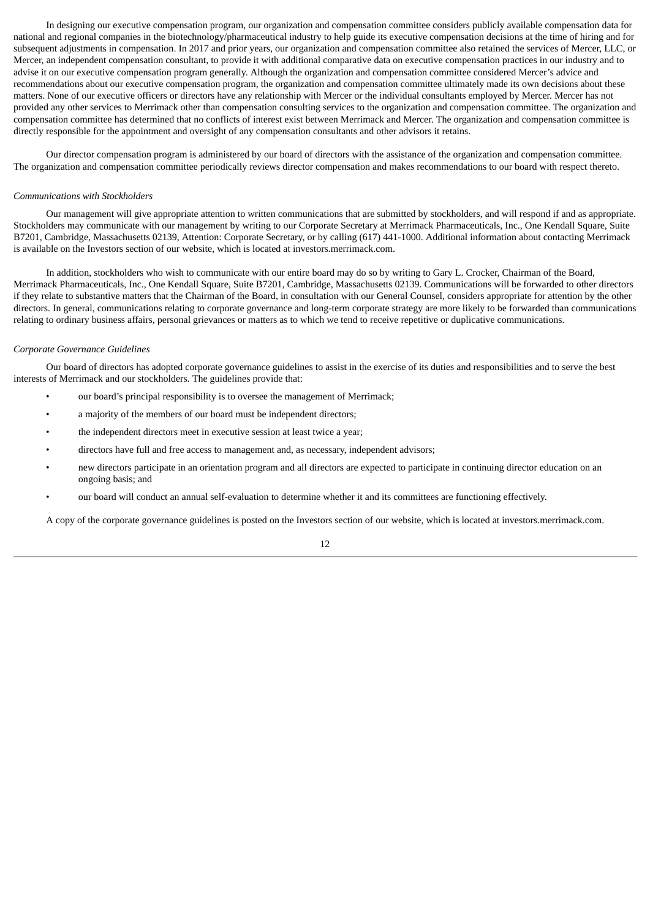In designing our executive compensation program, our organization and compensation committee considers publicly available compensation data for national and regional companies in the biotechnology/pharmaceutical industry to help guide its executive compensation decisions at the time of hiring and for subsequent adjustments in compensation. In 2017 and prior years, our organization and compensation committee also retained the services of Mercer, LLC, or Mercer, an independent compensation consultant, to provide it with additional comparative data on executive compensation practices in our industry and to advise it on our executive compensation program generally. Although the organization and compensation committee considered Mercer's advice and recommendations about our executive compensation program, the organization and compensation committee ultimately made its own decisions about these matters. None of our executive officers or directors have any relationship with Mercer or the individual consultants employed by Mercer. Mercer has not provided any other services to Merrimack other than compensation consulting services to the organization and compensation committee. The organization and compensation committee has determined that no conflicts of interest exist between Merrimack and Mercer. The organization and compensation committee is directly responsible for the appointment and oversight of any compensation consultants and other advisors it retains.

Our director compensation program is administered by our board of directors with the assistance of the organization and compensation committee. The organization and compensation committee periodically reviews director compensation and makes recommendations to our board with respect thereto.

*Communications with Stockholders*

Our management will give appropriate attention to written communications that are submitted by stockholders, and will respond if and as appropriate. Stockholders may communicate with our management by writing to our Corporate Secretary at Merrimack Pharmaceuticals, Inc., One Kendall Square, Suite B7201, Cambridge, Massachusetts 02139, Attention: Corporate Secretary, or by calling (617) 441-1000. Additional information about contacting Merrimack is available on the Investors section of our website, which is located at investors.merrimack.com.

In addition, stockholders who wish to communicate with our entire board may do so by writing to Gary L. Crocker, Chairman of the Board, Merrimack Pharmaceuticals, Inc., One Kendall Square, Suite B7201, Cambridge, Massachusetts 02139. Communications will be forwarded to other directors if they relate to substantive matters that the Chairman of the Board, in consultation with our General Counsel, considers appropriate for attention by the other directors. In general, communications relating to corporate governance and long-term corporate strategy are more likely to be forwarded than communications relating to ordinary business affairs, personal grievances or matters as to which we tend to receive repetitive or duplicative communications.

*Corporate Governance Guidelines*

Our board of directors has adopted corporate governance guidelines to assist in the exercise of its duties and responsibilities and to serve the best interests of Merrimack and our stockholders. The guidelines provide that:

- our board's principal responsibility is to oversee the management of Merrimack;
- a majority of the members of our board must be independent directors;
- the independent directors meet in executive session at least twice a year;
- directors have full and free access to management and, as necessary, independent advisors;
- new directors participate in an orientation program and all directors are expected to participate in continuing director education on an ongoing basis; and
- our board will conduct an annual self-evaluation to determine whether it and its committees are functioning effectively.

A copy of the corporate governance guidelines is posted on the Investors section of our website, which is located at investors.merrimack.com.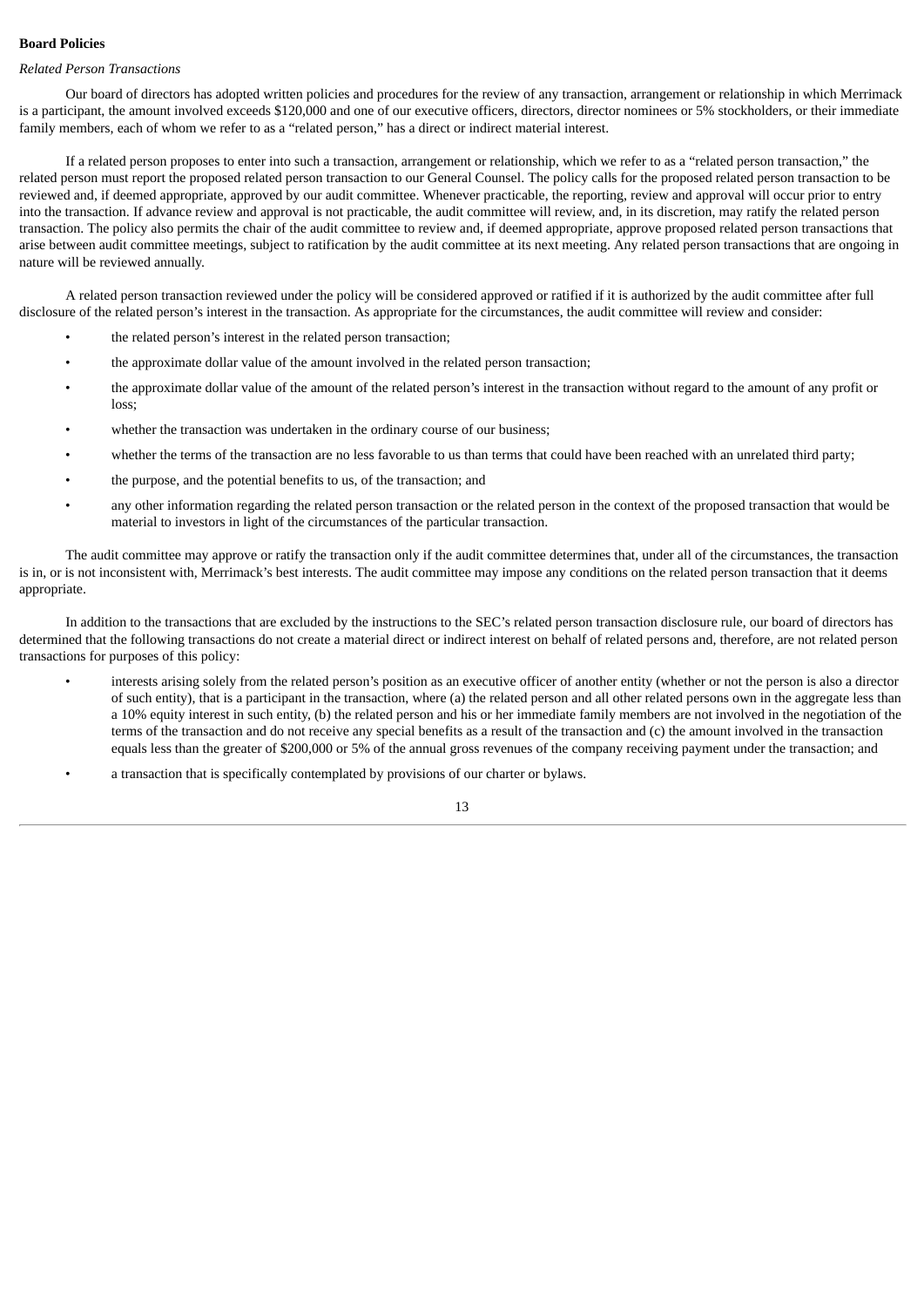**Board Policies**

*Related Person Transactions*

Our board of directors has adopted written policies and procedures for the review of any transaction, arrangement or relationship in which Merrimack is a participant, the amount involved exceeds $120,000 and one of our executive officers, directors, director nominees or 5% stockholders, or their immediate family members, each of whom we refer to as a "related person," has a direct or indirect material interest.

If a related person proposes to enter into such a transaction, arrangement or relationship, which we refer to as a "related person transaction," the related person must report the proposed related person transaction to our General Counsel. The policy calls for the proposed related person transaction to be reviewed and, if deemed appropriate, approved by our audit committee. Whenever practicable, the reporting, review and approval will occur prior to entry into the transaction. If advance review and approval is not practicable, the audit committee will review, and, in its discretion, may ratify the related person transaction. The policy also permits the chair of the audit committee to review and, if deemed appropriate, approve proposed related person transactions that arise between audit committee meetings, subject to ratification by the audit committee at its next meeting. Any related person transactions that are ongoing in nature will be reviewed annually.

A related person transaction reviewed under the policy will be considered approved or ratified if it is authorized by the audit committee after full disclosure of the related person's interest in the transaction. As appropriate for the circumstances, the audit committee will review and consider:

- the related person's interest in the related person transaction;
- the approximate dollar value of the amount involved in the related person transaction;
- the approximate dollar value of the amount of the related person's interest in the transaction without regard to the amount of any profit or loss;
- whether the transaction was undertaken in the ordinary course of our business;
- whether the terms of the transaction are no less favorable to us than terms that could have been reached with an unrelated third party;
- the purpose, and the potential benefits to us, of the transaction; and
- any other information regarding the related person transaction or the related person in the context of the proposed transaction that would be material to investors in light of the circumstances of the particular transaction.

The audit committee may approve or ratify the transaction only if the audit committee determines that, under all of the circumstances, the transaction is in, or is not inconsistent with, Merrimack's best interests. The audit committee may impose any conditions on the related person transaction that it deems appropriate.

In addition to the transactions that are excluded by the instructions to the SEC's related person transaction disclosure rule, our board of directors has determined that the following transactions do not create a material direct or indirect interest on behalf of related persons and, therefore, are not related person transactions for purposes of this policy:

- interests arising solely from the related person's position as an executive officer of another entity (whether or not the person is also a director of such entity), that is a participant in the transaction, where (a) the related person and all other related persons own in the aggregate less than a 10% equity interest in such entity, (b) the related person and his or her immediate family members are not involved in the negotiation of the terms of the transaction and do not receive any special benefits as a result of the transaction and (c) the amount involved in the transaction equals less than the greater of $200,000 or 5% of the annual gross revenues of the company receiving payment under the transaction; and
- a transaction that is specifically contemplated by provisions of our charter or bylaws.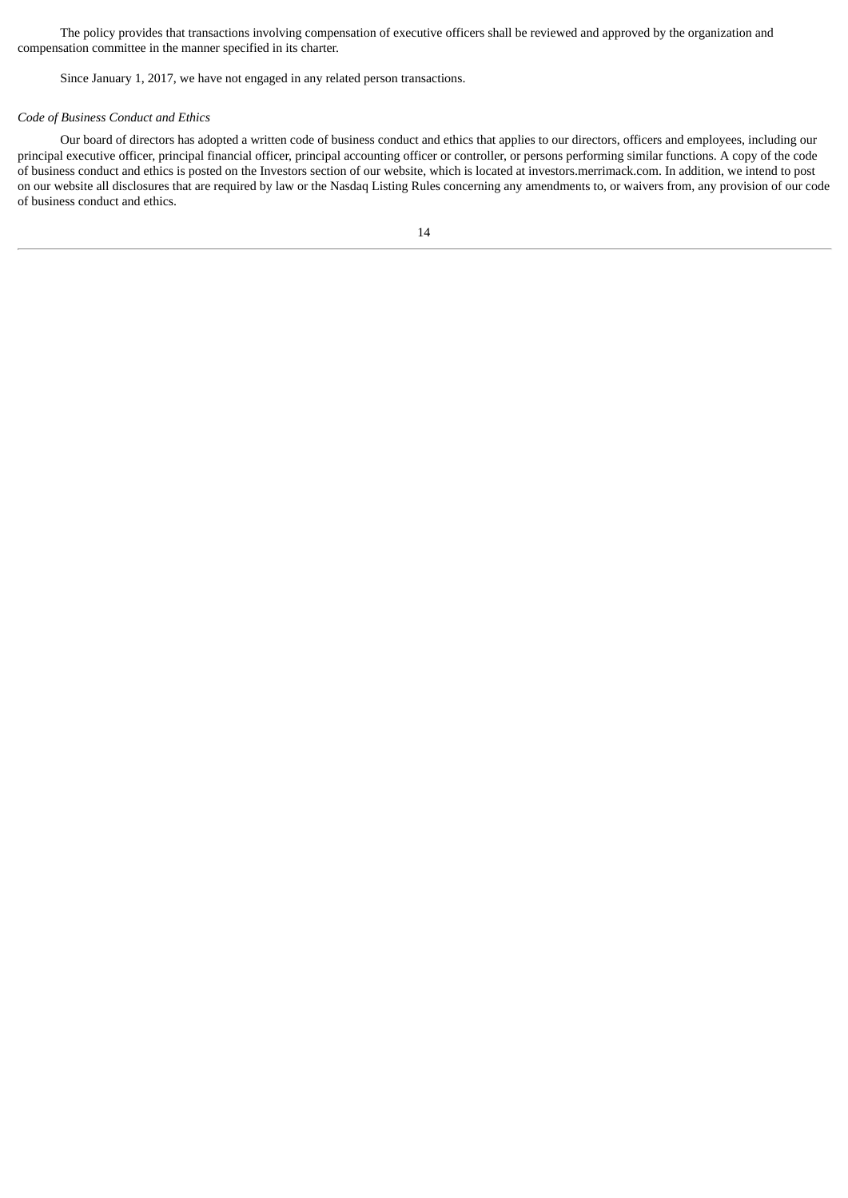The policy provides that transactions involving compensation of executive officers shall be reviewed and approved by the organization and compensation committee in the manner specified in its charter.

Since January 1, 2017, we have not engaged in any related person transactions.

*Code of Business Conduct and Ethics*

Our board of directors has adopted a written code of business conduct and ethics that applies to our directors, officers and employees, including our principal executive officer, principal financial officer, principal accounting officer or controller, or persons performing similar functions. A copy of the code of business conduct and ethics is posted on the Investors section of our website, which is located at investors.merrimack.com. In addition, we intend to post on our website all disclosures that are required by law or the Nasdaq Listing Rules concerning any amendments to, or waivers from, any provision of our code of business conduct and ethics.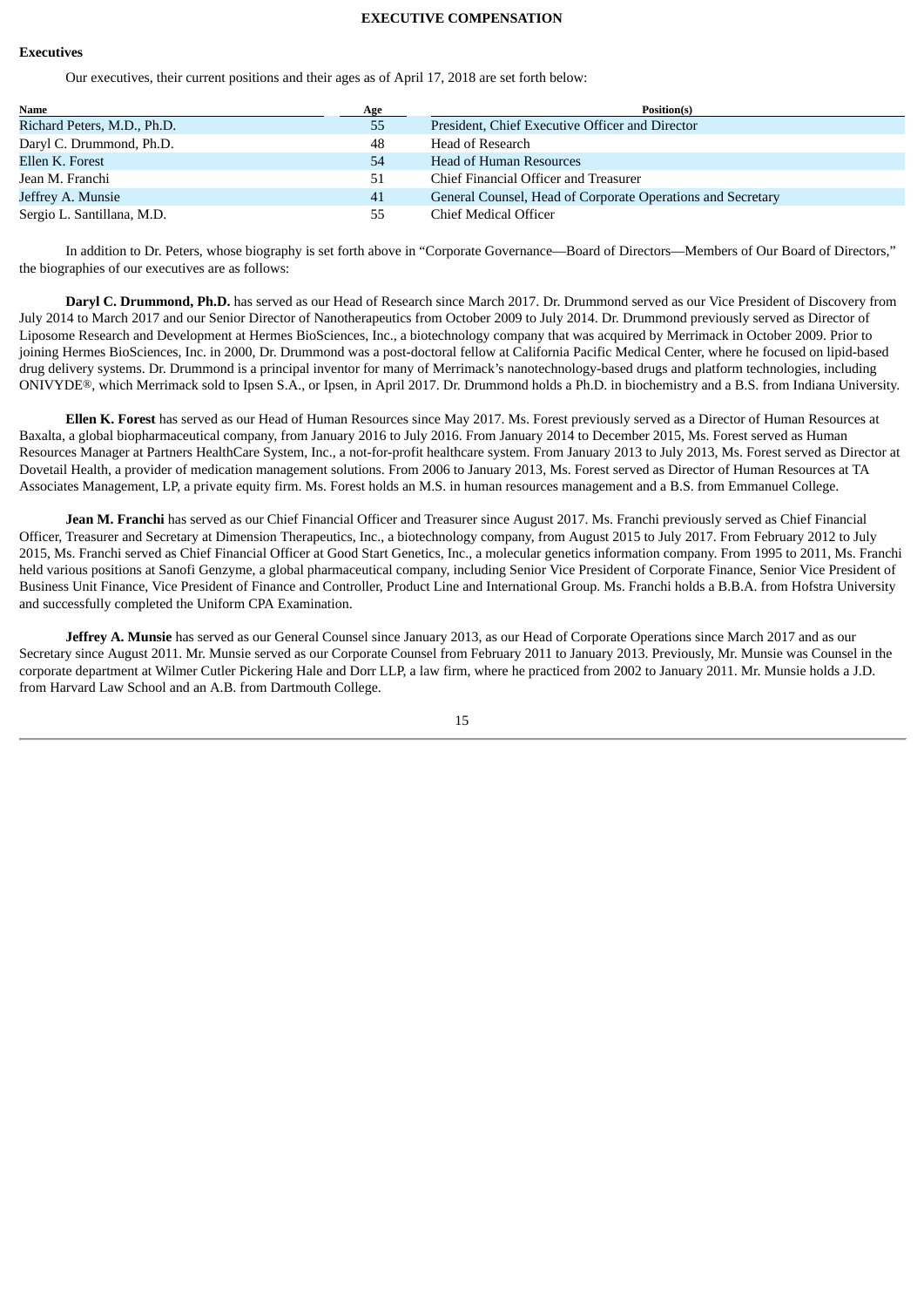# EXECUTIVE COMPENSATION

## Executives

Our executives, their current positions and their ages as of April 17, 2018 are set forth below:

| Name | Age | Position(s) |
|---|---|---|
| Richard Peters, M.D., Ph.D. | 55 | President, Chief Executive Officer and Director |
| Daryl C. Drummond, Ph.D. | 48 | Head of Research |
| Ellen K. Forest | 54 | Head of Human Resources |
| Jean M. Franchi | 51 | Chief Financial Officer and Treasurer |
| Jeffrey A. Munsie | 41 | General Counsel, Head of Corporate Operations and Secretary |
| Sergio L. Santillana, M.D. | 55 | Chief Medical Officer |

In addition to Dr. Peters, whose biography is set forth above in "Corporate Governance—Board of Directors—Members of Our Board of Directors," the biographies of our executives are as follows:

**Daryl C. Drummond, Ph.D.** has served as our Head of Research since March 2017. Dr. Drummond served as our Vice President of Discovery from July 2014 to March 2017 and our Senior Director of Nanotherapeutics from October 2009 to July 2014. Dr. Drummond previously served as Director of Liposome Research and Development at Hermes BioSciences, Inc., a biotechnology company that was acquired by Merrimack in October 2009. Prior to joining Hermes BioSciences, Inc. in 2000, Dr. Drummond was a post-doctoral fellow at California Pacific Medical Center, where he focused on lipid-based drug delivery systems. Dr. Drummond is a principal inventor for many of Merrimack's nanotechnology-based drugs and platform technologies, including ONIVYDE®, which Merrimack sold to Ipsen S.A., or Ipsen, in April 2017. Dr. Drummond holds a Ph.D. in biochemistry and a B.S. from Indiana University.

**Ellen K. Forest** has served as our Head of Human Resources since May 2017. Ms. Forest previously served as a Director of Human Resources at Baxalta, a global biopharmaceutical company, from January 2016 to July 2016. From January 2014 to December 2015, Ms. Forest served as Human Resources Manager at Partners HealthCare System, Inc., a not-for-profit healthcare system. From January 2013 to July 2013, Ms. Forest served as Director at Dovetail Health, a provider of medication management solutions. From 2006 to January 2013, Ms. Forest served as Director of Human Resources at TA Associates Management, LP, a private equity firm. Ms. Forest holds an M.S. in human resources management and a B.S. from Emmanuel College.

**Jean M. Franchi** has served as our Chief Financial Officer and Treasurer since August 2017. Ms. Franchi previously served as Chief Financial Officer, Treasurer and Secretary at Dimension Therapeutics, Inc., a biotechnology company, from August 2015 to July 2017. From February 2012 to July 2015, Ms. Franchi served as Chief Financial Officer at Good Start Genetics, Inc., a molecular genetics information company. From 1995 to 2011, Ms. Franchi held various positions at Sanofi Genzyme, a global pharmaceutical company, including Senior Vice President of Corporate Finance, Senior Vice President of Business Unit Finance, Vice President of Finance and Controller, Product Line and International Group. Ms. Franchi holds a B.B.A. from Hofstra University and successfully completed the Uniform CPA Examination.

**Jeffrey A. Munsie** has served as our General Counsel since January 2013, as our Head of Corporate Operations since March 2017 and as our Secretary since August 2011. Mr. Munsie served as our Corporate Counsel from February 2011 to January 2013. Previously, Mr. Munsie was Counsel in the corporate department at Wilmer Cutler Pickering Hale and Dorr LLP, a law firm, where he practiced from 2002 to January 2011. Mr. Munsie holds a J.D. from Harvard Law School and an A.B. from Dartmouth College.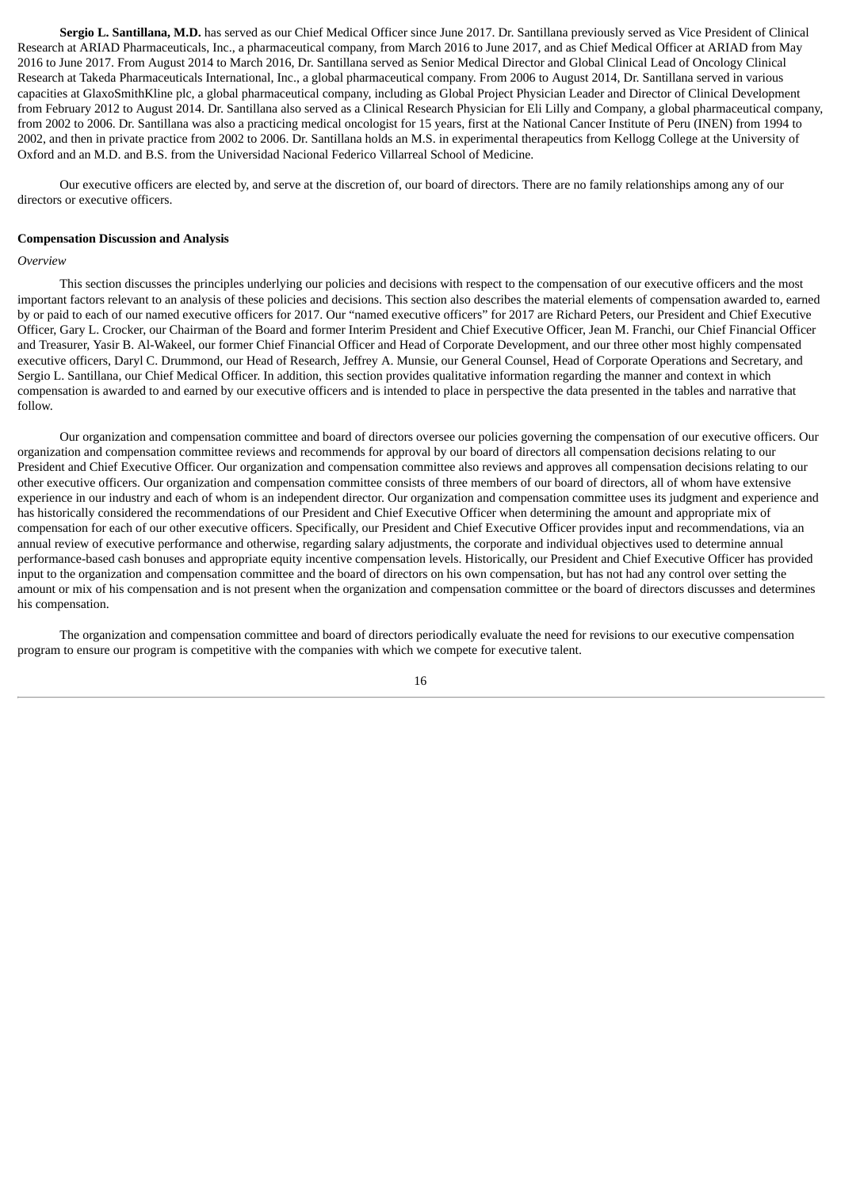**Sergio L. Santillana, M.D.** has served as our Chief Medical Officer since June 2017. Dr. Santillana previously served as Vice President of Clinical Research at ARIAD Pharmaceuticals, Inc., a pharmaceutical company, from March 2016 to June 2017, and as Chief Medical Officer at ARIAD from May 2016 to June 2017. From August 2014 to March 2016, Dr. Santillana served as Senior Medical Director and Global Clinical Lead of Oncology Clinical Research at Takeda Pharmaceuticals International, Inc., a global pharmaceutical company. From 2006 to August 2014, Dr. Santillana served in various capacities at GlaxoSmithKline plc, a global pharmaceutical company, including as Global Project Physician Leader and Director of Clinical Development from February 2012 to August 2014. Dr. Santillana also served as a Clinical Research Physician for Eli Lilly and Company, a global pharmaceutical company, from 2002 to 2006. Dr. Santillana was also a practicing medical oncologist for 15 years, first at the National Cancer Institute of Peru (INEN) from 1994 to 2002, and then in private practice from 2002 to 2006. Dr. Santillana holds an M.S. in experimental therapeutics from Kellogg College at the University of Oxford and an M.D. and B.S. from the Universidad Nacional Federico Villarreal School of Medicine.

Our executive officers are elected by, and serve at the discretion of, our board of directors. There are no family relationships among any of our directors or executive officers.

**Compensation Discussion and Analysis**

*Overview*

This section discusses the principles underlying our policies and decisions with respect to the compensation of our executive officers and the most important factors relevant to an analysis of these policies and decisions. This section also describes the material elements of compensation awarded to, earned by or paid to each of our named executive officers for 2017. Our "named executive officers" for 2017 are Richard Peters, our President and Chief Executive Officer, Gary L. Crocker, our Chairman of the Board and former Interim President and Chief Executive Officer, Jean M. Franchi, our Chief Financial Officer and Treasurer, Yasir B. Al-Wakeel, our former Chief Financial Officer and Head of Corporate Development, and our three other most highly compensated executive officers, Daryl C. Drummond, our Head of Research, Jeffrey A. Munsie, our General Counsel, Head of Corporate Operations and Secretary, and Sergio L. Santillana, our Chief Medical Officer. In addition, this section provides qualitative information regarding the manner and context in which compensation is awarded to and earned by our executive officers and is intended to place in perspective the data presented in the tables and narrative that follow.

Our organization and compensation committee and board of directors oversee our policies governing the compensation of our executive officers. Our organization and compensation committee reviews and recommends for approval by our board of directors all compensation decisions relating to our President and Chief Executive Officer. Our organization and compensation committee also reviews and approves all compensation decisions relating to our other executive officers. Our organization and compensation committee consists of three members of our board of directors, all of whom have extensive experience in our industry and each of whom is an independent director. Our organization and compensation committee uses its judgment and experience and has historically considered the recommendations of our President and Chief Executive Officer when determining the amount and appropriate mix of compensation for each of our other executive officers. Specifically, our President and Chief Executive Officer provides input and recommendations, via an annual review of executive performance and otherwise, regarding salary adjustments, the corporate and individual objectives used to determine annual performance-based cash bonuses and appropriate equity incentive compensation levels. Historically, our President and Chief Executive Officer has provided input to the organization and compensation committee and the board of directors on his own compensation, but has not had any control over setting the amount or mix of his compensation and is not present when the organization and compensation committee or the board of directors discusses and determines his compensation.

The organization and compensation committee and board of directors periodically evaluate the need for revisions to our executive compensation program to ensure our program is competitive with the companies with which we compete for executive talent.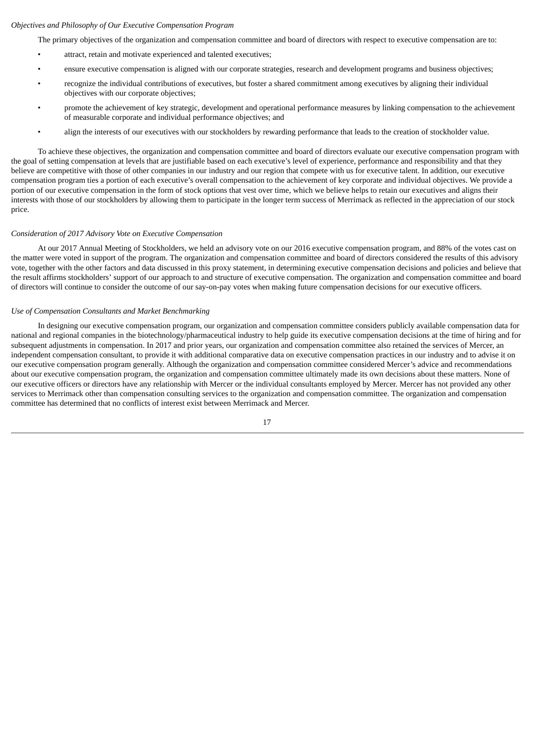*Objectives and Philosophy of Our Executive Compensation Program*

The primary objectives of the organization and compensation committee and board of directors with respect to executive compensation are to:

- attract, retain and motivate experienced and talented executives;
- ensure executive compensation is aligned with our corporate strategies, research and development programs and business objectives;
- recognize the individual contributions of executives, but foster a shared commitment among executives by aligning their individual objectives with our corporate objectives;
- promote the achievement of key strategic, development and operational performance measures by linking compensation to the achievement of measurable corporate and individual performance objectives; and
- align the interests of our executives with our stockholders by rewarding performance that leads to the creation of stockholder value.

To achieve these objectives, the organization and compensation committee and board of directors evaluate our executive compensation program with the goal of setting compensation at levels that are justifiable based on each executive's level of experience, performance and responsibility and that they believe are competitive with those of other companies in our industry and our region that compete with us for executive talent. In addition, our executive compensation program ties a portion of each executive's overall compensation to the achievement of key corporate and individual objectives. We provide a portion of our executive compensation in the form of stock options that vest over time, which we believe helps to retain our executives and aligns their interests with those of our stockholders by allowing them to participate in the longer term success of Merrimack as reflected in the appreciation of our stock price.

*Consideration of 2017 Advisory Vote on Executive Compensation*

At our 2017 Annual Meeting of Stockholders, we held an advisory vote on our 2016 executive compensation program, and 88% of the votes cast on the matter were voted in support of the program. The organization and compensation committee and board of directors considered the results of this advisory vote, together with the other factors and data discussed in this proxy statement, in determining executive compensation decisions and policies and believe that the result affirms stockholders' support of our approach to and structure of executive compensation. The organization and compensation committee and board of directors will continue to consider the outcome of our say-on-pay votes when making future compensation decisions for our executive officers.

*Use of Compensation Consultants and Market Benchmarking*

In designing our executive compensation program, our organization and compensation committee considers publicly available compensation data for national and regional companies in the biotechnology/pharmaceutical industry to help guide its executive compensation decisions at the time of hiring and for subsequent adjustments in compensation. In 2017 and prior years, our organization and compensation committee also retained the services of Mercer, an independent compensation consultant, to provide it with additional comparative data on executive compensation practices in our industry and to advise it on our executive compensation program generally. Although the organization and compensation committee considered Mercer's advice and recommendations about our executive compensation program, the organization and compensation committee ultimately made its own decisions about these matters. None of our executive officers or directors have any relationship with Mercer or the individual consultants employed by Mercer. Mercer has not provided any other services to Merrimack other than compensation consulting services to the organization and compensation committee. The organization and compensation committee has determined that no conflicts of interest exist between Merrimack and Mercer.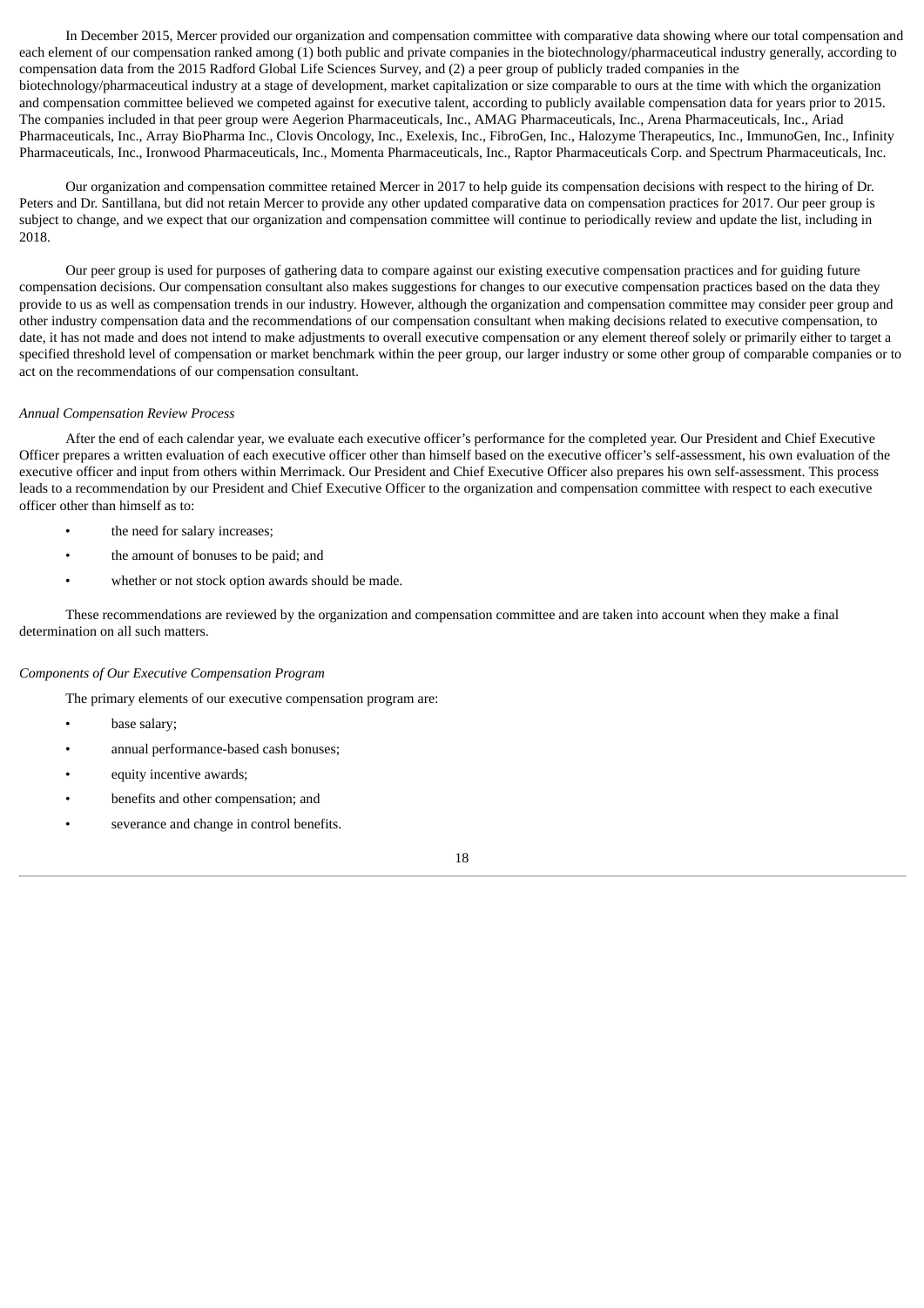In December 2015, Mercer provided our organization and compensation committee with comparative data showing where our total compensation and each element of our compensation ranked among (1) both public and private companies in the biotechnology/pharmaceutical industry generally, according to compensation data from the 2015 Radford Global Life Sciences Survey, and (2) a peer group of publicly traded companies in the biotechnology/pharmaceutical industry at a stage of development, market capitalization or size comparable to ours at the time with which the organization and compensation committee believed we competed against for executive talent, according to publicly available compensation data for years prior to 2015. The companies included in that peer group were Aegerion Pharmaceuticals, Inc., AMAG Pharmaceuticals, Inc., Arena Pharmaceuticals, Inc., Ariad Pharmaceuticals, Inc., Array BioPharma Inc., Clovis Oncology, Inc., Exelexis, Inc., FibroGen, Inc., Halozyme Therapeutics, Inc., ImmunoGen, Inc., Infinity Pharmaceuticals, Inc., Ironwood Pharmaceuticals, Inc., Momenta Pharmaceuticals, Inc., Raptor Pharmaceuticals Corp. and Spectrum Pharmaceuticals, Inc.

Our organization and compensation committee retained Mercer in 2017 to help guide its compensation decisions with respect to the hiring of Dr. Peters and Dr. Santillana, but did not retain Mercer to provide any other updated comparative data on compensation practices for 2017. Our peer group is subject to change, and we expect that our organization and compensation committee will continue to periodically review and update the list, including in 2018.

Our peer group is used for purposes of gathering data to compare against our existing executive compensation practices and for guiding future compensation decisions. Our compensation consultant also makes suggestions for changes to our executive compensation practices based on the data they provide to us as well as compensation trends in our industry. However, although the organization and compensation committee may consider peer group and other industry compensation data and the recommendations of our compensation consultant when making decisions related to executive compensation, to date, it has not made and does not intend to make adjustments to overall executive compensation or any element thereof solely or primarily either to target a specified threshold level of compensation or market benchmark within the peer group, our larger industry or some other group of comparable companies or to act on the recommendations of our compensation consultant.

*Annual Compensation Review Process*

After the end of each calendar year, we evaluate each executive officer's performance for the completed year. Our President and Chief Executive Officer prepares a written evaluation of each executive officer other than himself based on the executive officer's self-assessment, his own evaluation of the executive officer and input from others within Merrimack. Our President and Chief Executive Officer also prepares his own self-assessment. This process leads to a recommendation by our President and Chief Executive Officer to the organization and compensation committee with respect to each executive officer other than himself as to:

- the need for salary increases;
- the amount of bonuses to be paid; and
- whether or not stock option awards should be made.

These recommendations are reviewed by the organization and compensation committee and are taken into account when they make a final determination on all such matters.

*Components of Our Executive Compensation Program*

The primary elements of our executive compensation program are:

- base salary;
- annual performance-based cash bonuses;
- equity incentive awards;
- benefits and other compensation; and
- severance and change in control benefits.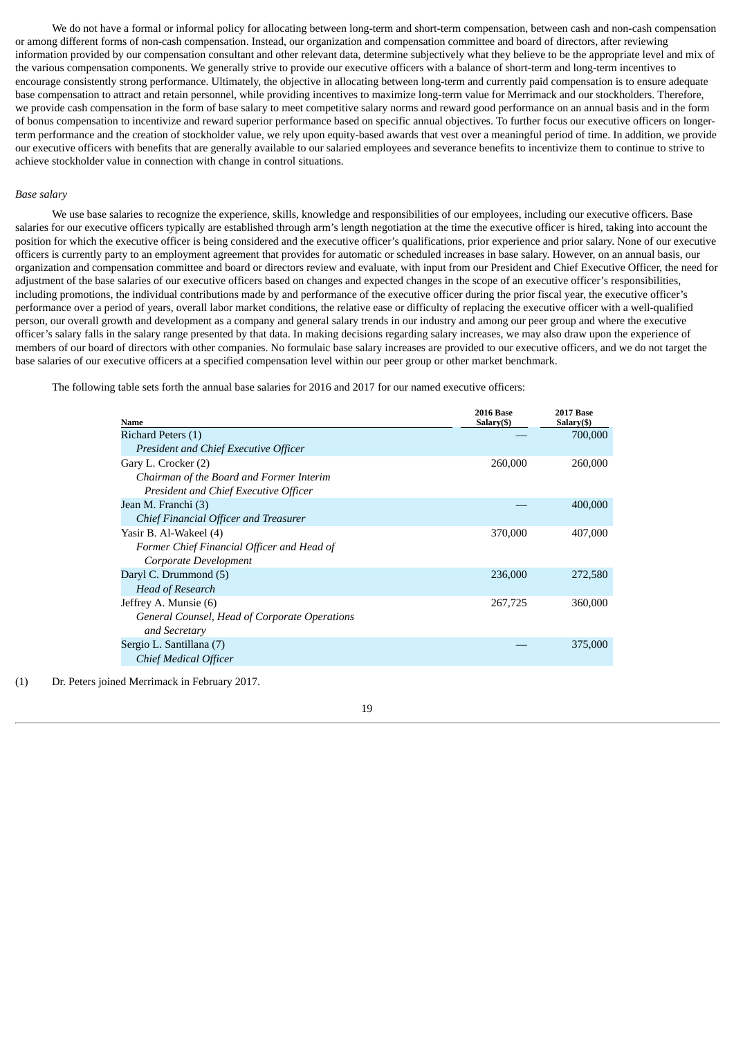We do not have a formal or informal policy for allocating between long-term and short-term compensation, between cash and non-cash compensation or among different forms of non-cash compensation. Instead, our organization and compensation committee and board of directors, after reviewing information provided by our compensation consultant and other relevant data, determine subjectively what they believe to be the appropriate level and mix of the various compensation components. We generally strive to provide our executive officers with a balance of short-term and long-term incentives to encourage consistently strong performance. Ultimately, the objective in allocating between long-term and currently paid compensation is to ensure adequate base compensation to attract and retain personnel, while providing incentives to maximize long-term value for Merrimack and our stockholders. Therefore, we provide cash compensation in the form of base salary to meet competitive salary norms and reward good performance on an annual basis and in the form of bonus compensation to incentivize and reward superior performance based on specific annual objectives. To further focus our executive officers on longer-term performance and the creation of stockholder value, we rely upon equity-based awards that vest over a meaningful period of time. In addition, we provide our executive officers with benefits that are generally available to our salaried employees and severance benefits to incentivize them to continue to strive to achieve stockholder value in connection with change in control situations.

*Base salary*

We use base salaries to recognize the experience, skills, knowledge and responsibilities of our employees, including our executive officers. Base salaries for our executive officers typically are established through arm's length negotiation at the time the executive officer is hired, taking into account the position for which the executive officer is being considered and the executive officer's qualifications, prior experience and prior salary. None of our executive officers is currently party to an employment agreement that provides for automatic or scheduled increases in base salary. However, on an annual basis, our organization and compensation committee and board or directors review and evaluate, with input from our President and Chief Executive Officer, the need for adjustment of the base salaries of our executive officers based on changes and expected changes in the scope of an executive officer's responsibilities, including promotions, the individual contributions made by and performance of the executive officer during the prior fiscal year, the executive officer's performance over a period of years, overall labor market conditions, the relative ease or difficulty of replacing the executive officer with a well-qualified person, our overall growth and development as a company and general salary trends in our industry and among our peer group and where the executive officer's salary falls in the salary range presented by that data. In making decisions regarding salary increases, we may also draw upon the experience of members of our board of directors with other companies. No formulaic base salary increases are provided to our executive officers, and we do not target the base salaries of our executive officers at a specified compensation level within our peer group or other market benchmark.

The following table sets forth the annual base salaries for 2016 and 2017 for our named executive officers:

| Name | 2016 Base Salary($) | 2017 Base Salary($) |
|---|---|---|
| Richard Peters (1)<br>*President and Chief Executive Officer* | — | 700,000 |
| Gary L. Crocker (2)<br>*Chairman of the Board and Former Interim President and Chief Executive Officer* | 260,000 | 260,000 |
| Jean M. Franchi (3)<br>*Chief Financial Officer and Treasurer* | — | 400,000 |
| Yasir B. Al-Wakeel (4)<br>*Former Chief Financial Officer and Head of Corporate Development* | 370,000 | 407,000 |
| Daryl C. Drummond (5)<br>*Head of Research* | 236,000 | 272,580 |
| Jeffrey A. Munsie (6)<br>*General Counsel, Head of Corporate Operations and Secretary* | 267,725 | 360,000 |
| Sergio L. Santillana (7)<br>*Chief Medical Officer* | — | 375,000 |

(1) Dr. Peters joined Merrimack in February 2017.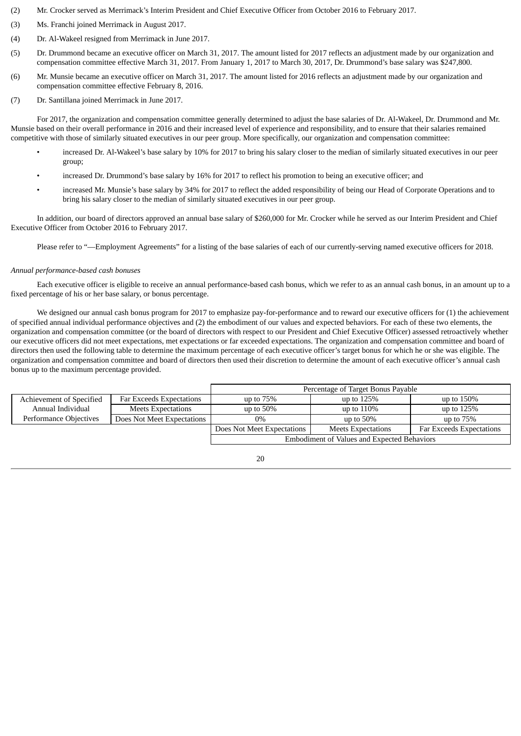(2) Mr. Crocker served as Merrimack's Interim President and Chief Executive Officer from October 2016 to February 2017.

(3) Ms. Franchi joined Merrimack in August 2017.

(4) Dr. Al-Wakeel resigned from Merrimack in June 2017.

(5) Dr. Drummond became an executive officer on March 31, 2017. The amount listed for 2017 reflects an adjustment made by our organization and compensation committee effective March 31, 2017. From January 1, 2017 to March 30, 2017, Dr. Drummond's base salary was $247,800.

(6) Mr. Munsie became an executive officer on March 31, 2017. The amount listed for 2016 reflects an adjustment made by our organization and compensation committee effective February 8, 2016.

(7) Dr. Santillana joined Merrimack in June 2017.

For 2017, the organization and compensation committee generally determined to adjust the base salaries of Dr. Al-Wakeel, Dr. Drummond and Mr. Munsie based on their overall performance in 2016 and their increased level of experience and responsibility, and to ensure that their salaries remained competitive with those of similarly situated executives in our peer group. More specifically, our organization and compensation committee:

- increased Dr. Al-Wakeel's base salary by 10% for 2017 to bring his salary closer to the median of similarly situated executives in our peer group;
- increased Dr. Drummond's base salary by 16% for 2017 to reflect his promotion to being an executive officer; and
- increased Mr. Munsie's base salary by 34% for 2017 to reflect the added responsibility of being our Head of Corporate Operations and to bring his salary closer to the median of similarly situated executives in our peer group.

In addition, our board of directors approved an annual base salary of $260,000 for Mr. Crocker while he served as our Interim President and Chief Executive Officer from October 2016 to February 2017.

Please refer to "—Employment Agreements" for a listing of the base salaries of each of our currently-serving named executive officers for 2018.

*Annual performance-based cash bonuses*

Each executive officer is eligible to receive an annual performance-based cash bonus, which we refer to as an annual cash bonus, in an amount up to a fixed percentage of his or her base salary, or bonus percentage.

We designed our annual cash bonus program for 2017 to emphasize pay-for-performance and to reward our executive officers for (1) the achievement of specified annual individual performance objectives and (2) the embodiment of our values and expected behaviors. For each of these two elements, the organization and compensation committee (or the board of directors with respect to our President and Chief Executive Officer) assessed retroactively whether our executive officers did not meet expectations, met expectations or far exceeded expectations. The organization and compensation committee and board of directors then used the following table to determine the maximum percentage of each executive officer's target bonus for which he or she was eligible. The organization and compensation committee and board of directors then used their discretion to determine the amount of each executive officer's annual cash bonus up to the maximum percentage provided.

| | | Percentage of Target Bonus Payable | | |
|---|---|---|---|---|
| Achievement of Specified Annual Individual Performance Objectives | Far Exceeds Expectations | up to 75% | up to 125% | up to 150% |
| | Meets Expectations | up to 50% | up to 110% | up to 125% |
| | Does Not Meet Expectations | 0% | up to 50% | up to 75% |
| | | Does Not Meet Expectations | Meets Expectations | Far Exceeds Expectations |
| | | Embodiment of Values and Expected Behaviors | | |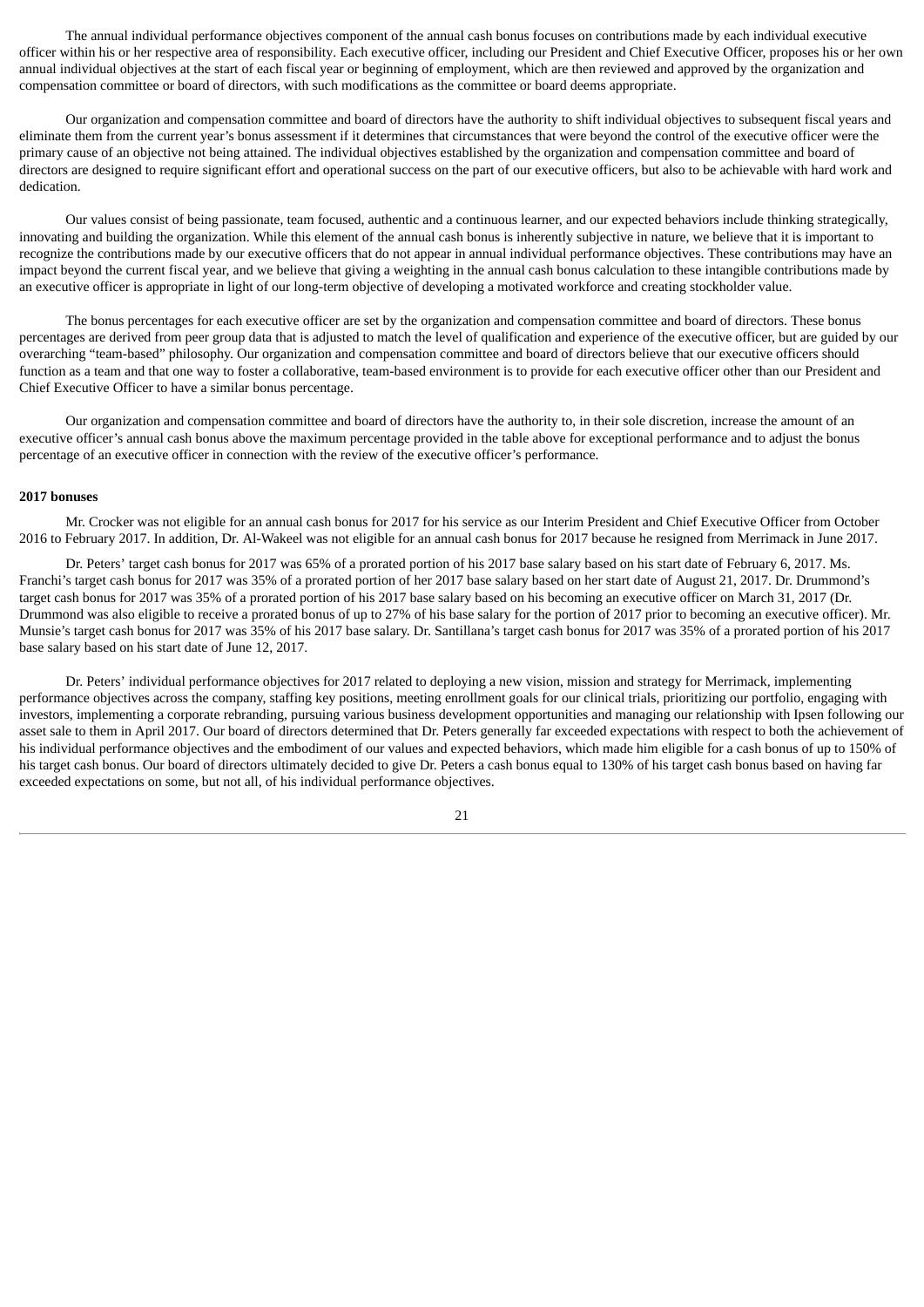The annual individual performance objectives component of the annual cash bonus focuses on contributions made by each individual executive officer within his or her respective area of responsibility. Each executive officer, including our President and Chief Executive Officer, proposes his or her own annual individual objectives at the start of each fiscal year or beginning of employment, which are then reviewed and approved by the organization and compensation committee or board of directors, with such modifications as the committee or board deems appropriate.

Our organization and compensation committee and board of directors have the authority to shift individual objectives to subsequent fiscal years and eliminate them from the current year's bonus assessment if it determines that circumstances that were beyond the control of the executive officer were the primary cause of an objective not being attained. The individual objectives established by the organization and compensation committee and board of directors are designed to require significant effort and operational success on the part of our executive officers, but also to be achievable with hard work and dedication.

Our values consist of being passionate, team focused, authentic and a continuous learner, and our expected behaviors include thinking strategically, innovating and building the organization. While this element of the annual cash bonus is inherently subjective in nature, we believe that it is important to recognize the contributions made by our executive officers that do not appear in annual individual performance objectives. These contributions may have an impact beyond the current fiscal year, and we believe that giving a weighting in the annual cash bonus calculation to these intangible contributions made by an executive officer is appropriate in light of our long-term objective of developing a motivated workforce and creating stockholder value.

The bonus percentages for each executive officer are set by the organization and compensation committee and board of directors. These bonus percentages are derived from peer group data that is adjusted to match the level of qualification and experience of the executive officer, but are guided by our overarching "team-based" philosophy. Our organization and compensation committee and board of directors believe that our executive officers should function as a team and that one way to foster a collaborative, team-based environment is to provide for each executive officer other than our President and Chief Executive Officer to have a similar bonus percentage.

Our organization and compensation committee and board of directors have the authority to, in their sole discretion, increase the amount of an executive officer's annual cash bonus above the maximum percentage provided in the table above for exceptional performance and to adjust the bonus percentage of an executive officer in connection with the review of the executive officer's performance.

**2017 bonuses**

Mr. Crocker was not eligible for an annual cash bonus for 2017 for his service as our Interim President and Chief Executive Officer from October 2016 to February 2017. In addition, Dr. Al-Wakeel was not eligible for an annual cash bonus for 2017 because he resigned from Merrimack in June 2017.

Dr. Peters' target cash bonus for 2017 was 65% of a prorated portion of his 2017 base salary based on his start date of February 6, 2017. Ms. Franchi's target cash bonus for 2017 was 35% of a prorated portion of her 2017 base salary based on her start date of August 21, 2017. Dr. Drummond's target cash bonus for 2017 was 35% of a prorated portion of his 2017 base salary based on his becoming an executive officer on March 31, 2017 (Dr. Drummond was also eligible to receive a prorated bonus of up to 27% of his base salary for the portion of 2017 prior to becoming an executive officer). Mr. Munsie's target cash bonus for 2017 was 35% of his 2017 base salary. Dr. Santillana's target cash bonus for 2017 was 35% of a prorated portion of his 2017 base salary based on his start date of June 12, 2017.

Dr. Peters' individual performance objectives for 2017 related to deploying a new vision, mission and strategy for Merrimack, implementing performance objectives across the company, staffing key positions, meeting enrollment goals for our clinical trials, prioritizing our portfolio, engaging with investors, implementing a corporate rebranding, pursuing various business development opportunities and managing our relationship with Ipsen following our asset sale to them in April 2017. Our board of directors determined that Dr. Peters generally far exceeded expectations with respect to both the achievement of his individual performance objectives and the embodiment of our values and expected behaviors, which made him eligible for a cash bonus of up to 150% of his target cash bonus. Our board of directors ultimately decided to give Dr. Peters a cash bonus equal to 130% of his target cash bonus based on having far exceeded expectations on some, but not all, of his individual performance objectives.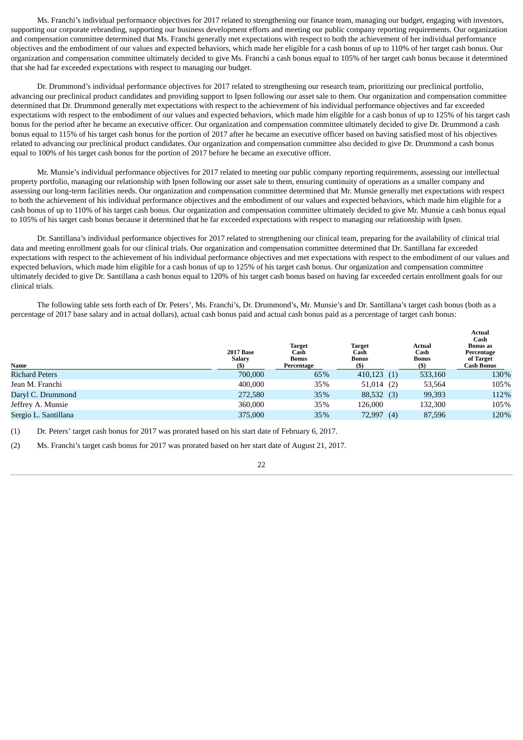Ms. Franchi's individual performance objectives for 2017 related to strengthening our finance team, managing our budget, engaging with investors, supporting our corporate rebranding, supporting our business development efforts and meeting our public company reporting requirements. Our organization and compensation committee determined that Ms. Franchi generally met expectations with respect to both the achievement of her individual performance objectives and the embodiment of our values and expected behaviors, which made her eligible for a cash bonus of up to 110% of her target cash bonus. Our organization and compensation committee ultimately decided to give Ms. Franchi a cash bonus equal to 105% of her target cash bonus because it determined that she had far exceeded expectations with respect to managing our budget.

Dr. Drummond's individual performance objectives for 2017 related to strengthening our research team, prioritizing our preclinical portfolio, advancing our preclinical product candidates and providing support to Ipsen following our asset sale to them. Our organization and compensation committee determined that Dr. Drummond generally met expectations with respect to the achievement of his individual performance objectives and far exceeded expectations with respect to the embodiment of our values and expected behaviors, which made him eligible for a cash bonus of up to 125% of his target cash bonus for the period after he became an executive officer. Our organization and compensation committee ultimately decided to give Dr. Drummond a cash bonus equal to 115% of his target cash bonus for the portion of 2017 after he became an executive officer based on having satisfied most of his objectives related to advancing our preclinical product candidates. Our organization and compensation committee also decided to give Dr. Drummond a cash bonus equal to 100% of his target cash bonus for the portion of 2017 before he became an executive officer.

Mr. Munsie's individual performance objectives for 2017 related to meeting our public company reporting requirements, assessing our intellectual property portfolio, managing our relationship with Ipsen following our asset sale to them, ensuring continuity of operations as a smaller company and assessing our long-term facilities needs. Our organization and compensation committee determined that Mr. Munsie generally met expectations with respect to both the achievement of his individual performance objectives and the embodiment of our values and expected behaviors, which made him eligible for a cash bonus of up to 110% of his target cash bonus. Our organization and compensation committee ultimately decided to give Mr. Munsie a cash bonus equal to 105% of his target cash bonus because it determined that he far exceeded expectations with respect to managing our relationship with Ipsen.

Dr. Santillana's individual performance objectives for 2017 related to strengthening our clinical team, preparing for the availability of clinical trial data and meeting enrollment goals for our clinical trials. Our organization and compensation committee determined that Dr. Santillana far exceeded expectations with respect to the achievement of his individual performance objectives and met expectations with respect to the embodiment of our values and expected behaviors, which made him eligible for a cash bonus of up to 125% of his target cash bonus. Our organization and compensation committee ultimately decided to give Dr. Santillana a cash bonus equal to 120% of his target cash bonus based on having far exceeded certain enrollment goals for our clinical trials.

The following table sets forth each of Dr. Peters', Ms. Franchi's, Dr. Drummond's, Mr. Munsie's and Dr. Santillana's target cash bonus (both as a percentage of 2017 base salary and in actual dollars), actual cash bonus paid and actual cash bonus paid as a percentage of target cash bonus:

| Name | 2017 Base Salary ($) | Target Cash Bonus Percentage | Target Cash Bonus ($) | Actual Cash Bonus ($) | Actual Cash Bonus as Percentage of Target Cash Bonus |
|---|---|---|---|---|---|
| Richard Peters | 700,000 | 65% | 410,123 (1) | 533,160 | 130% |
| Jean M. Franchi | 400,000 | 35% | 51,014 (2) | 53,564 | 105% |
| Daryl C. Drummond | 272,580 | 35% | 88,532 (3) | 99,393 | 112% |
| Jeffrey A. Munsie | 360,000 | 35% | 126,000 | 132,300 | 105% |
| Sergio L. Santillana | 375,000 | 35% | 72,997 (4) | 87,596 | 120% |

(1) Dr. Peters' target cash bonus for 2017 was prorated based on his start date of February 6, 2017.

(2) Ms. Franchi's target cash bonus for 2017 was prorated based on her start date of August 21, 2017.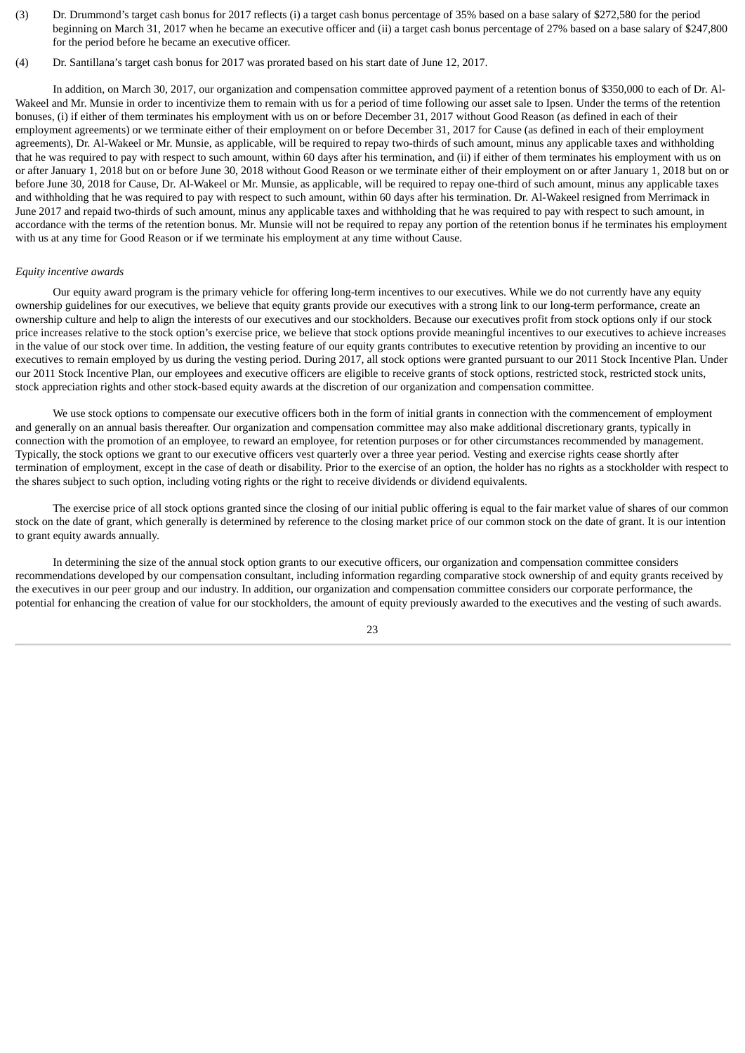(3) Dr. Drummond's target cash bonus for 2017 reflects (i) a target cash bonus percentage of 35% based on a base salary of $272,580 for the period beginning on March 31, 2017 when he became an executive officer and (ii) a target cash bonus percentage of 27% based on a base salary of $247,800 for the period before he became an executive officer.

(4) Dr. Santillana's target cash bonus for 2017 was prorated based on his start date of June 12, 2017.

In addition, on March 30, 2017, our organization and compensation committee approved payment of a retention bonus of $350,000 to each of Dr. Al-Wakeel and Mr. Munsie in order to incentivize them to remain with us for a period of time following our asset sale to Ipsen. Under the terms of the retention bonuses, (i) if either of them terminates his employment with us on or before December 31, 2017 without Good Reason (as defined in each of their employment agreements) or we terminate either of their employment on or before December 31, 2017 for Cause (as defined in each of their employment agreements), Dr. Al-Wakeel or Mr. Munsie, as applicable, will be required to repay two-thirds of such amount, minus any applicable taxes and withholding that he was required to pay with respect to such amount, within 60 days after his termination, and (ii) if either of them terminates his employment with us on or after January 1, 2018 but on or before June 30, 2018 without Good Reason or we terminate either of their employment on or after January 1, 2018 but on or before June 30, 2018 for Cause, Dr. Al-Wakeel or Mr. Munsie, as applicable, will be required to repay one-third of such amount, minus any applicable taxes and withholding that he was required to pay with respect to such amount, within 60 days after his termination. Dr. Al-Wakeel resigned from Merrimack in June 2017 and repaid two-thirds of such amount, minus any applicable taxes and withholding that he was required to pay with respect to such amount, in accordance with the terms of the retention bonus. Mr. Munsie will not be required to repay any portion of the retention bonus if he terminates his employment with us at any time for Good Reason or if we terminate his employment at any time without Cause.

*Equity incentive awards*

Our equity award program is the primary vehicle for offering long-term incentives to our executives. While we do not currently have any equity ownership guidelines for our executives, we believe that equity grants provide our executives with a strong link to our long-term performance, create an ownership culture and help to align the interests of our executives and our stockholders. Because our executives profit from stock options only if our stock price increases relative to the stock option's exercise price, we believe that stock options provide meaningful incentives to our executives to achieve increases in the value of our stock over time. In addition, the vesting feature of our equity grants contributes to executive retention by providing an incentive to our executives to remain employed by us during the vesting period. During 2017, all stock options were granted pursuant to our 2011 Stock Incentive Plan. Under our 2011 Stock Incentive Plan, our employees and executive officers are eligible to receive grants of stock options, restricted stock, restricted stock units, stock appreciation rights and other stock-based equity awards at the discretion of our organization and compensation committee.

We use stock options to compensate our executive officers both in the form of initial grants in connection with the commencement of employment and generally on an annual basis thereafter. Our organization and compensation committee may also make additional discretionary grants, typically in connection with the promotion of an employee, to reward an employee, for retention purposes or for other circumstances recommended by management. Typically, the stock options we grant to our executive officers vest quarterly over a three year period. Vesting and exercise rights cease shortly after termination of employment, except in the case of death or disability. Prior to the exercise of an option, the holder has no rights as a stockholder with respect to the shares subject to such option, including voting rights or the right to receive dividends or dividend equivalents.

The exercise price of all stock options granted since the closing of our initial public offering is equal to the fair market value of shares of our common stock on the date of grant, which generally is determined by reference to the closing market price of our common stock on the date of grant. It is our intention to grant equity awards annually.

In determining the size of the annual stock option grants to our executive officers, our organization and compensation committee considers recommendations developed by our compensation consultant, including information regarding comparative stock ownership of and equity grants received by the executives in our peer group and our industry. In addition, our organization and compensation committee considers our corporate performance, the potential for enhancing the creation of value for our stockholders, the amount of equity previously awarded to the executives and the vesting of such awards.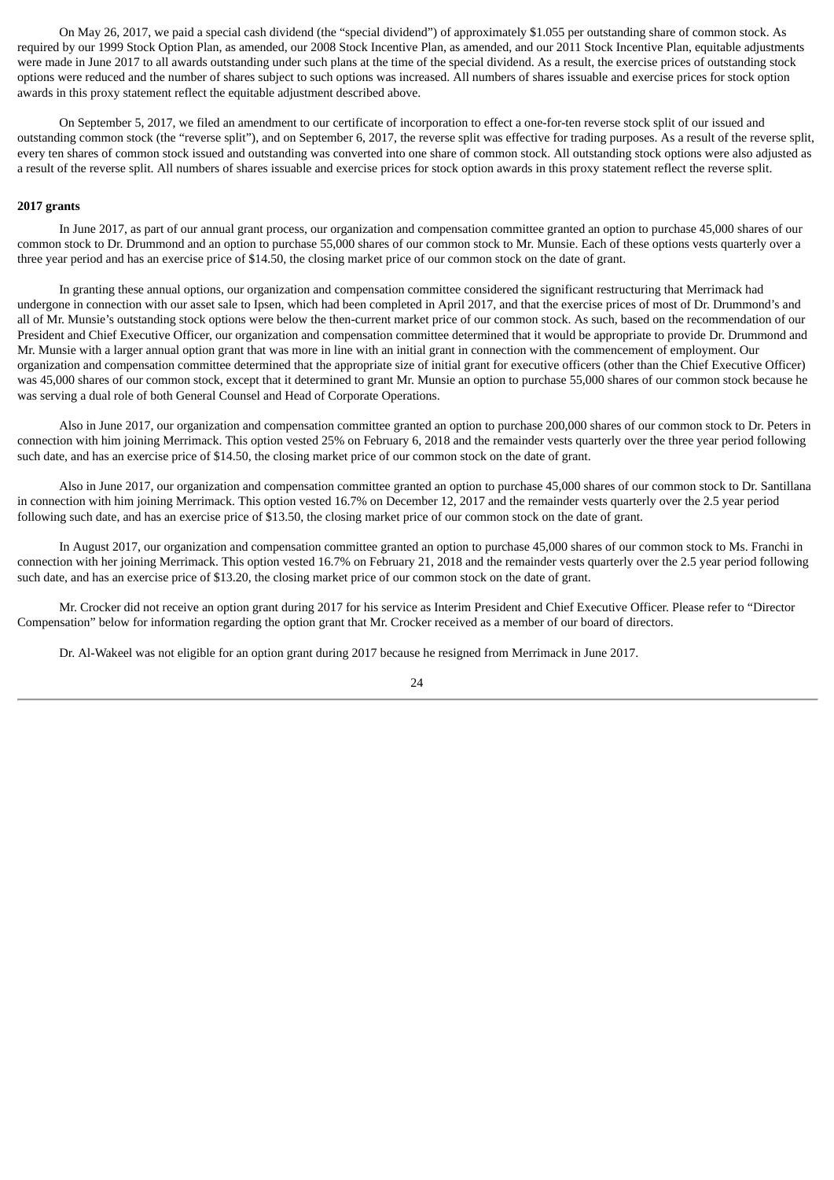On May 26, 2017, we paid a special cash dividend (the "special dividend") of approximately $1.055 per outstanding share of common stock. As required by our 1999 Stock Option Plan, as amended, our 2008 Stock Incentive Plan, as amended, and our 2011 Stock Incentive Plan, equitable adjustments were made in June 2017 to all awards outstanding under such plans at the time of the special dividend. As a result, the exercise prices of outstanding stock options were reduced and the number of shares subject to such options was increased. All numbers of shares issuable and exercise prices for stock option awards in this proxy statement reflect the equitable adjustment described above.

On September 5, 2017, we filed an amendment to our certificate of incorporation to effect a one-for-ten reverse stock split of our issued and outstanding common stock (the "reverse split"), and on September 6, 2017, the reverse split was effective for trading purposes. As a result of the reverse split, every ten shares of common stock issued and outstanding was converted into one share of common stock. All outstanding stock options were also adjusted as a result of the reverse split. All numbers of shares issuable and exercise prices for stock option awards in this proxy statement reflect the reverse split.

**2017 grants**

In June 2017, as part of our annual grant process, our organization and compensation committee granted an option to purchase 45,000 shares of our common stock to Dr. Drummond and an option to purchase 55,000 shares of our common stock to Mr. Munsie. Each of these options vests quarterly over a three year period and has an exercise price of $14.50, the closing market price of our common stock on the date of grant.

In granting these annual options, our organization and compensation committee considered the significant restructuring that Merrimack had undergone in connection with our asset sale to Ipsen, which had been completed in April 2017, and that the exercise prices of most of Dr. Drummond's and all of Mr. Munsie's outstanding stock options were below the then-current market price of our common stock. As such, based on the recommendation of our President and Chief Executive Officer, our organization and compensation committee determined that it would be appropriate to provide Dr. Drummond and Mr. Munsie with a larger annual option grant that was more in line with an initial grant in connection with the commencement of employment. Our organization and compensation committee determined that the appropriate size of initial grant for executive officers (other than the Chief Executive Officer) was 45,000 shares of our common stock, except that it determined to grant Mr. Munsie an option to purchase 55,000 shares of our common stock because he was serving a dual role of both General Counsel and Head of Corporate Operations.

Also in June 2017, our organization and compensation committee granted an option to purchase 200,000 shares of our common stock to Dr. Peters in connection with him joining Merrimack. This option vested 25% on February 6, 2018 and the remainder vests quarterly over the three year period following such date, and has an exercise price of $14.50, the closing market price of our common stock on the date of grant.

Also in June 2017, our organization and compensation committee granted an option to purchase 45,000 shares of our common stock to Dr. Santillana in connection with him joining Merrimack. This option vested 16.7% on December 12, 2017 and the remainder vests quarterly over the 2.5 year period following such date, and has an exercise price of $13.50, the closing market price of our common stock on the date of grant.

In August 2017, our organization and compensation committee granted an option to purchase 45,000 shares of our common stock to Ms. Franchi in connection with her joining Merrimack. This option vested 16.7% on February 21, 2018 and the remainder vests quarterly over the 2.5 year period following such date, and has an exercise price of $13.20, the closing market price of our common stock on the date of grant.

Mr. Crocker did not receive an option grant during 2017 for his service as Interim President and Chief Executive Officer. Please refer to "Director Compensation" below for information regarding the option grant that Mr. Crocker received as a member of our board of directors.

Dr. Al-Wakeel was not eligible for an option grant during 2017 because he resigned from Merrimack in June 2017.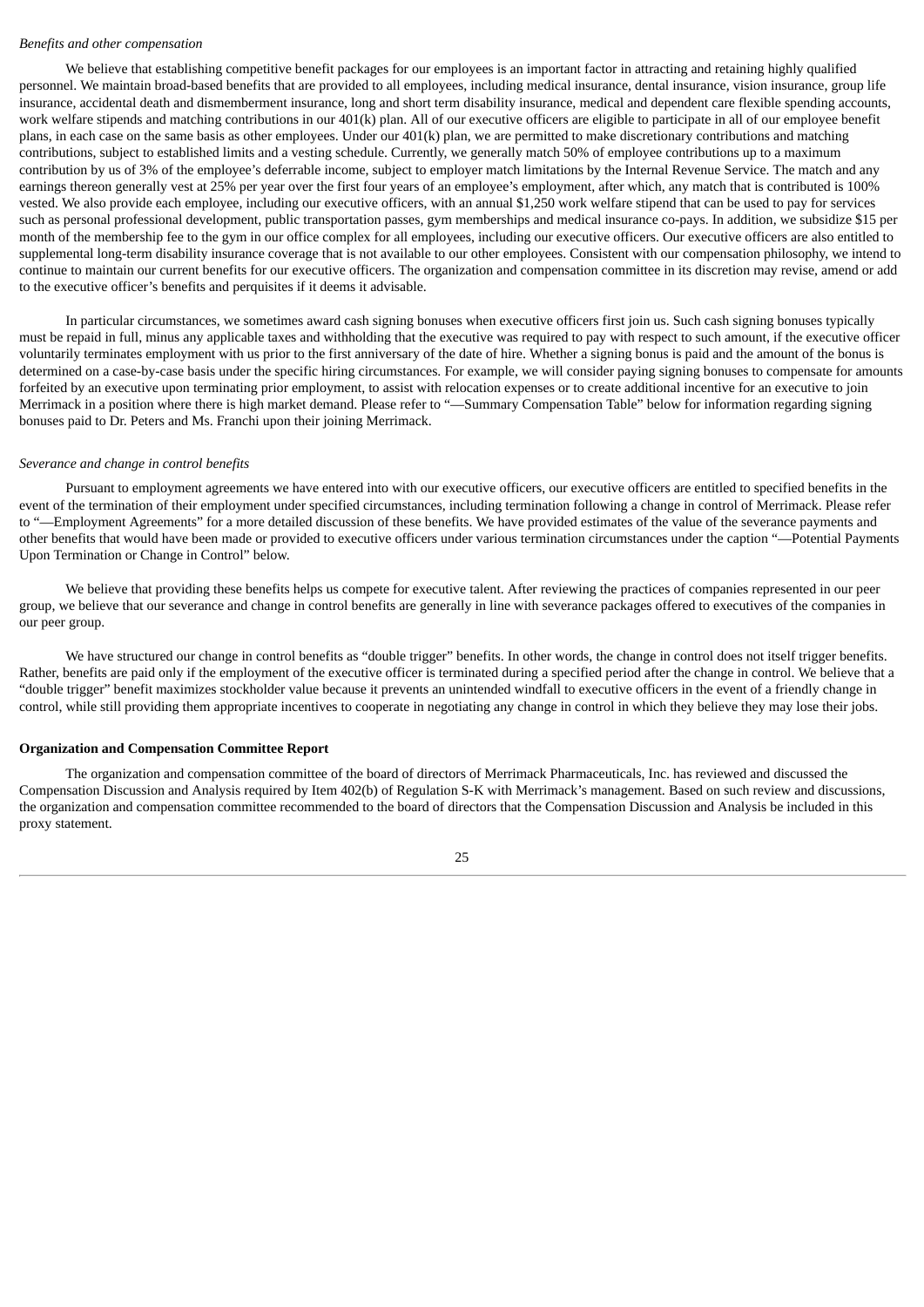*Benefits and other compensation*

We believe that establishing competitive benefit packages for our employees is an important factor in attracting and retaining highly qualified personnel. We maintain broad-based benefits that are provided to all employees, including medical insurance, dental insurance, vision insurance, group life insurance, accidental death and dismemberment insurance, long and short term disability insurance, medical and dependent care flexible spending accounts, work welfare stipends and matching contributions in our 401(k) plan. All of our executive officers are eligible to participate in all of our employee benefit plans, in each case on the same basis as other employees. Under our 401(k) plan, we are permitted to make discretionary contributions and matching contributions, subject to established limits and a vesting schedule. Currently, we generally match 50% of employee contributions up to a maximum contribution by us of 3% of the employee's deferrable income, subject to employer match limitations by the Internal Revenue Service. The match and any earnings thereon generally vest at 25% per year over the first four years of an employee's employment, after which, any match that is contributed is 100% vested. We also provide each employee, including our executive officers, with an annual $1,250 work welfare stipend that can be used to pay for services such as personal professional development, public transportation passes, gym memberships and medical insurance co-pays. In addition, we subsidize $15 per month of the membership fee to the gym in our office complex for all employees, including our executive officers. Our executive officers are also entitled to supplemental long-term disability insurance coverage that is not available to our other employees. Consistent with our compensation philosophy, we intend to continue to maintain our current benefits for our executive officers. The organization and compensation committee in its discretion may revise, amend or add to the executive officer's benefits and perquisites if it deems it advisable.

In particular circumstances, we sometimes award cash signing bonuses when executive officers first join us. Such cash signing bonuses typically must be repaid in full, minus any applicable taxes and withholding that the executive was required to pay with respect to such amount, if the executive officer voluntarily terminates employment with us prior to the first anniversary of the date of hire. Whether a signing bonus is paid and the amount of the bonus is determined on a case-by-case basis under the specific hiring circumstances. For example, we will consider paying signing bonuses to compensate for amounts forfeited by an executive upon terminating prior employment, to assist with relocation expenses or to create additional incentive for an executive to join Merrimack in a position where there is high market demand. Please refer to "—Summary Compensation Table" below for information regarding signing bonuses paid to Dr. Peters and Ms. Franchi upon their joining Merrimack.

*Severance and change in control benefits*

Pursuant to employment agreements we have entered into with our executive officers, our executive officers are entitled to specified benefits in the event of the termination of their employment under specified circumstances, including termination following a change in control of Merrimack. Please refer to "—Employment Agreements" for a more detailed discussion of these benefits. We have provided estimates of the value of the severance payments and other benefits that would have been made or provided to executive officers under various termination circumstances under the caption "—Potential Payments Upon Termination or Change in Control" below.

We believe that providing these benefits helps us compete for executive talent. After reviewing the practices of companies represented in our peer group, we believe that our severance and change in control benefits are generally in line with severance packages offered to executives of the companies in our peer group.

We have structured our change in control benefits as "double trigger" benefits. In other words, the change in control does not itself trigger benefits. Rather, benefits are paid only if the employment of the executive officer is terminated during a specified period after the change in control. We believe that a "double trigger" benefit maximizes stockholder value because it prevents an unintended windfall to executive officers in the event of a friendly change in control, while still providing them appropriate incentives to cooperate in negotiating any change in control in which they believe they may lose their jobs.

**Organization and Compensation Committee Report**

The organization and compensation committee of the board of directors of Merrimack Pharmaceuticals, Inc. has reviewed and discussed the Compensation Discussion and Analysis required by Item 402(b) of Regulation S-K with Merrimack's management. Based on such review and discussions, the organization and compensation committee recommended to the board of directors that the Compensation Discussion and Analysis be included in this proxy statement.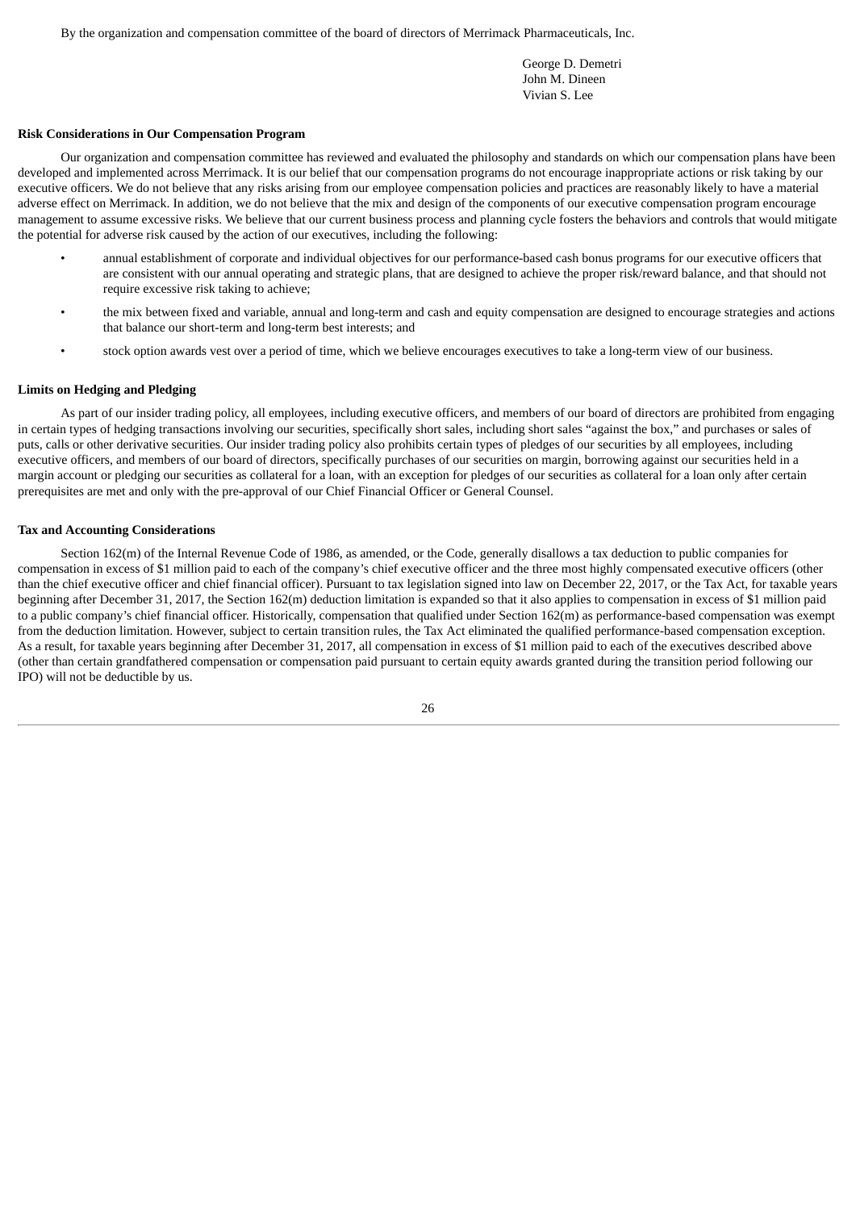By the organization and compensation committee of the board of directors of Merrimack Pharmaceuticals, Inc.

George D. Demetri
John M. Dineen
Vivian S. Lee

**Risk Considerations in Our Compensation Program**

Our organization and compensation committee has reviewed and evaluated the philosophy and standards on which our compensation plans have been developed and implemented across Merrimack. It is our belief that our compensation programs do not encourage inappropriate actions or risk taking by our executive officers. We do not believe that any risks arising from our employee compensation policies and practices are reasonably likely to have a material adverse effect on Merrimack. In addition, we do not believe that the mix and design of the components of our executive compensation program encourage management to assume excessive risks. We believe that our current business process and planning cycle fosters the behaviors and controls that would mitigate the potential for adverse risk caused by the action of our executives, including the following:

- annual establishment of corporate and individual objectives for our performance-based cash bonus programs for our executive officers that are consistent with our annual operating and strategic plans, that are designed to achieve the proper risk/reward balance, and that should not require excessive risk taking to achieve;
- the mix between fixed and variable, annual and long-term and cash and equity compensation are designed to encourage strategies and actions that balance our short-term and long-term best interests; and
- stock option awards vest over a period of time, which we believe encourages executives to take a long-term view of our business.

**Limits on Hedging and Pledging**

As part of our insider trading policy, all employees, including executive officers, and members of our board of directors are prohibited from engaging in certain types of hedging transactions involving our securities, specifically short sales, including short sales "against the box," and purchases or sales of puts, calls or other derivative securities. Our insider trading policy also prohibits certain types of pledges of our securities by all employees, including executive officers, and members of our board of directors, specifically purchases of our securities on margin, borrowing against our securities held in a margin account or pledging our securities as collateral for a loan, with an exception for pledges of our securities as collateral for a loan only after certain prerequisites are met and only with the pre-approval of our Chief Financial Officer or General Counsel.

**Tax and Accounting Considerations**

Section 162(m) of the Internal Revenue Code of 1986, as amended, or the Code, generally disallows a tax deduction to public companies for compensation in excess of $1 million paid to each of the company's chief executive officer and the three most highly compensated executive officers (other than the chief executive officer and chief financial officer). Pursuant to tax legislation signed into law on December 22, 2017, or the Tax Act, for taxable years beginning after December 31, 2017, the Section 162(m) deduction limitation is expanded so that it also applies to compensation in excess of $1 million paid to a public company's chief financial officer. Historically, compensation that qualified under Section 162(m) as performance-based compensation was exempt from the deduction limitation. However, subject to certain transition rules, the Tax Act eliminated the qualified performance-based compensation exception. As a result, for taxable years beginning after December 31, 2017, all compensation in excess of $1 million paid to each of the executives described above (other than certain grandfathered compensation or compensation paid pursuant to certain equity awards granted during the transition period following our IPO) will not be deductible by us.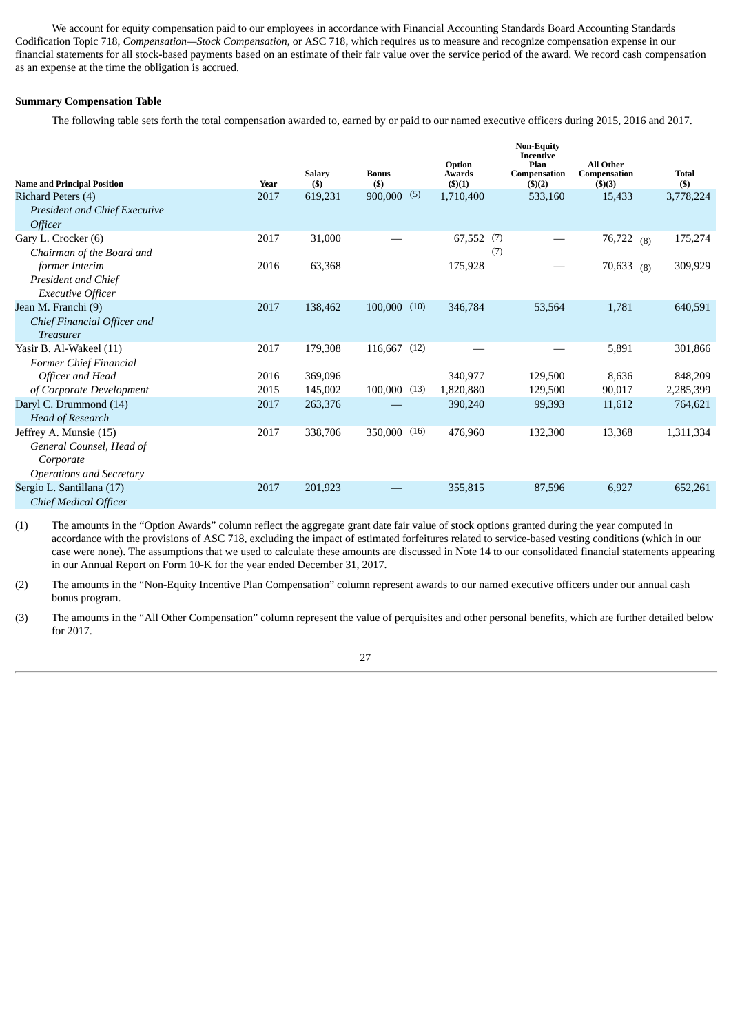We account for equity compensation paid to our employees in accordance with Financial Accounting Standards Board Accounting Standards Codification Topic 718, *Compensation—Stock Compensation*, or ASC 718, which requires us to measure and recognize compensation expense in our financial statements for all stock-based payments based on an estimate of their fair value over the service period of the award. We record cash compensation as an expense at the time the obligation is accrued.

**Summary Compensation Table**

The following table sets forth the total compensation awarded to, earned by or paid to our named executive officers during 2015, 2016 and 2017.

| Name and Principal Position | Year | Salary ($) | Bonus ($) | Option Awards ($)(1) | Non-Equity Incentive Plan Compensation ($)(2) | All Other Compensation ($)(3) | Total ($) |
|---|---|---|---|---|---|---|---|
| Richard Peters (4)<br>*President and Chief Executive Officer* | 2017 | 619,231 | 900,000 (5) | 1,710,400 | 533,160 | 15,433 | 3,778,224 |
| Gary L. Crocker (6)<br>*Chairman of the Board and* | 2017 | 31,000 | — | 67,552 (7) | — | 76,722 (8) | 175,274 |
| *former Interim President and Chief Executive Officer* | 2016 | 63,368 | | 175,928 (7) | — | 70,633 (8) | 309,929 |
| Jean M. Franchi (9)<br>*Chief Financial Officer and Treasurer* | 2017 | 138,462 | 100,000 (10) | 346,784 | 53,564 | 1,781 | 640,591 |
| Yasir B. Al-Wakeel (11)<br>*Former Chief Financial* | 2017 | 179,308 | 116,667 (12) | — | — | 5,891 | 301,866 |
| *Officer and Head* | 2016 | 369,096 | | 340,977 | 129,500 | 8,636 | 848,209 |
| *of Corporate Development* | 2015 | 145,002 | 100,000 (13) | 1,820,880 | 129,500 | 90,017 | 2,285,399 |
| Daryl C. Drummond (14)<br>*Head of Research* | 2017 | 263,376 | — | 390,240 | 99,393 | 11,612 | 764,621 |
| Jeffrey A. Munsie (15)<br>*General Counsel, Head of Corporate Operations and Secretary* | 2017 | 338,706 | 350,000 (16) | 476,960 | 132,300 | 13,368 | 1,311,334 |
| Sergio L. Santillana (17)<br>*Chief Medical Officer* | 2017 | 201,923 | — | 355,815 | 87,596 | 6,927 | 652,261 |

(1) The amounts in the "Option Awards" column reflect the aggregate grant date fair value of stock options granted during the year computed in accordance with the provisions of ASC 718, excluding the impact of estimated forfeitures related to service-based vesting conditions (which in our case were none). The assumptions that we used to calculate these amounts are discussed in Note 14 to our consolidated financial statements appearing in our Annual Report on Form 10-K for the year ended December 31, 2017.

(2) The amounts in the "Non-Equity Incentive Plan Compensation" column represent awards to our named executive officers under our annual cash bonus program.

(3) The amounts in the "All Other Compensation" column represent the value of perquisites and other personal benefits, which are further detailed below for 2017.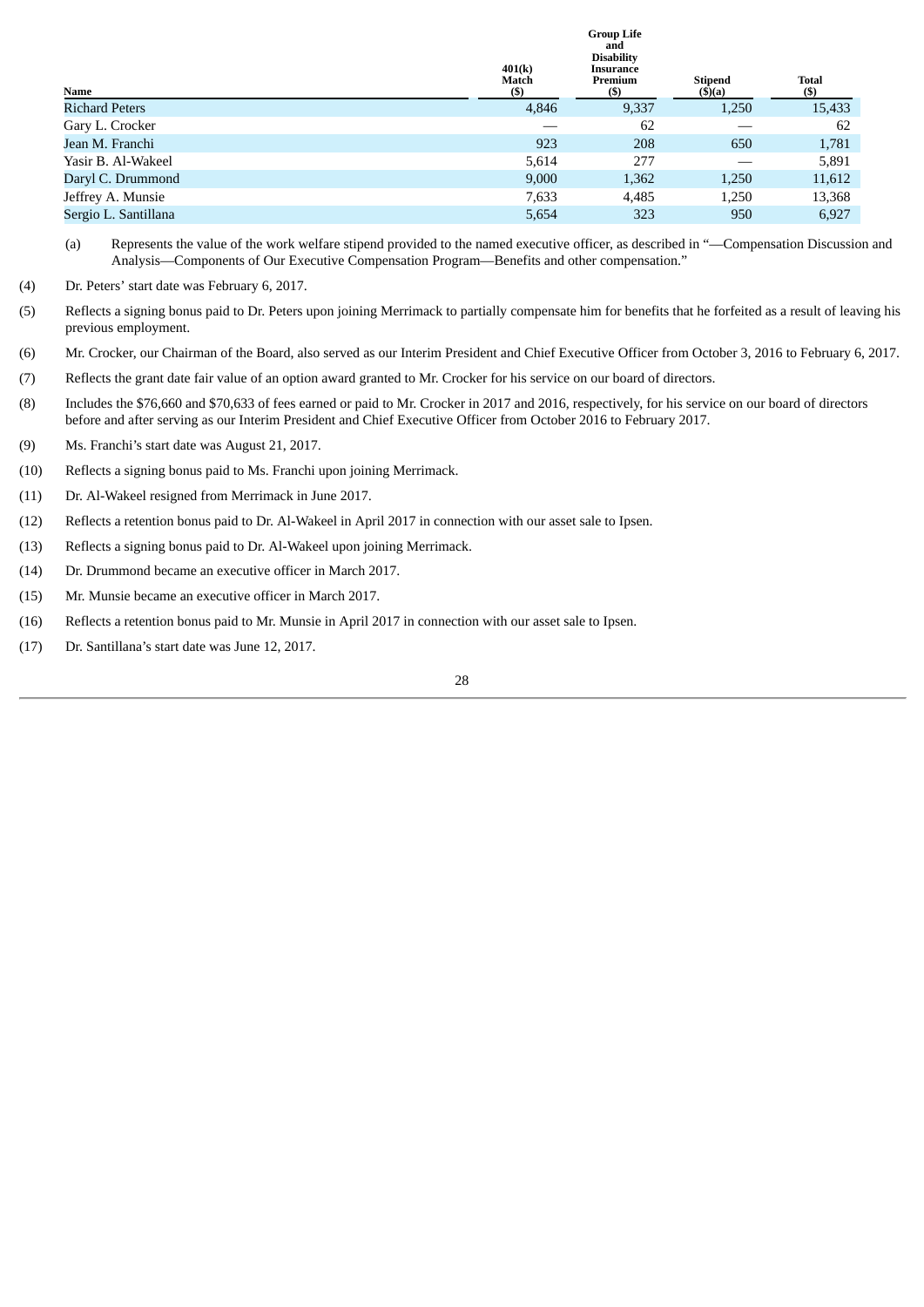| Name | 401(k) Match ($) | Group Life and Disability Insurance Premium ($) | Stipend ($)(a) | Total ($) |
|---|---|---|---|---|
| Richard Peters | 4,846 | 9,337 | 1,250 | 15,433 |
| Gary L. Crocker | — | 62 | — | 62 |
| Jean M. Franchi | 923 | 208 | 650 | 1,781 |
| Yasir B. Al-Wakeel | 5,614 | 277 | — | 5,891 |
| Daryl C. Drummond | 9,000 | 1,362 | 1,250 | 11,612 |
| Jeffrey A. Munsie | 7,633 | 4,485 | 1,250 | 13,368 |
| Sergio L. Santillana | 5,654 | 323 | 950 | 6,927 |

(a) Represents the value of the work welfare stipend provided to the named executive officer, as described in "—Compensation Discussion and Analysis—Components of Our Executive Compensation Program—Benefits and other compensation."

(4) Dr. Peters' start date was February 6, 2017.

(5) Reflects a signing bonus paid to Dr. Peters upon joining Merrimack to partially compensate him for benefits that he forfeited as a result of leaving his previous employment.

(6) Mr. Crocker, our Chairman of the Board, also served as our Interim President and Chief Executive Officer from October 3, 2016 to February 6, 2017.

(7) Reflects the grant date fair value of an option award granted to Mr. Crocker for his service on our board of directors.

(8) Includes the $76,660 and $70,633 of fees earned or paid to Mr. Crocker in 2017 and 2016, respectively, for his service on our board of directors before and after serving as our Interim President and Chief Executive Officer from October 2016 to February 2017.

(9) Ms. Franchi's start date was August 21, 2017.

(10) Reflects a signing bonus paid to Ms. Franchi upon joining Merrimack.

(11) Dr. Al-Wakeel resigned from Merrimack in June 2017.

(12) Reflects a retention bonus paid to Dr. Al-Wakeel in April 2017 in connection with our asset sale to Ipsen.

(13) Reflects a signing bonus paid to Dr. Al-Wakeel upon joining Merrimack.

(14) Dr. Drummond became an executive officer in March 2017.

(15) Mr. Munsie became an executive officer in March 2017.

(16) Reflects a retention bonus paid to Mr. Munsie in April 2017 in connection with our asset sale to Ipsen.

(17) Dr. Santillana's start date was June 12, 2017.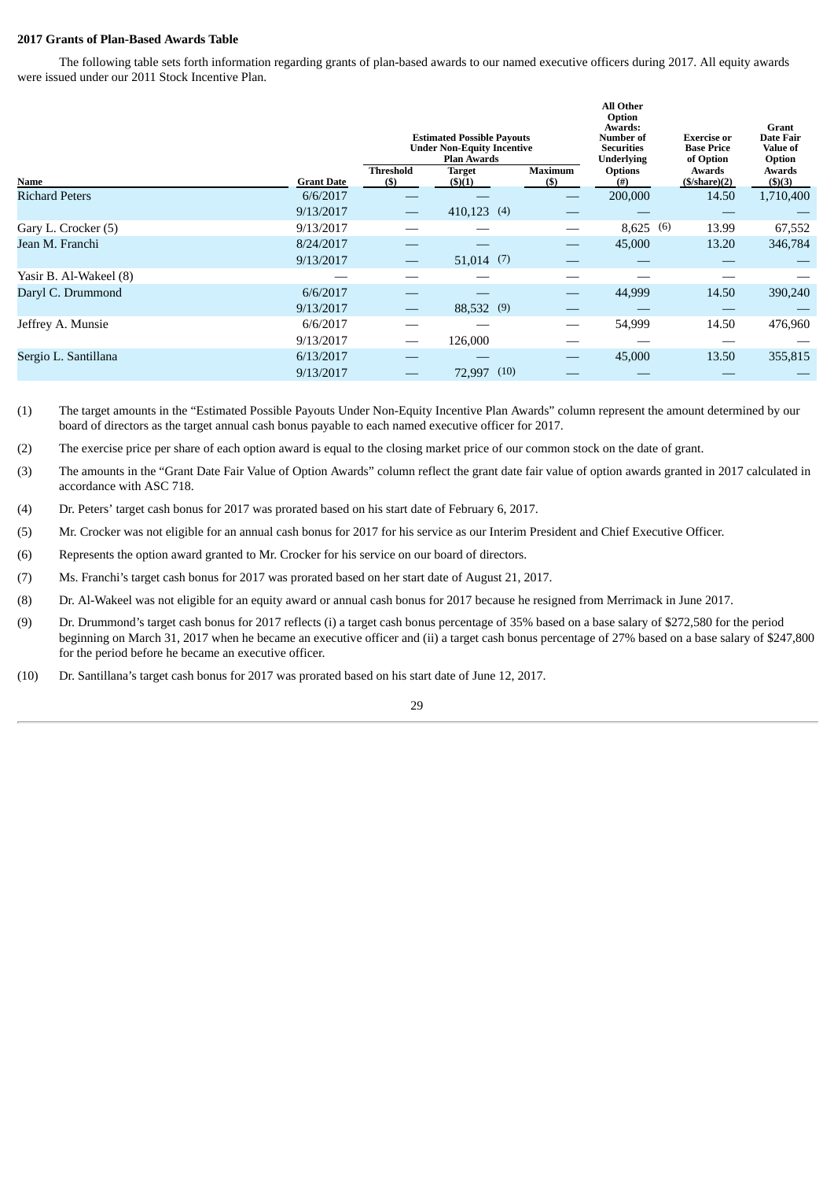**2017 Grants of Plan-Based Awards Table**

The following table sets forth information regarding grants of plan-based awards to our named executive officers during 2017. All equity awards were issued under our 2011 Stock Incentive Plan.

| Name | Grant Date | Estimated Possible Payouts Under Non-Equity Incentive Plan Awards | | | All Other Option Awards: Number of Securities Underlying Options (#) | Exercise or Base Price of Option Awards ($/share)(2) | Grant Date Fair Value of Option Awards ($)(3) |
|---|---|---|---|---|---|---|---|
| | | Threshold ($) | Target ($)(1) | Maximum ($) | | | |
| Richard Peters | 6/6/2017 | — | — | — | 200,000 | 14.50 | 1,710,400 |
| | 9/13/2017 | — | 410,123 (4) | — | — | — | — |
| Gary L. Crocker (5) | 9/13/2017 | — | — | — | 8,625 (6) | 13.99 | 67,552 |
| Jean M. Franchi | 8/24/2017 | — | — | — | 45,000 | 13.20 | 346,784 |
| | 9/13/2017 | — | 51,014 (7) | — | — | — | — |
| Yasir B. Al-Wakeel (8) | — | — | — | — | — | — | — |
| Daryl C. Drummond | 6/6/2017 | — | — | — | 44,999 | 14.50 | 390,240 |
| | 9/13/2017 | — | 88,532 (9) | — | — | — | — |
| Jeffrey A. Munsie | 6/6/2017 | — | — | — | 54,999 | 14.50 | 476,960 |
| | 9/13/2017 | — | 126,000 | — | — | — | — |
| Sergio L. Santillana | 6/13/2017 | — | — | — | 45,000 | 13.50 | 355,815 |
| | 9/13/2017 | — | 72,997 (10) | — | — | — | — |

(1) The target amounts in the "Estimated Possible Payouts Under Non-Equity Incentive Plan Awards" column represent the amount determined by our board of directors as the target annual cash bonus payable to each named executive officer for 2017.

(2) The exercise price per share of each option award is equal to the closing market price of our common stock on the date of grant.

(3) The amounts in the "Grant Date Fair Value of Option Awards" column reflect the grant date fair value of option awards granted in 2017 calculated in accordance with ASC 718.

(4) Dr. Peters' target cash bonus for 2017 was prorated based on his start date of February 6, 2017.

(5) Mr. Crocker was not eligible for an annual cash bonus for 2017 for his service as our Interim President and Chief Executive Officer.

(6) Represents the option award granted to Mr. Crocker for his service on our board of directors.

(7) Ms. Franchi's target cash bonus for 2017 was prorated based on her start date of August 21, 2017.

(8) Dr. Al-Wakeel was not eligible for an equity award or annual cash bonus for 2017 because he resigned from Merrimack in June 2017.

(9) Dr. Drummond's target cash bonus for 2017 reflects (i) a target cash bonus percentage of 35% based on a base salary of $272,580 for the period beginning on March 31, 2017 when he became an executive officer and (ii) a target cash bonus percentage of 27% based on a base salary of $247,800 for the period before he became an executive officer.

(10) Dr. Santillana's target cash bonus for 2017 was prorated based on his start date of June 12, 2017.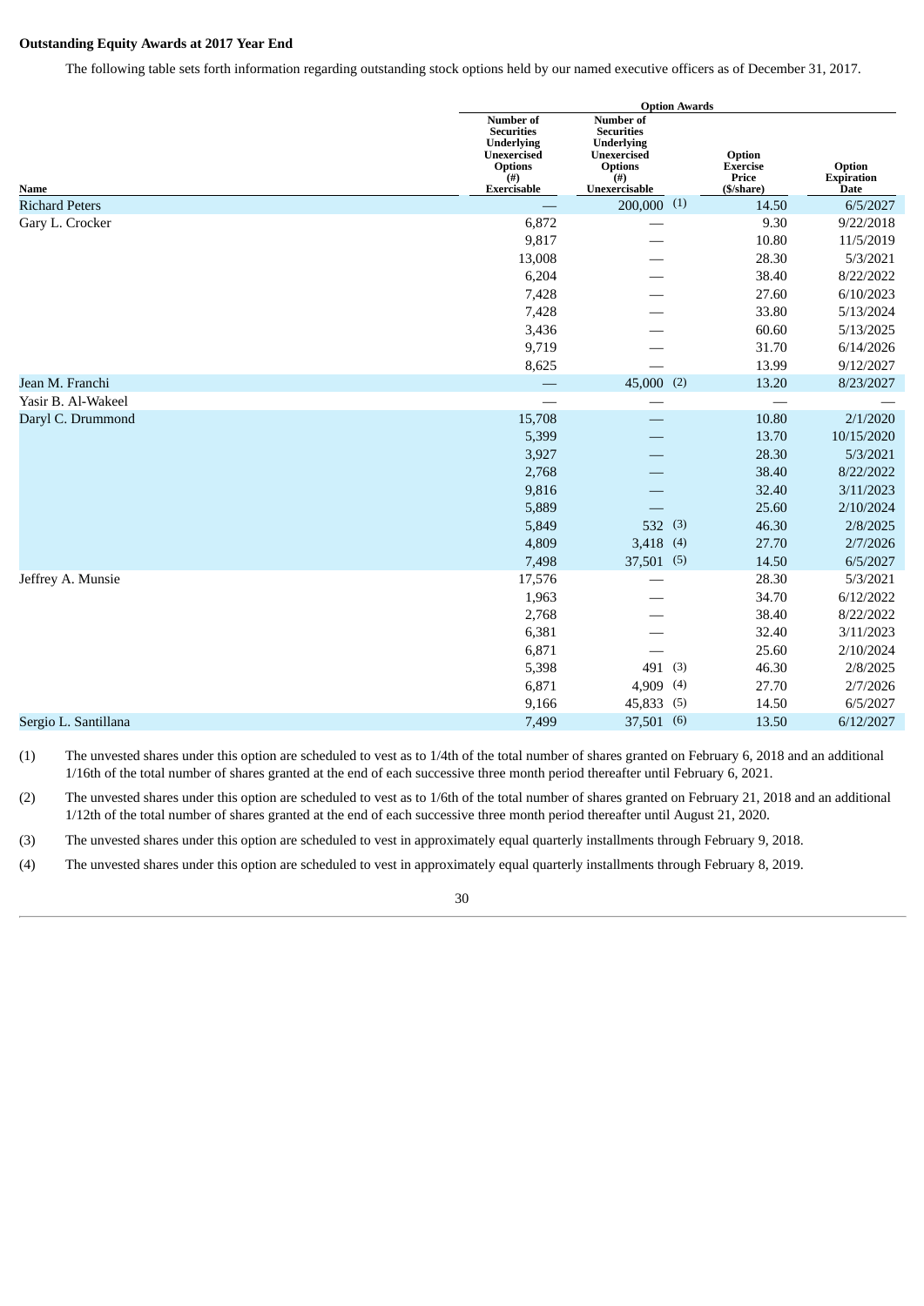**Outstanding Equity Awards at 2017 Year End**

The following table sets forth information regarding outstanding stock options held by our named executive officers as of December 31, 2017.

| | Option Awards | | | |
|---|---|---|---|---|
| Name | Number of Securities Underlying Unexercised Options (#) Exercisable | Number of Securities Underlying Unexercised Options (#) Unexercisable | Option Exercise Price ($/share) | Option Expiration Date |
| Richard Peters | — | 200,000 (1) | 14.50 | 6/5/2027 |
| Gary L. Crocker | 6,872 | — | 9.30 | 9/22/2018 |
| | 9,817 | — | 10.80 | 11/5/2019 |
| | 13,008 | — | 28.30 | 5/3/2021 |
| | 6,204 | — | 38.40 | 8/22/2022 |
| | 7,428 | — | 27.60 | 6/10/2023 |
| | 7,428 | — | 33.80 | 5/13/2024 |
| | 3,436 | — | 60.60 | 5/13/2025 |
| | 9,719 | — | 31.70 | 6/14/2026 |
| | 8,625 | — | 13.99 | 9/12/2027 |
| Jean M. Franchi | — | 45,000 (2) | 13.20 | 8/23/2027 |
| Yasir B. Al-Wakeel | — | — | — | — |
| Daryl C. Drummond | 15,708 | — | 10.80 | 2/1/2020 |
| | 5,399 | — | 13.70 | 10/15/2020 |
| | 3,927 | — | 28.30 | 5/3/2021 |
| | 2,768 | — | 38.40 | 8/22/2022 |
| | 9,816 | — | 32.40 | 3/11/2023 |
| | 5,889 | — | 25.60 | 2/10/2024 |
| | 5,849 | 532 (3) | 46.30 | 2/8/2025 |
| | 4,809 | 3,418 (4) | 27.70 | 2/7/2026 |
| | 7,498 | 37,501 (5) | 14.50 | 6/5/2027 |
| Jeffrey A. Munsie | 17,576 | — | 28.30 | 5/3/2021 |
| | 1,963 | — | 34.70 | 6/12/2022 |
| | 2,768 | — | 38.40 | 8/22/2022 |
| | 6,381 | — | 32.40 | 3/11/2023 |
| | 6,871 | — | 25.60 | 2/10/2024 |
| | 5,398 | 491 (3) | 46.30 | 2/8/2025 |
| | 6,871 | 4,909 (4) | 27.70 | 2/7/2026 |
| | 9,166 | 45,833 (5) | 14.50 | 6/5/2027 |
| Sergio L. Santillana | 7,499 | 37,501 (6) | 13.50 | 6/12/2027 |

(1) The unvested shares under this option are scheduled to vest as to 1/4th of the total number of shares granted on February 6, 2018 and an additional 1/16th of the total number of shares granted at the end of each successive three month period thereafter until February 6, 2021.

(2) The unvested shares under this option are scheduled to vest as to 1/6th of the total number of shares granted on February 21, 2018 and an additional 1/12th of the total number of shares granted at the end of each successive three month period thereafter until August 21, 2020.

(3) The unvested shares under this option are scheduled to vest in approximately equal quarterly installments through February 9, 2018.

(4) The unvested shares under this option are scheduled to vest in approximately equal quarterly installments through February 8, 2019.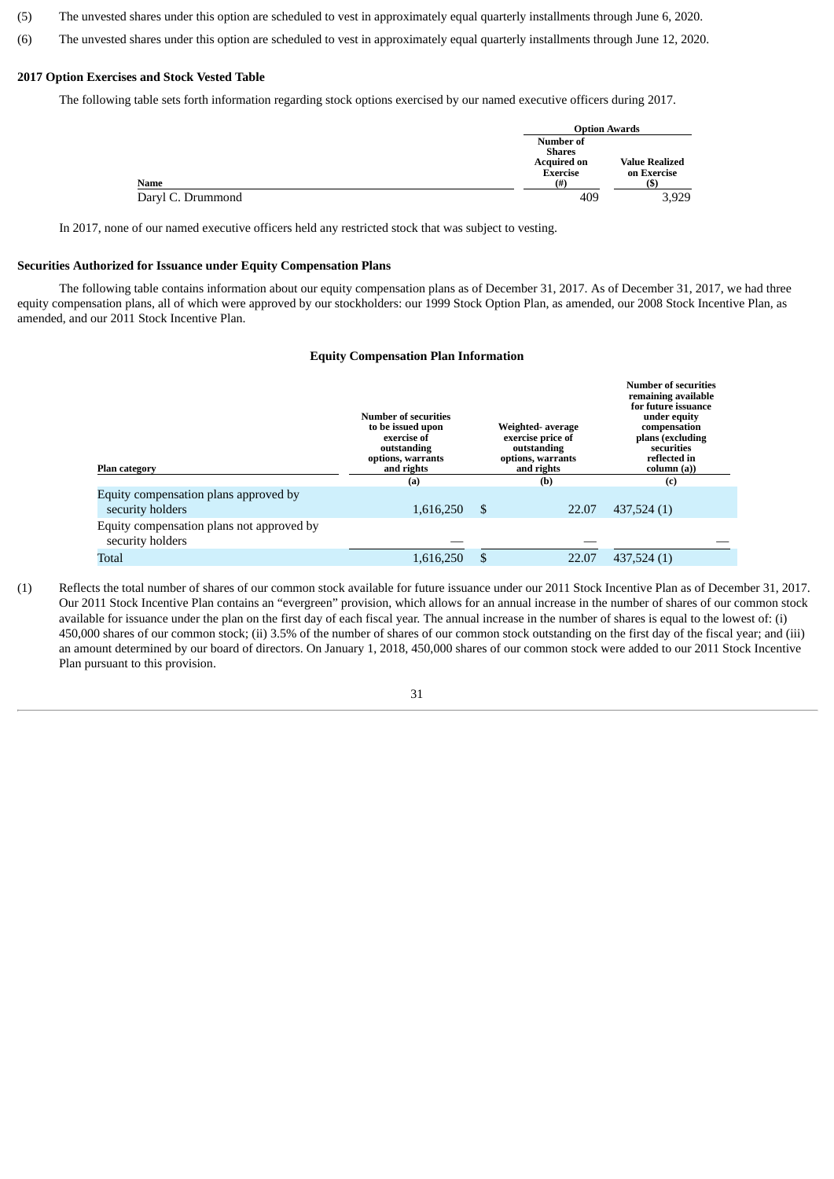(5) The unvested shares under this option are scheduled to vest in approximately equal quarterly installments through June 6, 2020.

(6) The unvested shares under this option are scheduled to vest in approximately equal quarterly installments through June 12, 2020.

**2017 Option Exercises and Stock Vested Table**

The following table sets forth information regarding stock options exercised by our named executive officers during 2017.

| | Option Awards | |
|---|---|---|
| **Name** | **Number of Shares Acquired on Exercise (#)** | **Value Realized on Exercise ($)** |
| Daryl C. Drummond | 409 | 3,929 |

In 2017, none of our named executive officers held any restricted stock that was subject to vesting.

**Securities Authorized for Issuance under Equity Compensation Plans**

The following table contains information about our equity compensation plans as of December 31, 2017. As of December 31, 2017, we had three equity compensation plans, all of which were approved by our stockholders: our 1999 Stock Option Plan, as amended, our 2008 Stock Incentive Plan, as amended, and our 2011 Stock Incentive Plan.

**Equity Compensation Plan Information**

| Plan category | Number of securities to be issued upon exercise of outstanding options, warrants and rights (a) | Weighted- average exercise price of outstanding options, warrants and rights (b) | Number of securities remaining available for future issuance under equity compensation plans (excluding securities reflected in column (a)) (c) |
|---|---|---|---|
| Equity compensation plans approved by security holders | 1,616,250 | $ 22.07 | 437,524 (1) |
| Equity compensation plans not approved by security holders | — | — | — |
| Total | 1,616,250 | $ 22.07 | 437,524 (1) |

(1) Reflects the total number of shares of our common stock available for future issuance under our 2011 Stock Incentive Plan as of December 31, 2017. Our 2011 Stock Incentive Plan contains an "evergreen" provision, which allows for an annual increase in the number of shares of our common stock available for issuance under the plan on the first day of each fiscal year. The annual increase in the number of shares is equal to the lowest of: (i) 450,000 shares of our common stock; (ii) 3.5% of the number of shares of our common stock outstanding on the first day of the fiscal year; and (iii) an amount determined by our board of directors. On January 1, 2018, 450,000 shares of our common stock were added to our 2011 Stock Incentive Plan pursuant to this provision.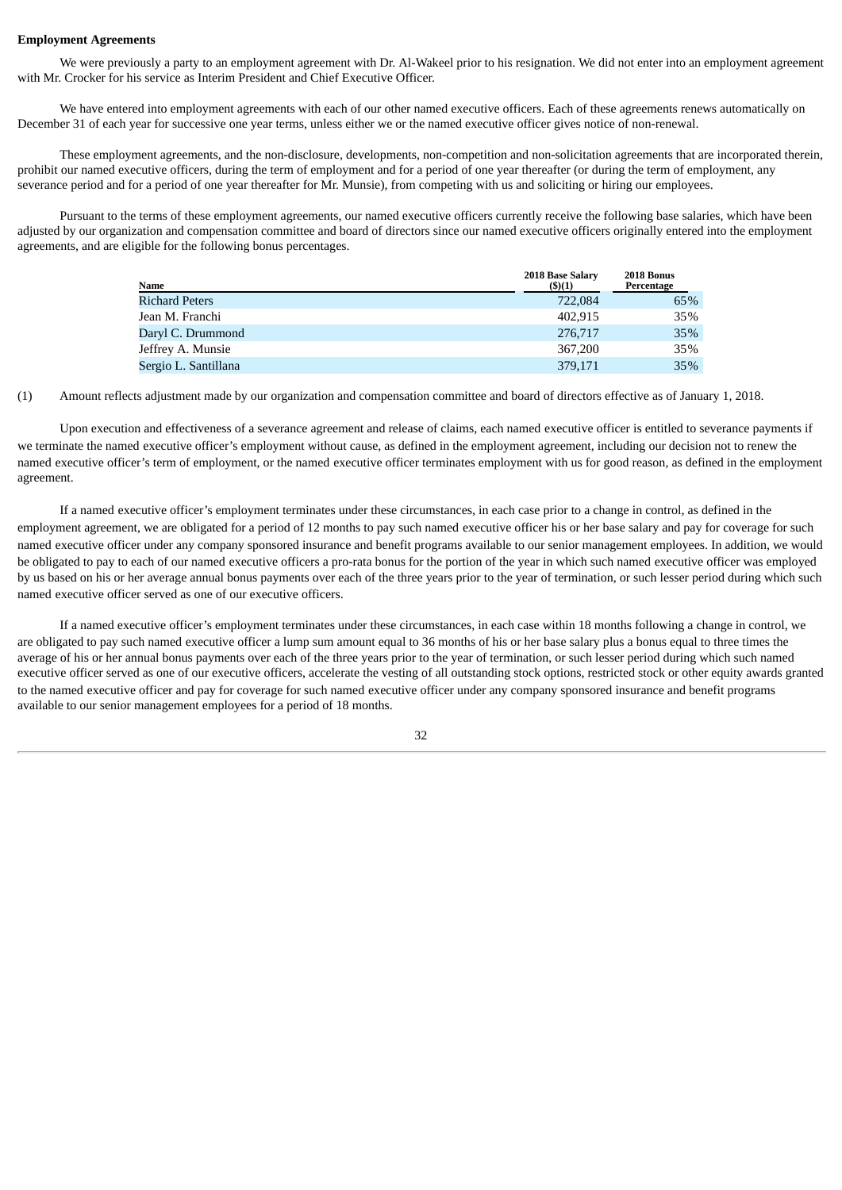**Employment Agreements**

We were previously a party to an employment agreement with Dr. Al-Wakeel prior to his resignation. We did not enter into an employment agreement with Mr. Crocker for his service as Interim President and Chief Executive Officer.

We have entered into employment agreements with each of our other named executive officers. Each of these agreements renews automatically on December 31 of each year for successive one year terms, unless either we or the named executive officer gives notice of non-renewal.

These employment agreements, and the non-disclosure, developments, non-competition and non-solicitation agreements that are incorporated therein, prohibit our named executive officers, during the term of employment and for a period of one year thereafter (or during the term of employment, any severance period and for a period of one year thereafter for Mr. Munsie), from competing with us and soliciting or hiring our employees.

Pursuant to the terms of these employment agreements, our named executive officers currently receive the following base salaries, which have been adjusted by our organization and compensation committee and board of directors since our named executive officers originally entered into the employment agreements, and are eligible for the following bonus percentages.

| Name | 2018 Base Salary ($)(1) | 2018 Bonus Percentage |
|---|---|---|
| Richard Peters | 722,084 | 65% |
| Jean M. Franchi | 402,915 | 35% |
| Daryl C. Drummond | 276,717 | 35% |
| Jeffrey A. Munsie | 367,200 | 35% |
| Sergio L. Santillana | 379,171 | 35% |

(1) Amount reflects adjustment made by our organization and compensation committee and board of directors effective as of January 1, 2018.

Upon execution and effectiveness of a severance agreement and release of claims, each named executive officer is entitled to severance payments if we terminate the named executive officer's employment without cause, as defined in the employment agreement, including our decision not to renew the named executive officer's term of employment, or the named executive officer terminates employment with us for good reason, as defined in the employment agreement.

If a named executive officer's employment terminates under these circumstances, in each case prior to a change in control, as defined in the employment agreement, we are obligated for a period of 12 months to pay such named executive officer his or her base salary and pay for coverage for such named executive officer under any company sponsored insurance and benefit programs available to our senior management employees. In addition, we would be obligated to pay to each of our named executive officers a pro-rata bonus for the portion of the year in which such named executive officer was employed by us based on his or her average annual bonus payments over each of the three years prior to the year of termination, or such lesser period during which such named executive officer served as one of our executive officers.

If a named executive officer's employment terminates under these circumstances, in each case within 18 months following a change in control, we are obligated to pay such named executive officer a lump sum amount equal to 36 months of his or her base salary plus a bonus equal to three times the average of his or her annual bonus payments over each of the three years prior to the year of termination, or such lesser period during which such named executive officer served as one of our executive officers, accelerate the vesting of all outstanding stock options, restricted stock or other equity awards granted to the named executive officer and pay for coverage for such named executive officer under any company sponsored insurance and benefit programs available to our senior management employees for a period of 18 months.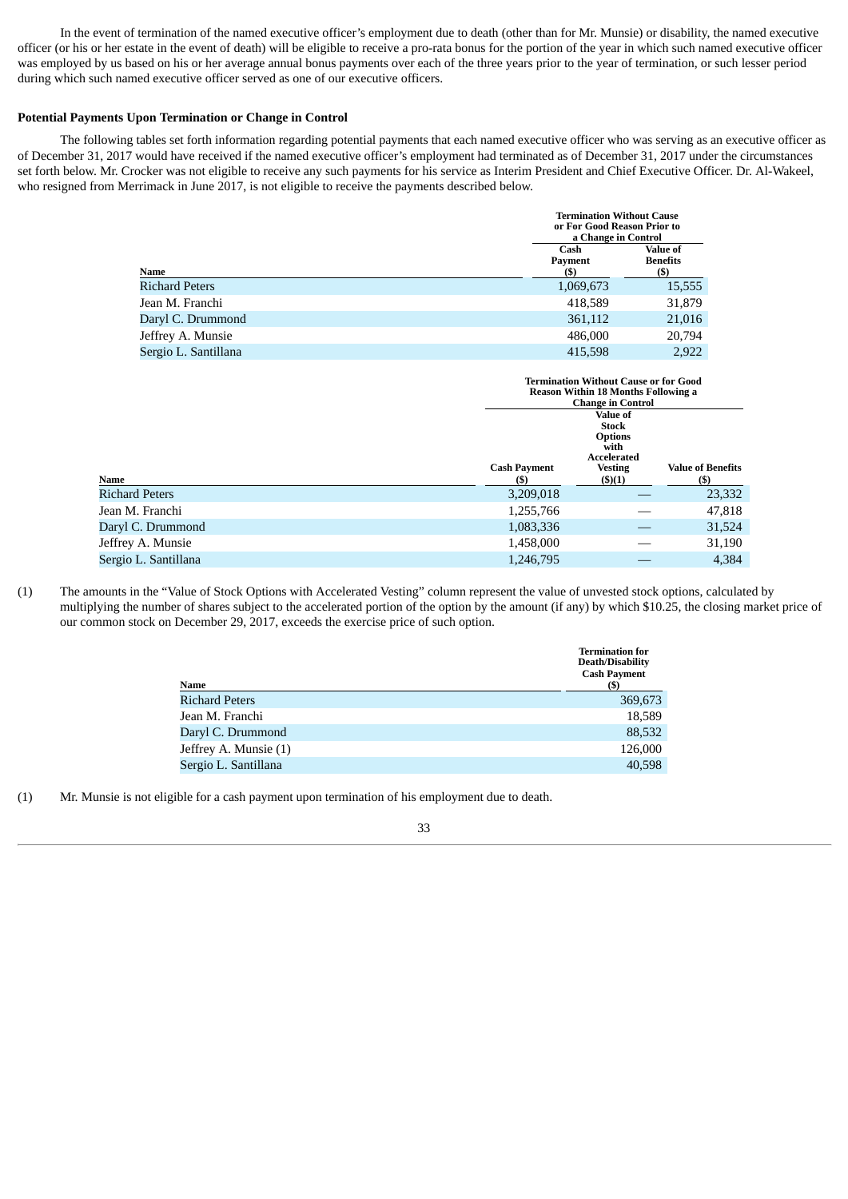In the event of termination of the named executive officer's employment due to death (other than for Mr. Munsie) or disability, the named executive officer (or his or her estate in the event of death) will be eligible to receive a pro-rata bonus for the portion of the year in which such named executive officer was employed by us based on his or her average annual bonus payments over each of the three years prior to the year of termination, or such lesser period during which such named executive officer served as one of our executive officers.

**Potential Payments Upon Termination or Change in Control**

The following tables set forth information regarding potential payments that each named executive officer who was serving as an executive officer as of December 31, 2017 would have received if the named executive officer's employment had terminated as of December 31, 2017 under the circumstances set forth below. Mr. Crocker was not eligible to receive any such payments for his service as Interim President and Chief Executive Officer. Dr. Al-Wakeel, who resigned from Merrimack in June 2017, is not eligible to receive the payments described below.

| Name | Termination Without Cause or For Good Reason Prior to a Change in Control | |
|---|---|---|
| | Cash Payment ($) | Value of Benefits ($) |
| Richard Peters | 1,069,673 | 15,555 |
| Jean M. Franchi | 418,589 | 31,879 |
| Daryl C. Drummond | 361,112 | 21,016 |
| Jeffrey A. Munsie | 486,000 | 20,794 |
| Sergio L. Santillana | 415,598 | 2,922 |

| Name | Termination Without Cause or for Good Reason Within 18 Months Following a Change in Control | | |
|---|---|---|---|
| | Cash Payment ($) | Value of Stock Options with Accelerated Vesting ($)(1) | Value of Benefits ($) |
| Richard Peters | 3,209,018 | — | 23,332 |
| Jean M. Franchi | 1,255,766 | — | 47,818 |
| Daryl C. Drummond | 1,083,336 | — | 31,524 |
| Jeffrey A. Munsie | 1,458,000 | — | 31,190 |
| Sergio L. Santillana | 1,246,795 | — | 4,384 |

(1) The amounts in the "Value of Stock Options with Accelerated Vesting" column represent the value of unvested stock options, calculated by multiplying the number of shares subject to the accelerated portion of the option by the amount (if any) by which $10.25, the closing market price of our common stock on December 29, 2017, exceeds the exercise price of such option.

| Name | Termination for Death/Disability Cash Payment ($) |
|---|---|
| Richard Peters | 369,673 |
| Jean M. Franchi | 18,589 |
| Daryl C. Drummond | 88,532 |
| Jeffrey A. Munsie (1) | 126,000 |
| Sergio L. Santillana | 40,598 |

(1) Mr. Munsie is not eligible for a cash payment upon termination of his employment due to death.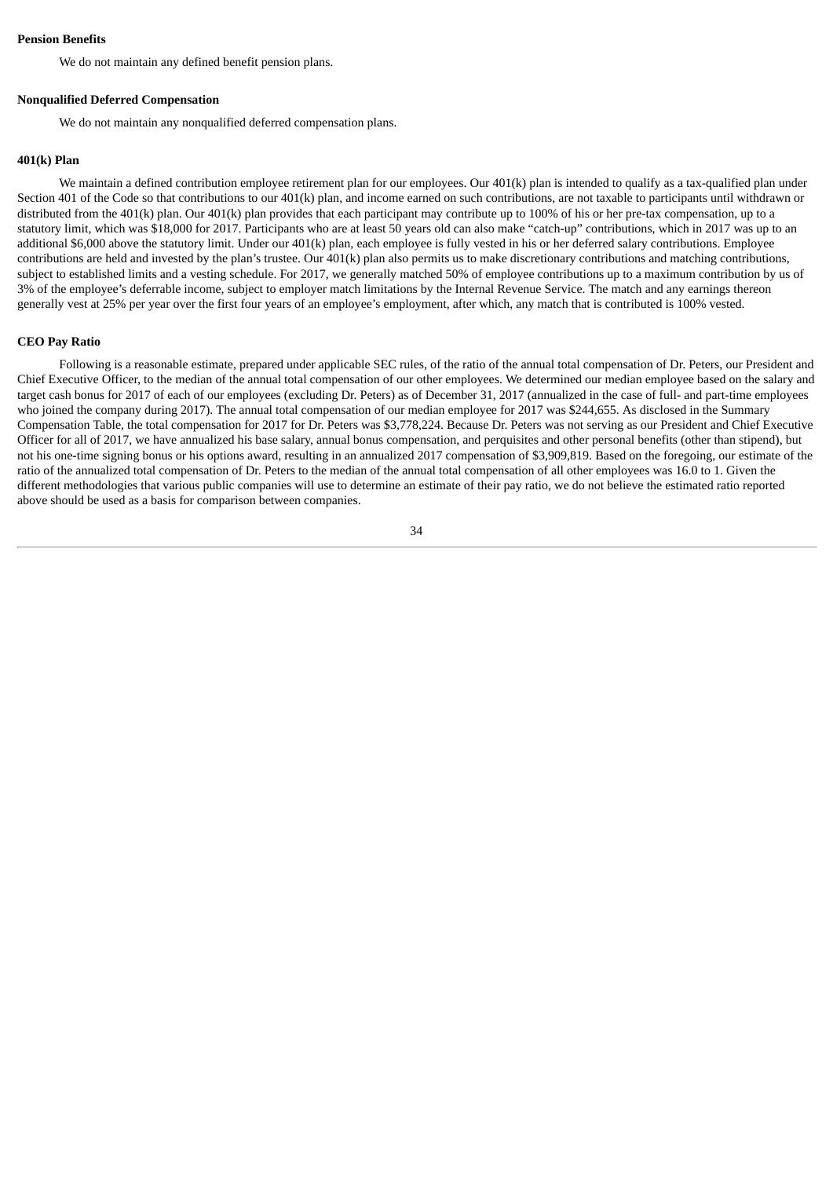**Pension Benefits**

We do not maintain any defined benefit pension plans.

**Nonqualified Deferred Compensation**

We do not maintain any nonqualified deferred compensation plans.

**401(k) Plan**

We maintain a defined contribution employee retirement plan for our employees. Our 401(k) plan is intended to qualify as a tax-qualified plan under Section 401 of the Code so that contributions to our 401(k) plan, and income earned on such contributions, are not taxable to participants until withdrawn or distributed from the 401(k) plan. Our 401(k) plan provides that each participant may contribute up to 100% of his or her pre-tax compensation, up to a statutory limit, which was $18,000 for 2017. Participants who are at least 50 years old can also make "catch-up" contributions, which in 2017 was up to an additional $6,000 above the statutory limit. Under our 401(k) plan, each employee is fully vested in his or her deferred salary contributions. Employee contributions are held and invested by the plan's trustee. Our 401(k) plan also permits us to make discretionary contributions and matching contributions, subject to established limits and a vesting schedule. For 2017, we generally matched 50% of employee contributions up to a maximum contribution by us of 3% of the employee's deferrable income, subject to employer match limitations by the Internal Revenue Service. The match and any earnings thereon generally vest at 25% per year over the first four years of an employee's employment, after which, any match that is contributed is 100% vested.

**CEO Pay Ratio**

Following is a reasonable estimate, prepared under applicable SEC rules, of the ratio of the annual total compensation of Dr. Peters, our President and Chief Executive Officer, to the median of the annual total compensation of our other employees. We determined our median employee based on the salary and target cash bonus for 2017 of each of our employees (excluding Dr. Peters) as of December 31, 2017 (annualized in the case of full- and part-time employees who joined the company during 2017). The annual total compensation of our median employee for 2017 was $244,655. As disclosed in the Summary Compensation Table, the total compensation for 2017 for Dr. Peters was $3,778,224. Because Dr. Peters was not serving as our President and Chief Executive Officer for all of 2017, we have annualized his base salary, annual bonus compensation, and perquisites and other personal benefits (other than stipend), but not his one-time signing bonus or his options award, resulting in an annualized 2017 compensation of $3,909,819. Based on the foregoing, our estimate of the ratio of the annualized total compensation of Dr. Peters to the median of the annual total compensation of all other employees was 16.0 to 1. Given the different methodologies that various public companies will use to determine an estimate of their pay ratio, we do not believe the estimated ratio reported above should be used as a basis for comparison between companies.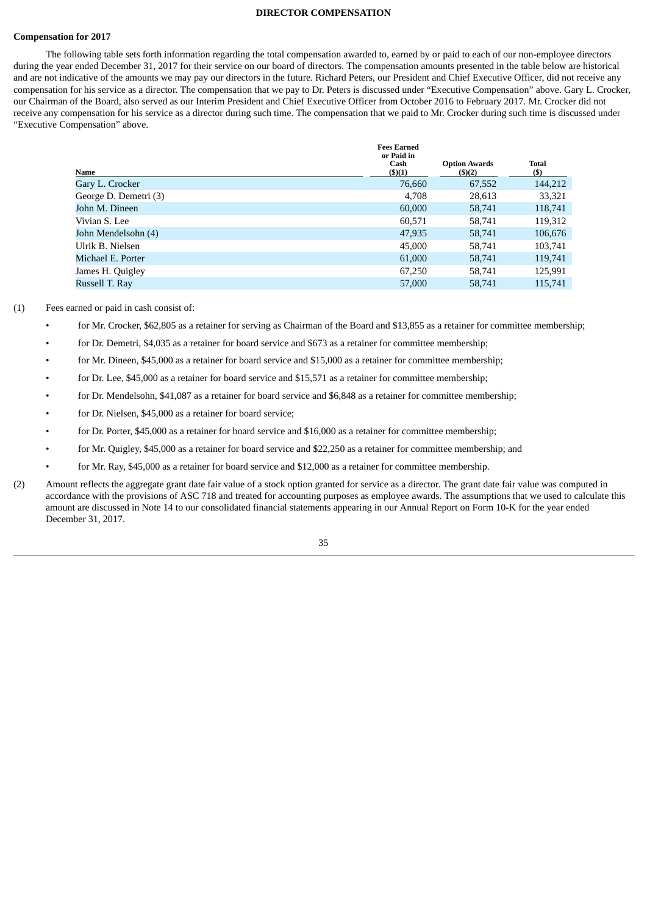# DIRECTOR COMPENSATION

**Compensation for 2017**

The following table sets forth information regarding the total compensation awarded to, earned by or paid to each of our non-employee directors during the year ended December 31, 2017 for their service on our board of directors. The compensation amounts presented in the table below are historical and are not indicative of the amounts we may pay our directors in the future. Richard Peters, our President and Chief Executive Officer, did not receive any compensation for his service as a director. The compensation that we pay to Dr. Peters is discussed under "Executive Compensation" above. Gary L. Crocker, our Chairman of the Board, also served as our Interim President and Chief Executive Officer from October 2016 to February 2017. Mr. Crocker did not receive any compensation for his service as a director during such time. The compensation that we paid to Mr. Crocker during such time is discussed under "Executive Compensation" above.

| Name | Fees Earned or Paid in Cash ($)(1) | Option Awards ($)(2) | Total ($) |
|---|---|---|---|
| Gary L. Crocker | 76,660 | 67,552 | 144,212 |
| George D. Demetri (3) | 4,708 | 28,613 | 33,321 |
| John M. Dineen | 60,000 | 58,741 | 118,741 |
| Vivian S. Lee | 60,571 | 58,741 | 119,312 |
| John Mendelsohn (4) | 47,935 | 58,741 | 106,676 |
| Ulrik B. Nielsen | 45,000 | 58,741 | 103,741 |
| Michael E. Porter | 61,000 | 58,741 | 119,741 |
| James H. Quigley | 67,250 | 58,741 | 125,991 |
| Russell T. Ray | 57,000 | 58,741 | 115,741 |

(1) Fees earned or paid in cash consist of:

- for Mr. Crocker, $62,805 as a retainer for serving as Chairman of the Board and $13,855 as a retainer for committee membership;
- for Dr. Demetri, $4,035 as a retainer for board service and $673 as a retainer for committee membership;
- for Mr. Dineen, $45,000 as a retainer for board service and $15,000 as a retainer for committee membership;
- for Dr. Lee, $45,000 as a retainer for board service and $15,571 as a retainer for committee membership;
- for Dr. Mendelsohn, $41,087 as a retainer for board service and $6,848 as a retainer for committee membership;
- for Dr. Nielsen, $45,000 as a retainer for board service;
- for Dr. Porter, $45,000 as a retainer for board service and $16,000 as a retainer for committee membership;
- for Mr. Quigley, $45,000 as a retainer for board service and $22,250 as a retainer for committee membership; and
- for Mr. Ray, $45,000 as a retainer for board service and $12,000 as a retainer for committee membership.

(2) Amount reflects the aggregate grant date fair value of a stock option granted for service as a director. The grant date fair value was computed in accordance with the provisions of ASC 718 and treated for accounting purposes as employee awards. The assumptions that we used to calculate this amount are discussed in Note 14 to our consolidated financial statements appearing in our Annual Report on Form 10-K for the year ended December 31, 2017.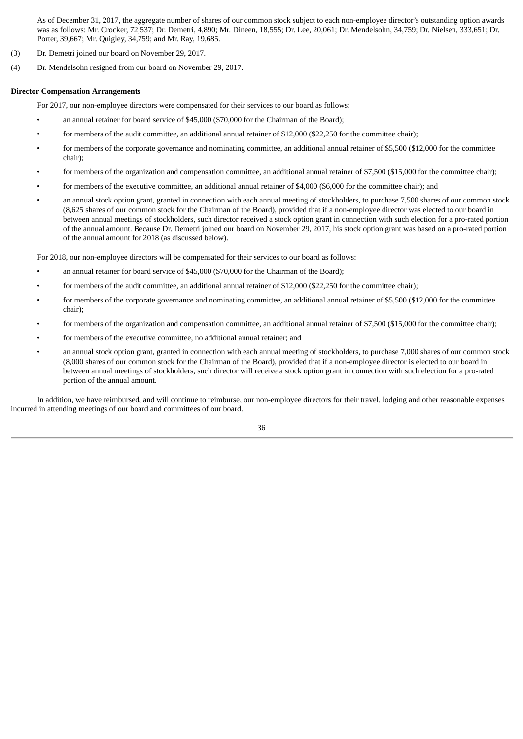As of December 31, 2017, the aggregate number of shares of our common stock subject to each non-employee director's outstanding option awards was as follows: Mr. Crocker, 72,537; Dr. Demetri, 4,890; Mr. Dineen, 18,555; Dr. Lee, 20,061; Dr. Mendelsohn, 34,759; Dr. Nielsen, 333,651; Dr. Porter, 39,667; Mr. Quigley, 34,759; and Mr. Ray, 19,685.

(3) Dr. Demetri joined our board on November 29, 2017.

(4) Dr. Mendelsohn resigned from our board on November 29, 2017.

**Director Compensation Arrangements**

For 2017, our non-employee directors were compensated for their services to our board as follows:

- an annual retainer for board service of $45,000 ($70,000 for the Chairman of the Board);
- for members of the audit committee, an additional annual retainer of $12,000 ($22,250 for the committee chair);
- for members of the corporate governance and nominating committee, an additional annual retainer of $5,500 ($12,000 for the committee chair);
- for members of the organization and compensation committee, an additional annual retainer of $7,500 ($15,000 for the committee chair);
- for members of the executive committee, an additional annual retainer of $4,000 ($6,000 for the committee chair); and
- an annual stock option grant, granted in connection with each annual meeting of stockholders, to purchase 7,500 shares of our common stock (8,625 shares of our common stock for the Chairman of the Board), provided that if a non-employee director was elected to our board in between annual meetings of stockholders, such director received a stock option grant in connection with such election for a pro-rated portion of the annual amount. Because Dr. Demetri joined our board on November 29, 2017, his stock option grant was based on a pro-rated portion of the annual amount for 2018 (as discussed below).

For 2018, our non-employee directors will be compensated for their services to our board as follows:

- an annual retainer for board service of $45,000 ($70,000 for the Chairman of the Board);
- for members of the audit committee, an additional annual retainer of $12,000 ($22,250 for the committee chair);
- for members of the corporate governance and nominating committee, an additional annual retainer of $5,500 ($12,000 for the committee chair);
- for members of the organization and compensation committee, an additional annual retainer of $7,500 ($15,000 for the committee chair);
- for members of the executive committee, no additional annual retainer; and
- an annual stock option grant, granted in connection with each annual meeting of stockholders, to purchase 7,000 shares of our common stock (8,000 shares of our common stock for the Chairman of the Board), provided that if a non-employee director is elected to our board in between annual meetings of stockholders, such director will receive a stock option grant in connection with such election for a pro-rated portion of the annual amount.

In addition, we have reimbursed, and will continue to reimburse, our non-employee directors for their travel, lodging and other reasonable expenses incurred in attending meetings of our board and committees of our board.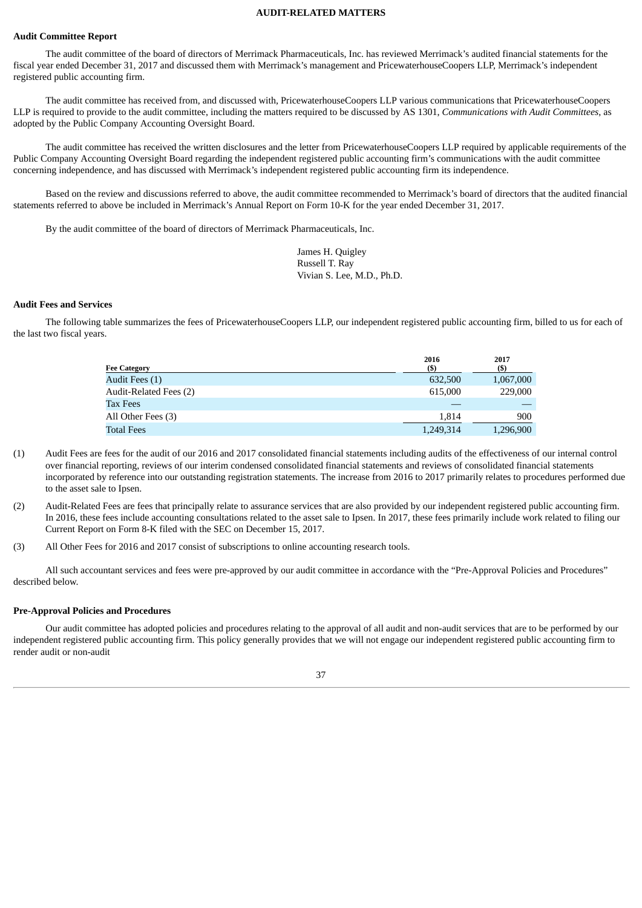## AUDIT-RELATED MATTERS

### Audit Committee Report

The audit committee of the board of directors of Merrimack Pharmaceuticals, Inc. has reviewed Merrimack's audited financial statements for the fiscal year ended December 31, 2017 and discussed them with Merrimack's management and PricewaterhouseCoopers LLP, Merrimack's independent registered public accounting firm.

The audit committee has received from, and discussed with, PricewaterhouseCoopers LLP various communications that PricewaterhouseCoopers LLP is required to provide to the audit committee, including the matters required to be discussed by AS 1301, *Communications with Audit Committees*, as adopted by the Public Company Accounting Oversight Board.

The audit committee has received the written disclosures and the letter from PricewaterhouseCoopers LLP required by applicable requirements of the Public Company Accounting Oversight Board regarding the independent registered public accounting firm's communications with the audit committee concerning independence, and has discussed with Merrimack's independent registered public accounting firm its independence.

Based on the review and discussions referred to above, the audit committee recommended to Merrimack's board of directors that the audited financial statements referred to above be included in Merrimack's Annual Report on Form 10-K for the year ended December 31, 2017.

By the audit committee of the board of directors of Merrimack Pharmaceuticals, Inc.

James H. Quigley
Russell T. Ray
Vivian S. Lee, M.D., Ph.D.

### Audit Fees and Services

The following table summarizes the fees of PricewaterhouseCoopers LLP, our independent registered public accounting firm, billed to us for each of the last two fiscal years.

| Fee Category | 2016 ($) | 2017 ($) |
|---|---|---|
| Audit Fees (1) | 632,500 | 1,067,000 |
| Audit-Related Fees (2) | 615,000 | 229,000 |
| Tax Fees | — | — |
| All Other Fees (3) | 1,814 | 900 |
| Total Fees | 1,249,314 | 1,296,900 |

(1) Audit Fees are fees for the audit of our 2016 and 2017 consolidated financial statements including audits of the effectiveness of our internal control over financial reporting, reviews of our interim condensed consolidated financial statements and reviews of consolidated financial statements incorporated by reference into our outstanding registration statements. The increase from 2016 to 2017 primarily relates to procedures performed due to the asset sale to Ipsen.

(2) Audit-Related Fees are fees that principally relate to assurance services that are also provided by our independent registered public accounting firm. In 2016, these fees include accounting consultations related to the asset sale to Ipsen. In 2017, these fees primarily include work related to filing our Current Report on Form 8-K filed with the SEC on December 15, 2017.

(3) All Other Fees for 2016 and 2017 consist of subscriptions to online accounting research tools.

All such accountant services and fees were pre-approved by our audit committee in accordance with the "Pre-Approval Policies and Procedures" described below.

### Pre-Approval Policies and Procedures

Our audit committee has adopted policies and procedures relating to the approval of all audit and non-audit services that are to be performed by our independent registered public accounting firm. This policy generally provides that we will not engage our independent registered public accounting firm to render audit or non-audit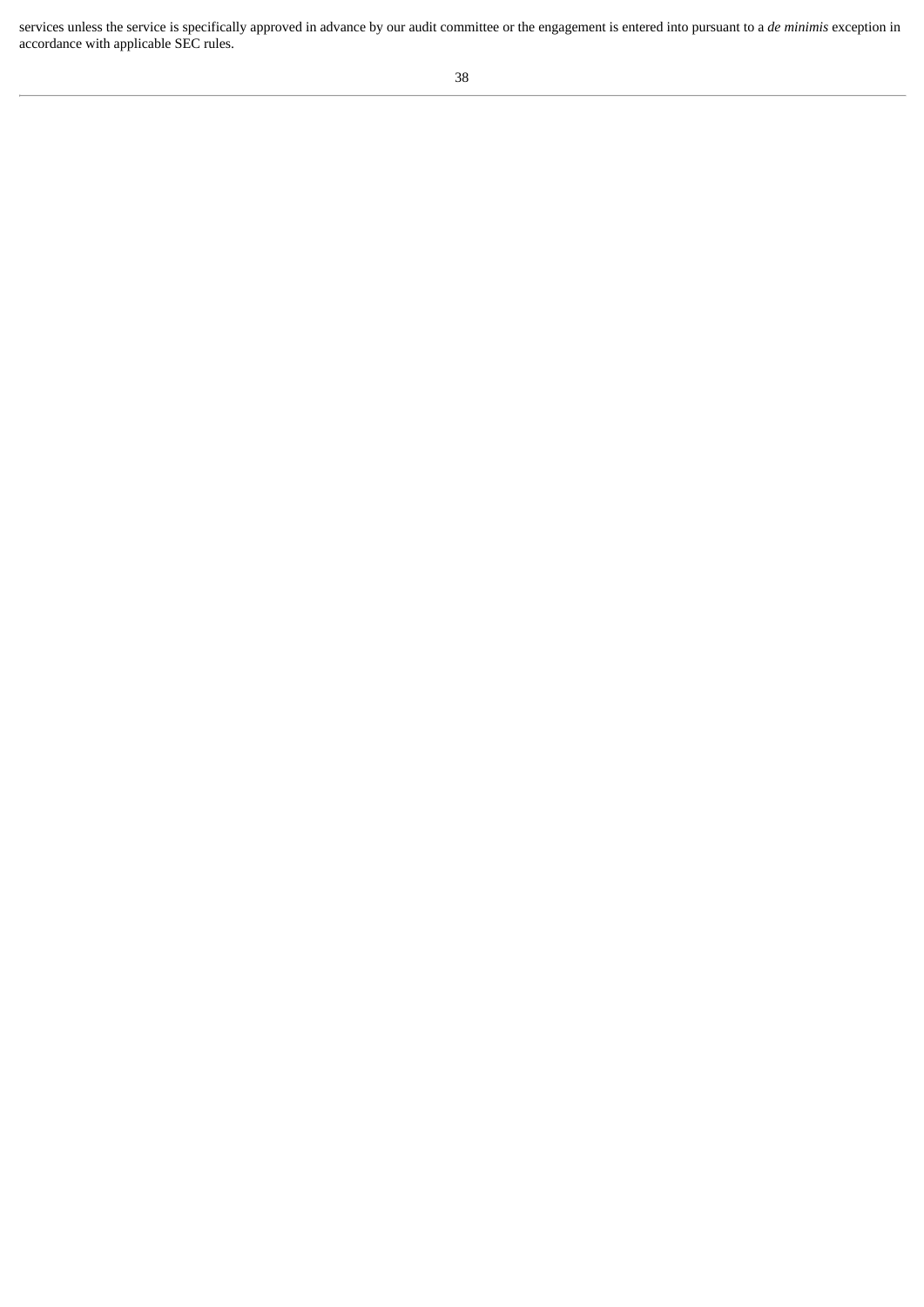services unless the service is specifically approved in advance by our audit committee or the engagement is entered into pursuant to a *de minimis* exception in accordance with applicable SEC rules.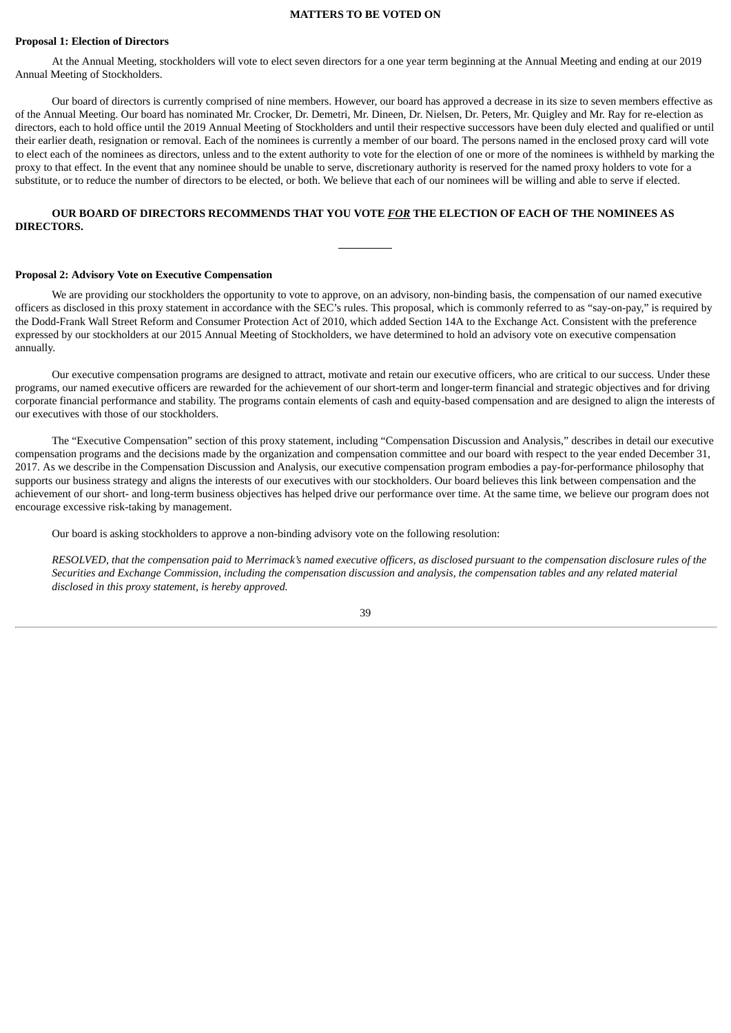## MATTERS TO BE VOTED ON

### Proposal 1: Election of Directors

At the Annual Meeting, stockholders will vote to elect seven directors for a one year term beginning at the Annual Meeting and ending at our 2019 Annual Meeting of Stockholders.

Our board of directors is currently comprised of nine members. However, our board has approved a decrease in its size to seven members effective as of the Annual Meeting. Our board has nominated Mr. Crocker, Dr. Demetri, Mr. Dineen, Dr. Nielsen, Dr. Peters, Mr. Quigley and Mr. Ray for re-election as directors, each to hold office until the 2019 Annual Meeting of Stockholders and until their respective successors have been duly elected and qualified or until their earlier death, resignation or removal. Each of the nominees is currently a member of our board. The persons named in the enclosed proxy card will vote to elect each of the nominees as directors, unless and to the extent authority to vote for the election of one or more of the nominees is withheld by marking the proxy to that effect. In the event that any nominee should be unable to serve, discretionary authority is reserved for the named proxy holders to vote for a substitute, or to reduce the number of directors to be elected, or both. We believe that each of our nominees will be willing and able to serve if elected.

**OUR BOARD OF DIRECTORS RECOMMENDS THAT YOU VOTE *FOR* THE ELECTION OF EACH OF THE NOMINEES AS DIRECTORS.**

---

### Proposal 2: Advisory Vote on Executive Compensation

We are providing our stockholders the opportunity to vote to approve, on an advisory, non-binding basis, the compensation of our named executive officers as disclosed in this proxy statement in accordance with the SEC's rules. This proposal, which is commonly referred to as "say-on-pay," is required by the Dodd-Frank Wall Street Reform and Consumer Protection Act of 2010, which added Section 14A to the Exchange Act. Consistent with the preference expressed by our stockholders at our 2015 Annual Meeting of Stockholders, we have determined to hold an advisory vote on executive compensation annually.

Our executive compensation programs are designed to attract, motivate and retain our executive officers, who are critical to our success. Under these programs, our named executive officers are rewarded for the achievement of our short-term and longer-term financial and strategic objectives and for driving corporate financial performance and stability. The programs contain elements of cash and equity-based compensation and are designed to align the interests of our executives with those of our stockholders.

The "Executive Compensation" section of this proxy statement, including "Compensation Discussion and Analysis," describes in detail our executive compensation programs and the decisions made by the organization and compensation committee and our board with respect to the year ended December 31, 2017. As we describe in the Compensation Discussion and Analysis, our executive compensation program embodies a pay-for-performance philosophy that supports our business strategy and aligns the interests of our executives with our stockholders. Our board believes this link between compensation and the achievement of our short- and long-term business objectives has helped drive our performance over time. At the same time, we believe our program does not encourage excessive risk-taking by management.

Our board is asking stockholders to approve a non-binding advisory vote on the following resolution:

*RESOLVED, that the compensation paid to Merrimack's named executive officers, as disclosed pursuant to the compensation disclosure rules of the Securities and Exchange Commission, including the compensation discussion and analysis, the compensation tables and any related material disclosed in this proxy statement, is hereby approved.*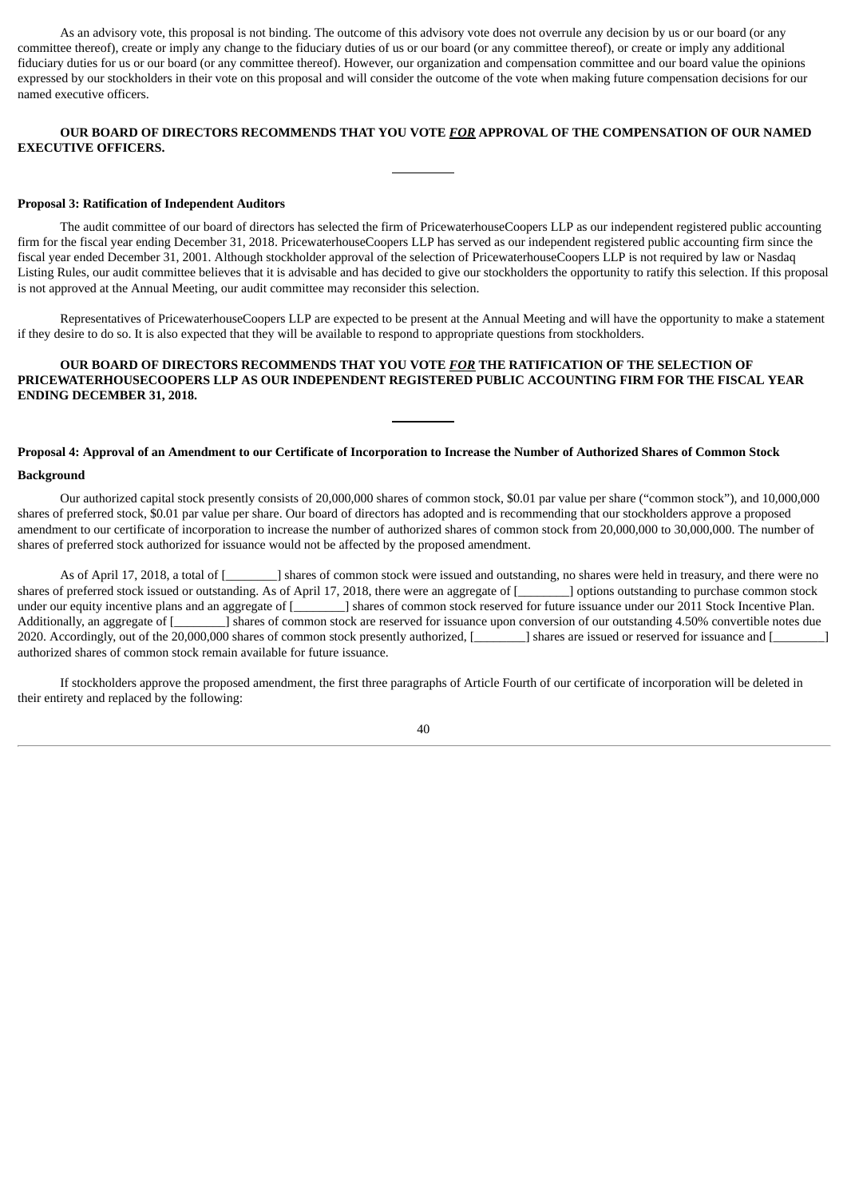As an advisory vote, this proposal is not binding. The outcome of this advisory vote does not overrule any decision by us or our board (or any committee thereof), create or imply any change to the fiduciary duties of us or our board (or any committee thereof), or create or imply any additional fiduciary duties for us or our board (or any committee thereof). However, our organization and compensation committee and our board value the opinions expressed by our stockholders in their vote on this proposal and will consider the outcome of the vote when making future compensation decisions for our named executive officers.

**OUR BOARD OF DIRECTORS RECOMMENDS THAT YOU VOTE *FOR* APPROVAL OF THE COMPENSATION OF OUR NAMED EXECUTIVE OFFICERS.**

---

**Proposal 3: Ratification of Independent Auditors**

The audit committee of our board of directors has selected the firm of PricewaterhouseCoopers LLP as our independent registered public accounting firm for the fiscal year ending December 31, 2018. PricewaterhouseCoopers LLP has served as our independent registered public accounting firm since the fiscal year ended December 31, 2001. Although stockholder approval of the selection of PricewaterhouseCoopers LLP is not required by law or Nasdaq Listing Rules, our audit committee believes that it is advisable and has decided to give our stockholders the opportunity to ratify this selection. If this proposal is not approved at the Annual Meeting, our audit committee may reconsider this selection.

Representatives of PricewaterhouseCoopers LLP are expected to be present at the Annual Meeting and will have the opportunity to make a statement if they desire to do so. It is also expected that they will be available to respond to appropriate questions from stockholders.

**OUR BOARD OF DIRECTORS RECOMMENDS THAT YOU VOTE *FOR* THE RATIFICATION OF THE SELECTION OF PRICEWATERHOUSECOOPERS LLP AS OUR INDEPENDENT REGISTERED PUBLIC ACCOUNTING FIRM FOR THE FISCAL YEAR ENDING DECEMBER 31, 2018.**

---

**Proposal 4: Approval of an Amendment to our Certificate of Incorporation to Increase the Number of Authorized Shares of Common Stock**

**Background**

Our authorized capital stock presently consists of 20,000,000 shares of common stock, $0.01 par value per share ("common stock"), and 10,000,000 shares of preferred stock, $0.01 par value per share. Our board of directors has adopted and is recommending that our stockholders approve a proposed amendment to our certificate of incorporation to increase the number of authorized shares of common stock from 20,000,000 to 30,000,000. The number of shares of preferred stock authorized for issuance would not be affected by the proposed amendment.

As of April 17, 2018, a total of [________] shares of common stock were issued and outstanding, no shares were held in treasury, and there were no shares of preferred stock issued or outstanding. As of April 17, 2018, there were an aggregate of [________] options outstanding to purchase common stock under our equity incentive plans and an aggregate of [________] shares of common stock reserved for future issuance under our 2011 Stock Incentive Plan. Additionally, an aggregate of [________] shares of common stock are reserved for issuance upon conversion of our outstanding 4.50% convertible notes due 2020. Accordingly, out of the 20,000,000 shares of common stock presently authorized, [________] shares are issued or reserved for issuance and [________] authorized shares of common stock remain available for future issuance.

If stockholders approve the proposed amendment, the first three paragraphs of Article Fourth of our certificate of incorporation will be deleted in their entirety and replaced by the following: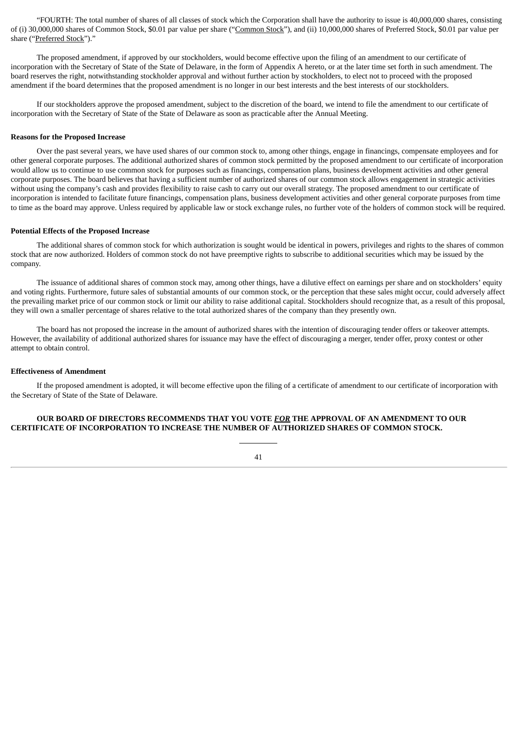"FOURTH: The total number of shares of all classes of stock which the Corporation shall have the authority to issue is 40,000,000 shares, consisting of (i) 30,000,000 shares of Common Stock, $0.01 par value per share ("Common Stock"), and (ii) 10,000,000 shares of Preferred Stock, $0.01 par value per share ("Preferred Stock")."

The proposed amendment, if approved by our stockholders, would become effective upon the filing of an amendment to our certificate of incorporation with the Secretary of State of the State of Delaware, in the form of Appendix A hereto, or at the later time set forth in such amendment. The board reserves the right, notwithstanding stockholder approval and without further action by stockholders, to elect not to proceed with the proposed amendment if the board determines that the proposed amendment is no longer in our best interests and the best interests of our stockholders.

If our stockholders approve the proposed amendment, subject to the discretion of the board, we intend to file the amendment to our certificate of incorporation with the Secretary of State of the State of Delaware as soon as practicable after the Annual Meeting.

**Reasons for the Proposed Increase**

Over the past several years, we have used shares of our common stock to, among other things, engage in financings, compensate employees and for other general corporate purposes. The additional authorized shares of common stock permitted by the proposed amendment to our certificate of incorporation would allow us to continue to use common stock for purposes such as financings, compensation plans, business development activities and other general corporate purposes. The board believes that having a sufficient number of authorized shares of our common stock allows engagement in strategic activities without using the company's cash and provides flexibility to raise cash to carry out our overall strategy. The proposed amendment to our certificate of incorporation is intended to facilitate future financings, compensation plans, business development activities and other general corporate purposes from time to time as the board may approve. Unless required by applicable law or stock exchange rules, no further vote of the holders of common stock will be required.

**Potential Effects of the Proposed Increase**

The additional shares of common stock for which authorization is sought would be identical in powers, privileges and rights to the shares of common stock that are now authorized. Holders of common stock do not have preemptive rights to subscribe to additional securities which may be issued by the company.

The issuance of additional shares of common stock may, among other things, have a dilutive effect on earnings per share and on stockholders' equity and voting rights. Furthermore, future sales of substantial amounts of our common stock, or the perception that these sales might occur, could adversely affect the prevailing market price of our common stock or limit our ability to raise additional capital. Stockholders should recognize that, as a result of this proposal, they will own a smaller percentage of shares relative to the total authorized shares of the company than they presently own.

The board has not proposed the increase in the amount of authorized shares with the intention of discouraging tender offers or takeover attempts. However, the availability of additional authorized shares for issuance may have the effect of discouraging a merger, tender offer, proxy contest or other attempt to obtain control.

**Effectiveness of Amendment**

If the proposed amendment is adopted, it will become effective upon the filing of a certificate of amendment to our certificate of incorporation with the Secretary of State of the State of Delaware.

**OUR BOARD OF DIRECTORS RECOMMENDS THAT YOU VOTE *FOR* THE APPROVAL OF AN AMENDMENT TO OUR CERTIFICATE OF INCORPORATION TO INCREASE THE NUMBER OF AUTHORIZED SHARES OF COMMON STOCK.**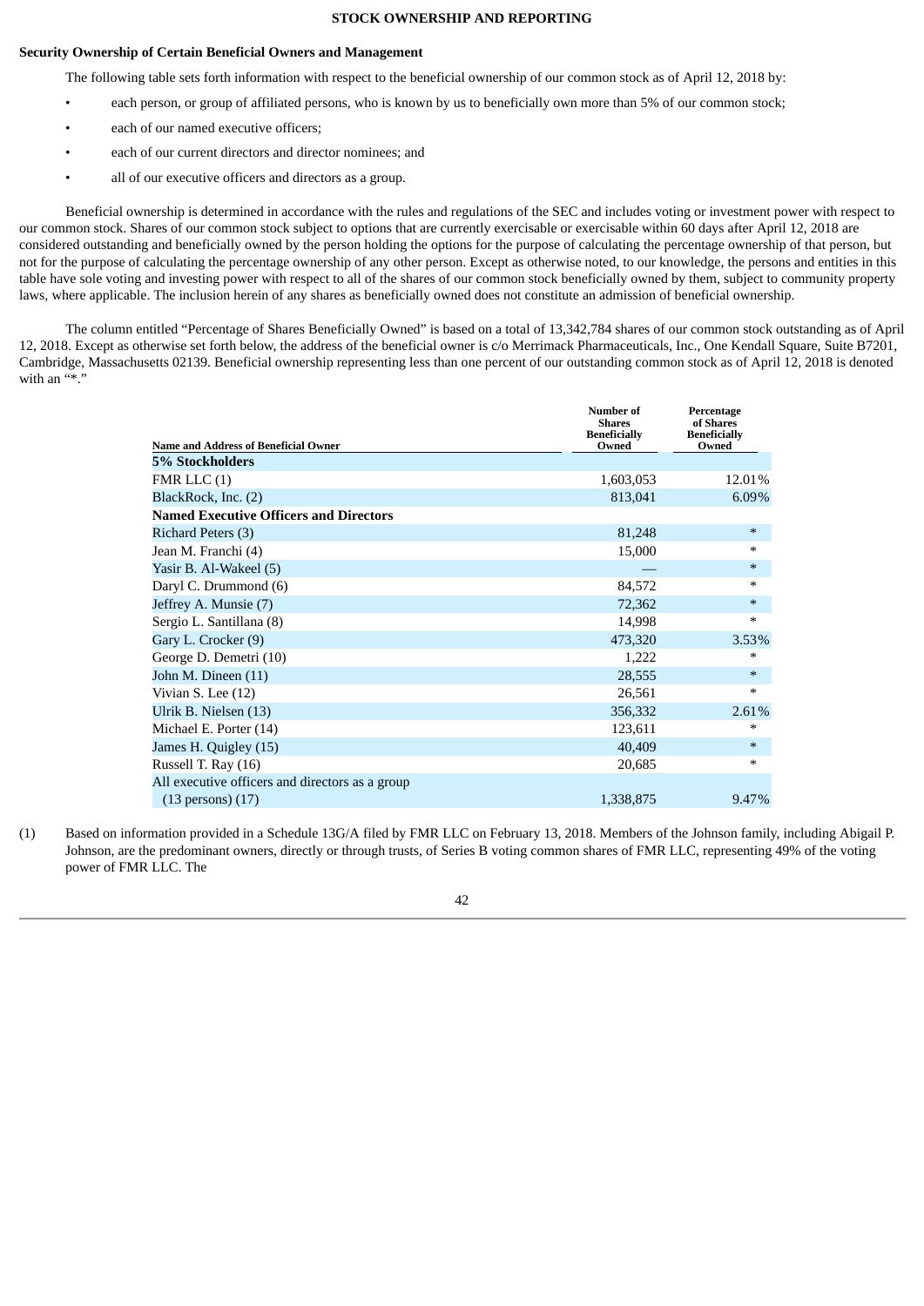## STOCK OWNERSHIP AND REPORTING

### Security Ownership of Certain Beneficial Owners and Management

The following table sets forth information with respect to the beneficial ownership of our common stock as of April 12, 2018 by:

- each person, or group of affiliated persons, who is known by us to beneficially own more than 5% of our common stock;
- each of our named executive officers;
- each of our current directors and director nominees; and
- all of our executive officers and directors as a group.

Beneficial ownership is determined in accordance with the rules and regulations of the SEC and includes voting or investment power with respect to our common stock. Shares of our common stock subject to options that are currently exercisable or exercisable within 60 days after April 12, 2018 are considered outstanding and beneficially owned by the person holding the options for the purpose of calculating the percentage ownership of that person, but not for the purpose of calculating the percentage ownership of any other person. Except as otherwise noted, to our knowledge, the persons and entities in this table have sole voting and investing power with respect to all of the shares of our common stock beneficially owned by them, subject to community property laws, where applicable. The inclusion herein of any shares as beneficially owned does not constitute an admission of beneficial ownership.

The column entitled "Percentage of Shares Beneficially Owned" is based on a total of 13,342,784 shares of our common stock outstanding as of April 12, 2018. Except as otherwise set forth below, the address of the beneficial owner is c/o Merrimack Pharmaceuticals, Inc., One Kendall Square, Suite B7201, Cambridge, Massachusetts 02139. Beneficial ownership representing less than one percent of our outstanding common stock as of April 12, 2018 is denoted with an "*."

| Name and Address of Beneficial Owner | Number of Shares Beneficially Owned | Percentage of Shares Beneficially Owned |
|---|---|---|
| **5% Stockholders** | | |
| FMR LLC (1) | 1,603,053 | 12.01% |
| BlackRock, Inc. (2) | 813,041 | 6.09% |
| **Named Executive Officers and Directors** | | |
| Richard Peters (3) | 81,248 | * |
| Jean M. Franchi (4) | 15,000 | * |
| Yasir B. Al-Wakeel (5) | — | * |
| Daryl C. Drummond (6) | 84,572 | * |
| Jeffrey A. Munsie (7) | 72,362 | * |
| Sergio L. Santillana (8) | 14,998 | * |
| Gary L. Crocker (9) | 473,320 | 3.53% |
| George D. Demetri (10) | 1,222 | * |
| John M. Dineen (11) | 28,555 | * |
| Vivian S. Lee (12) | 26,561 | * |
| Ulrik B. Nielsen (13) | 356,332 | 2.61% |
| Michael E. Porter (14) | 123,611 | * |
| James H. Quigley (15) | 40,409 | * |
| Russell T. Ray (16) | 20,685 | * |
| All executive officers and directors as a group (13 persons) (17) | 1,338,875 | 9.47% |

(1) Based on information provided in a Schedule 13G/A filed by FMR LLC on February 13, 2018. Members of the Johnson family, including Abigail P. Johnson, are the predominant owners, directly or through trusts, of Series B voting common shares of FMR LLC, representing 49% of the voting power of FMR LLC. The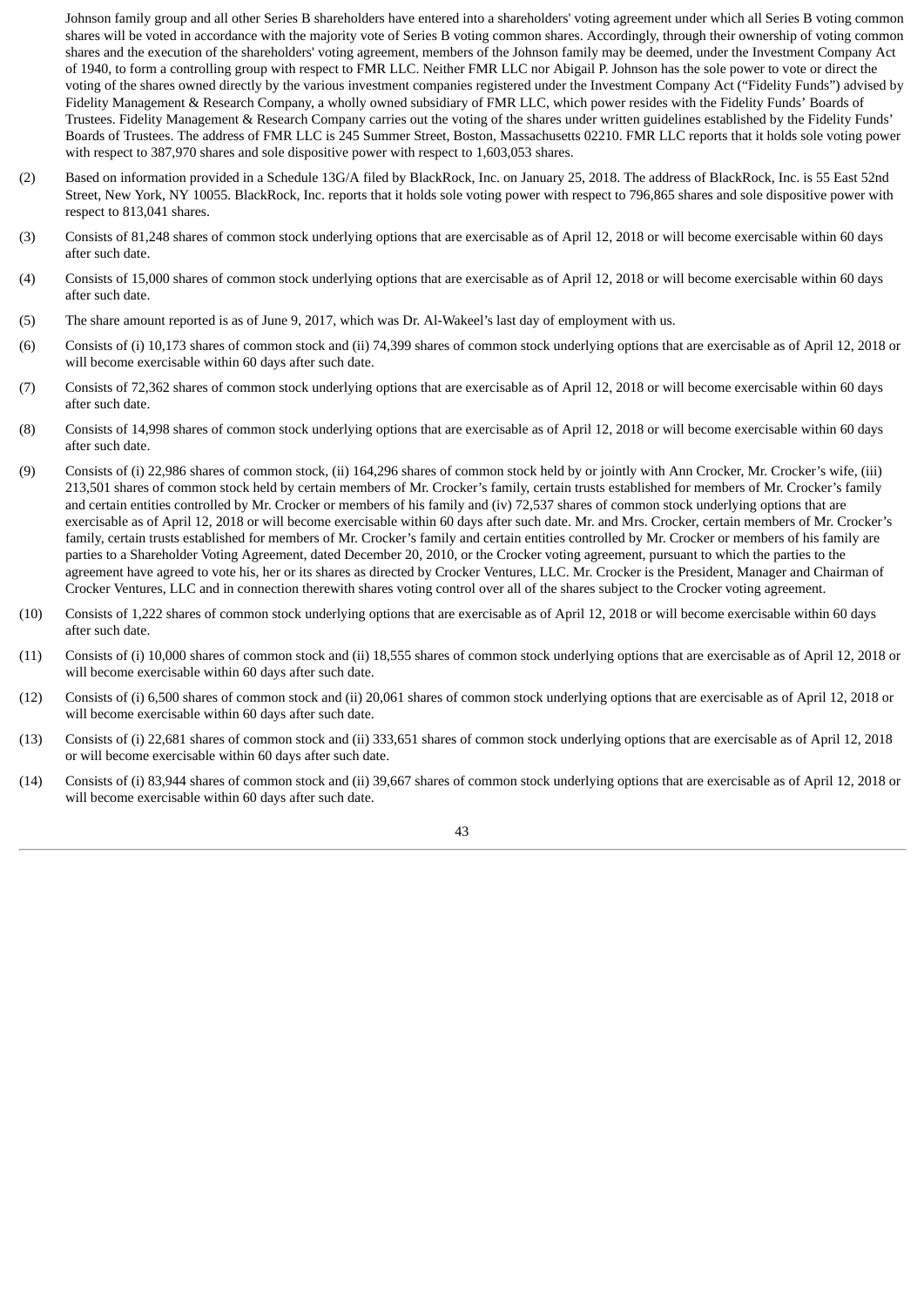Johnson family group and all other Series B shareholders have entered into a shareholders' voting agreement under which all Series B voting common shares will be voted in accordance with the majority vote of Series B voting common shares. Accordingly, through their ownership of voting common shares and the execution of the shareholders' voting agreement, members of the Johnson family may be deemed, under the Investment Company Act of 1940, to form a controlling group with respect to FMR LLC. Neither FMR LLC nor Abigail P. Johnson has the sole power to vote or direct the voting of the shares owned directly by the various investment companies registered under the Investment Company Act ("Fidelity Funds") advised by Fidelity Management & Research Company, a wholly owned subsidiary of FMR LLC, which power resides with the Fidelity Funds' Boards of Trustees. Fidelity Management & Research Company carries out the voting of the shares under written guidelines established by the Fidelity Funds' Boards of Trustees. The address of FMR LLC is 245 Summer Street, Boston, Massachusetts 02210. FMR LLC reports that it holds sole voting power with respect to 387,970 shares and sole dispositive power with respect to 1,603,053 shares.

(2) Based on information provided in a Schedule 13G/A filed by BlackRock, Inc. on January 25, 2018. The address of BlackRock, Inc. is 55 East 52nd Street, New York, NY 10055. BlackRock, Inc. reports that it holds sole voting power with respect to 796,865 shares and sole dispositive power with respect to 813,041 shares.

(3) Consists of 81,248 shares of common stock underlying options that are exercisable as of April 12, 2018 or will become exercisable within 60 days after such date.

(4) Consists of 15,000 shares of common stock underlying options that are exercisable as of April 12, 2018 or will become exercisable within 60 days after such date.

(5) The share amount reported is as of June 9, 2017, which was Dr. Al-Wakeel's last day of employment with us.

(6) Consists of (i) 10,173 shares of common stock and (ii) 74,399 shares of common stock underlying options that are exercisable as of April 12, 2018 or will become exercisable within 60 days after such date.

(7) Consists of 72,362 shares of common stock underlying options that are exercisable as of April 12, 2018 or will become exercisable within 60 days after such date.

(8) Consists of 14,998 shares of common stock underlying options that are exercisable as of April 12, 2018 or will become exercisable within 60 days after such date.

(9) Consists of (i) 22,986 shares of common stock, (ii) 164,296 shares of common stock held by or jointly with Ann Crocker, Mr. Crocker's wife, (iii) 213,501 shares of common stock held by certain members of Mr. Crocker's family, certain trusts established for members of Mr. Crocker's family and certain entities controlled by Mr. Crocker or members of his family and (iv) 72,537 shares of common stock underlying options that are exercisable as of April 12, 2018 or will become exercisable within 60 days after such date. Mr. and Mrs. Crocker, certain members of Mr. Crocker's family, certain trusts established for members of Mr. Crocker's family and certain entities controlled by Mr. Crocker or members of his family are parties to a Shareholder Voting Agreement, dated December 20, 2010, or the Crocker voting agreement, pursuant to which the parties to the agreement have agreed to vote his, her or its shares as directed by Crocker Ventures, LLC. Mr. Crocker is the President, Manager and Chairman of Crocker Ventures, LLC and in connection therewith shares voting control over all of the shares subject to the Crocker voting agreement.

(10) Consists of 1,222 shares of common stock underlying options that are exercisable as of April 12, 2018 or will become exercisable within 60 days after such date.

(11) Consists of (i) 10,000 shares of common stock and (ii) 18,555 shares of common stock underlying options that are exercisable as of April 12, 2018 or will become exercisable within 60 days after such date.

(12) Consists of (i) 6,500 shares of common stock and (ii) 20,061 shares of common stock underlying options that are exercisable as of April 12, 2018 or will become exercisable within 60 days after such date.

(13) Consists of (i) 22,681 shares of common stock and (ii) 333,651 shares of common stock underlying options that are exercisable as of April 12, 2018 or will become exercisable within 60 days after such date.

(14) Consists of (i) 83,944 shares of common stock and (ii) 39,667 shares of common stock underlying options that are exercisable as of April 12, 2018 or will become exercisable within 60 days after such date.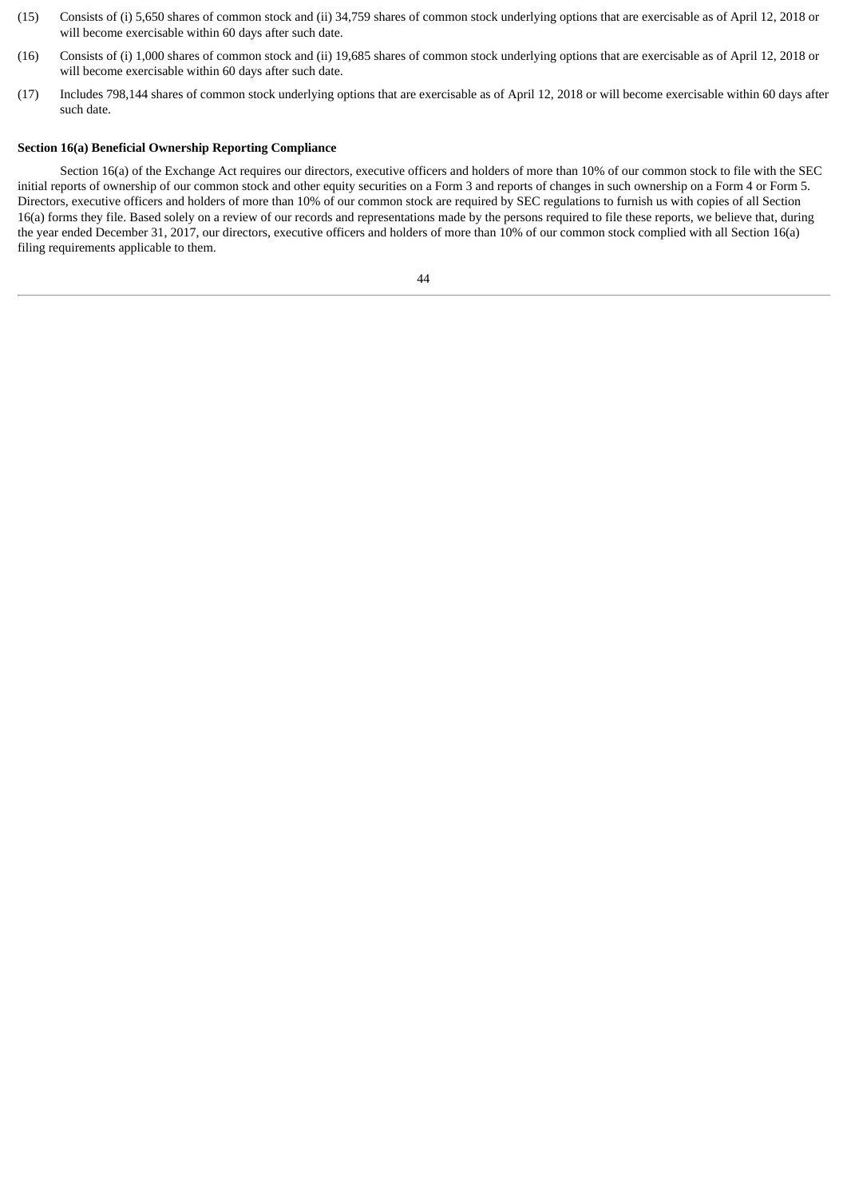(15) Consists of (i) 5,650 shares of common stock and (ii) 34,759 shares of common stock underlying options that are exercisable as of April 12, 2018 or will become exercisable within 60 days after such date.

(16) Consists of (i) 1,000 shares of common stock and (ii) 19,685 shares of common stock underlying options that are exercisable as of April 12, 2018 or will become exercisable within 60 days after such date.

(17) Includes 798,144 shares of common stock underlying options that are exercisable as of April 12, 2018 or will become exercisable within 60 days after such date.

**Section 16(a) Beneficial Ownership Reporting Compliance**

Section 16(a) of the Exchange Act requires our directors, executive officers and holders of more than 10% of our common stock to file with the SEC initial reports of ownership of our common stock and other equity securities on a Form 3 and reports of changes in such ownership on a Form 4 or Form 5. Directors, executive officers and holders of more than 10% of our common stock are required by SEC regulations to furnish us with copies of all Section 16(a) forms they file. Based solely on a review of our records and representations made by the persons required to file these reports, we believe that, during the year ended December 31, 2017, our directors, executive officers and holders of more than 10% of our common stock complied with all Section 16(a) filing requirements applicable to them.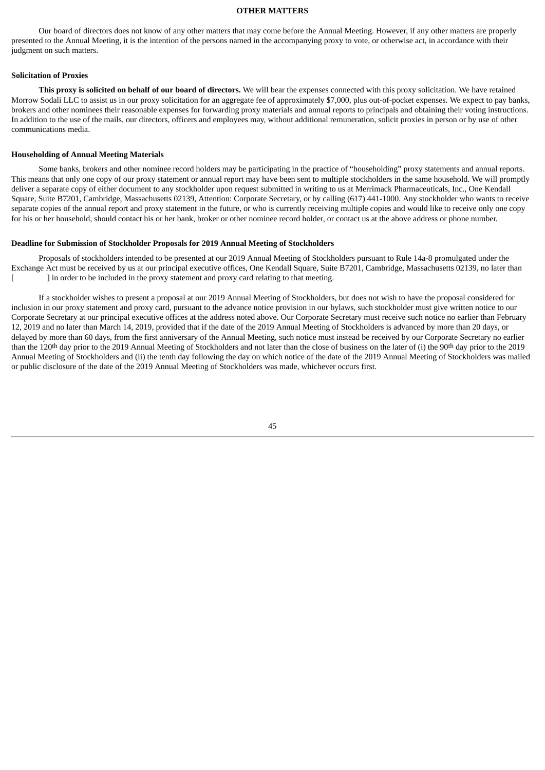## OTHER MATTERS

Our board of directors does not know of any other matters that may come before the Annual Meeting. However, if any other matters are properly presented to the Annual Meeting, it is the intention of the persons named in the accompanying proxy to vote, or otherwise act, in accordance with their judgment on such matters.

### Solicitation of Proxies

**This proxy is solicited on behalf of our board of directors.** We will bear the expenses connected with this proxy solicitation. We have retained Morrow Sodali LLC to assist us in our proxy solicitation for an aggregate fee of approximately $7,000, plus out-of-pocket expenses. We expect to pay banks, brokers and other nominees their reasonable expenses for forwarding proxy materials and annual reports to principals and obtaining their voting instructions. In addition to the use of the mails, our directors, officers and employees may, without additional remuneration, solicit proxies in person or by use of other communications media.

### Householding of Annual Meeting Materials

Some banks, brokers and other nominee record holders may be participating in the practice of "householding" proxy statements and annual reports. This means that only one copy of our proxy statement or annual report may have been sent to multiple stockholders in the same household. We will promptly deliver a separate copy of either document to any stockholder upon request submitted in writing to us at Merrimack Pharmaceuticals, Inc., One Kendall Square, Suite B7201, Cambridge, Massachusetts 02139, Attention: Corporate Secretary, or by calling (617) 441-1000. Any stockholder who wants to receive separate copies of the annual report and proxy statement in the future, or who is currently receiving multiple copies and would like to receive only one copy for his or her household, should contact his or her bank, broker or other nominee record holder, or contact us at the above address or phone number.

### Deadline for Submission of Stockholder Proposals for 2019 Annual Meeting of Stockholders

Proposals of stockholders intended to be presented at our 2019 Annual Meeting of Stockholders pursuant to Rule 14a-8 promulgated under the Exchange Act must be received by us at our principal executive offices, One Kendall Square, Suite B7201, Cambridge, Massachusetts 02139, no later than [ ] in order to be included in the proxy statement and proxy card relating to that meeting.

If a stockholder wishes to present a proposal at our 2019 Annual Meeting of Stockholders, but does not wish to have the proposal considered for inclusion in our proxy statement and proxy card, pursuant to the advance notice provision in our bylaws, such stockholder must give written notice to our Corporate Secretary at our principal executive offices at the address noted above. Our Corporate Secretary must receive such notice no earlier than February 12, 2019 and no later than March 14, 2019, provided that if the date of the 2019 Annual Meeting of Stockholders is advanced by more than 20 days, or delayed by more than 60 days, from the first anniversary of the Annual Meeting, such notice must instead be received by our Corporate Secretary no earlier than the 120th day prior to the 2019 Annual Meeting of Stockholders and not later than the close of business on the later of (i) the 90th day prior to the 2019 Annual Meeting of Stockholders and (ii) the tenth day following the day on which notice of the date of the 2019 Annual Meeting of Stockholders was mailed or public disclosure of the date of the 2019 Annual Meeting of Stockholders was made, whichever occurs first.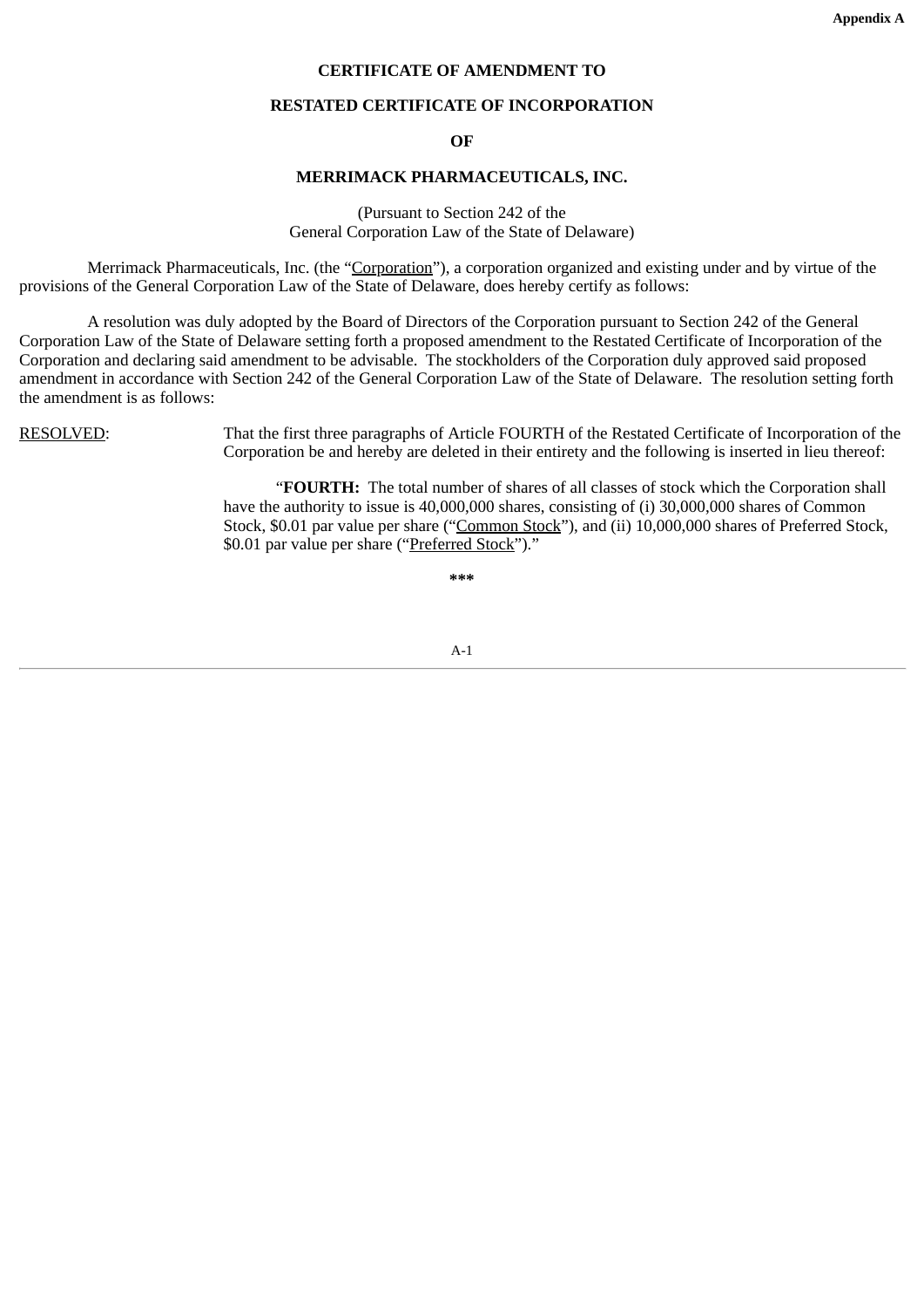**Appendix A**

**CERTIFICATE OF AMENDMENT TO**

**RESTATED CERTIFICATE OF INCORPORATION**

**OF**

**MERRIMACK PHARMACEUTICALS, INC.**

(Pursuant to Section 242 of the
General Corporation Law of the State of Delaware)

Merrimack Pharmaceuticals, Inc. (the "Corporation"), a corporation organized and existing under and by virtue of the provisions of the General Corporation Law of the State of Delaware, does hereby certify as follows:

A resolution was duly adopted by the Board of Directors of the Corporation pursuant to Section 242 of the General Corporation Law of the State of Delaware setting forth a proposed amendment to the Restated Certificate of Incorporation of the Corporation and declaring said amendment to be advisable. The stockholders of the Corporation duly approved said proposed amendment in accordance with Section 242 of the General Corporation Law of the State of Delaware. The resolution setting forth the amendment is as follows:

RESOLVED: That the first three paragraphs of Article FOURTH of the Restated Certificate of Incorporation of the Corporation be and hereby are deleted in their entirety and the following is inserted in lieu thereof:

"**FOURTH:** The total number of shares of all classes of stock which the Corporation shall have the authority to issue is 40,000,000 shares, consisting of (i) 30,000,000 shares of Common Stock, $0.01 par value per share ("Common Stock"), and (ii) 10,000,000 shares of Preferred Stock, $0.01 par value per share ("Preferred Stock")."

**\*\*\***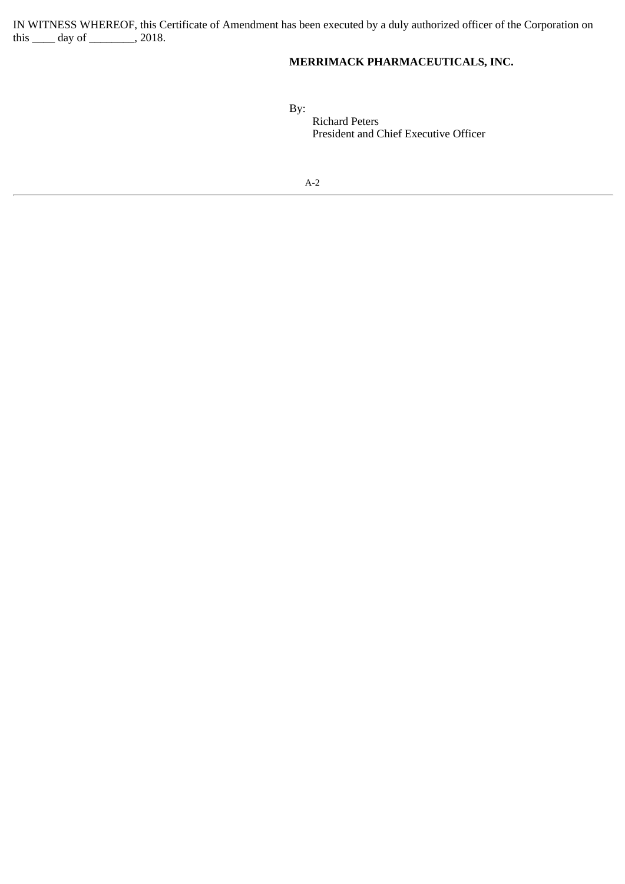IN WITNESS WHEREOF, this Certificate of Amendment has been executed by a duly authorized officer of the Corporation on this ____ day of ________, 2018.

**MERRIMACK PHARMACEUTICALS, INC.**

By:

Richard Peters
President and Chief Executive Officer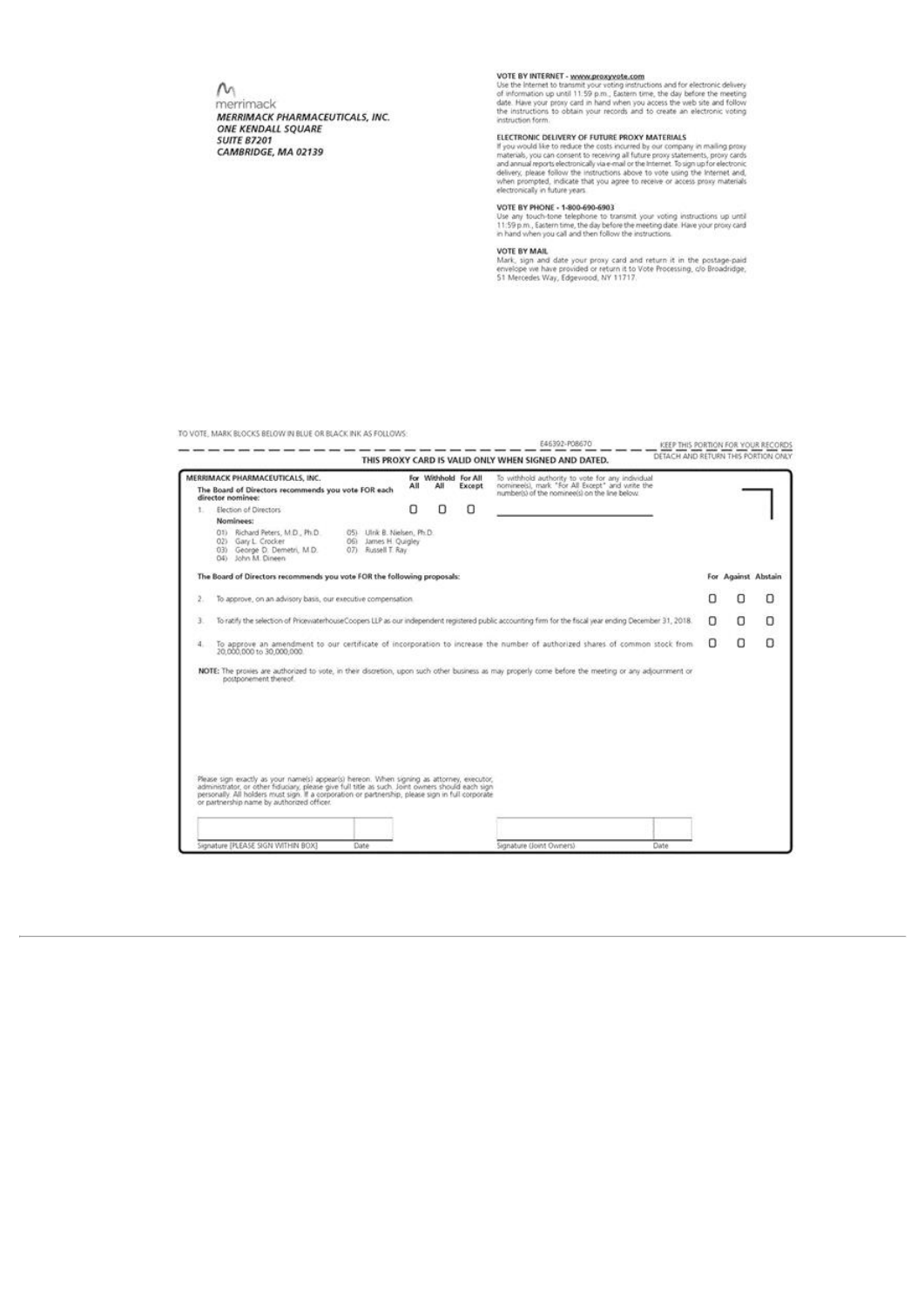merrimack
***MERRIMACK PHARMACEUTICALS, INC.***
***ONE KENDALL SQUARE***
***SUITE B7201***
***CAMBRIDGE, MA 02139***

**VOTE BY INTERNET - www.proxyvote.com**
Use the Internet to transmit your voting instructions and for electronic delivery of information up until 11:59 p.m., Eastern time, the day before the meeting date. Have your proxy card in hand when you access the web site and follow the instructions to obtain your records and to create an electronic voting instruction form.

**ELECTRONIC DELIVERY OF FUTURE PROXY MATERIALS**
If you would like to reduce the costs incurred by our company in mailing proxy materials, you can consent to receiving all future proxy statements, proxy cards and annual reports electronically via e-mail or the Internet. To sign up for electronic delivery, please follow the instructions above to vote using the Internet and, when prompted, indicate that you agree to receive or access proxy materials electronically in future years.

**VOTE BY PHONE - 1-800-690-6903**
Use any touch-tone telephone to transmit your voting instructions up until 11:59 p.m., Eastern time, the day before the meeting date. Have your proxy card in hand when you call and then follow the instructions.

**VOTE BY MAIL**
Mark, sign and date your proxy card and return it in the postage-paid envelope we have provided or return it to Vote Processing, c/o Broadridge, 51 Mercedes Way, Edgewood, NY 11717.

TO VOTE, MARK BLOCKS BELOW IN BLUE OR BLACK INK AS FOLLOWS:

E46392-P08670 — KEEP THIS PORTION FOR YOUR RECORDS

**THIS PROXY CARD IS VALID ONLY WHEN SIGNED AND DATED.** — DETACH AND RETURN THIS PORTION ONLY

**MERRIMACK PHARMACEUTICALS, INC.**

**The Board of Directors recommends you vote FOR each director nominee:**

| | For All | Withhold All | For All Except |
|---|---|---|---|
| 1. Election of Directors | ☐ | ☐ | ☐ |

**Nominees:**

01) Richard Peters, M.D., Ph.D.
02) Gary L. Crocker
03) George D. Demetri, M.D.
04) John M. Dineen
05) Ulrik B. Nielsen, Ph.D.
06) James H. Quigley
07) Russell T. Ray

To withhold authority to vote for any individual nominee(s), mark "For All Except" and write the number(s) of the nominee(s) on the line below.

\_\_\_\_\_\_\_\_\_\_\_\_\_\_\_\_\_\_\_\_\_\_\_\_\_\_\_\_

**The Board of Directors recommends you vote FOR the following proposals:**

| | For | Against | Abstain |
|---|---|---|---|
| 2. To approve, on an advisory basis, our executive compensation. | ☐ | ☐ | ☐ |
| 3. To ratify the selection of PricewaterhouseCoopers LLP as our independent registered public accounting firm for the fiscal year ending December 31, 2018. | ☐ | ☐ | ☐ |
| 4. To approve an amendment to our certificate of incorporation to increase the number of authorized shares of common stock from 20,000,000 to 30,000,000. | ☐ | ☐ | ☐ |

**NOTE:** The proxies are authorized to vote, in their discretion, upon such other business as may properly come before the meeting or any adjournment or postponement thereof.

Please sign exactly as your name(s) appear(s) hereon. When signing as attorney, executor, administrator, or other fiduciary, please give full title as such. Joint owners should each sign personally. All holders must sign. If a corporation or partnership, please sign in full corporate or partnership name by authorized officer.

| Signature [PLEASE SIGN WITHIN BOX] | Date | Signature (Joint Owners) | Date |
|---|---|---|---|
| | | | |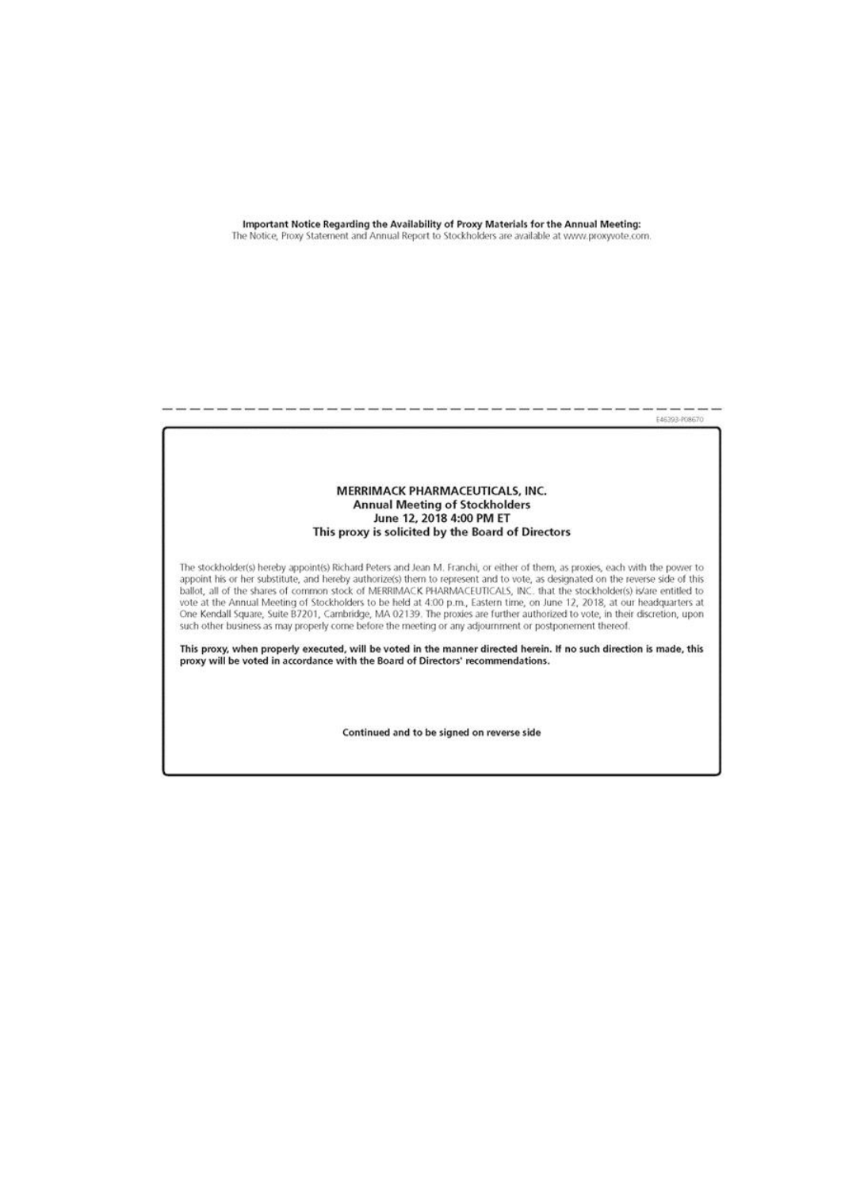**Important Notice Regarding the Availability of Proxy Materials for the Annual Meeting:**
The Notice, Proxy Statement and Annual Report to Stockholders are available at www.proxyvote.com.

E46393-P08670

**MERRIMACK PHARMACEUTICALS, INC.**
**Annual Meeting of Stockholders**
**June 12, 2018 4:00 PM ET**
**This proxy is solicited by the Board of Directors**

The stockholder(s) hereby appoint(s) Richard Peters and Jean M. Franchi, or either of them, as proxies, each with the power to appoint his or her substitute, and hereby authorize(s) them to represent and to vote, as designated on the reverse side of this ballot, all of the shares of common stock of MERRIMACK PHARMACEUTICALS, INC. that the stockholder(s) is/are entitled to vote at the Annual Meeting of Stockholders to be held at 4:00 p.m., Eastern time, on June 12, 2018, at our headquarters at One Kendall Square, Suite B7201, Cambridge, MA 02139. The proxies are further authorized to vote, in their discretion, upon such other business as may properly come before the meeting or any adjournment or postponement thereof.

**This proxy, when properly executed, will be voted in the manner directed herein. If no such direction is made, this proxy will be voted in accordance with the Board of Directors' recommendations.**

**Continued and to be signed on reverse side**